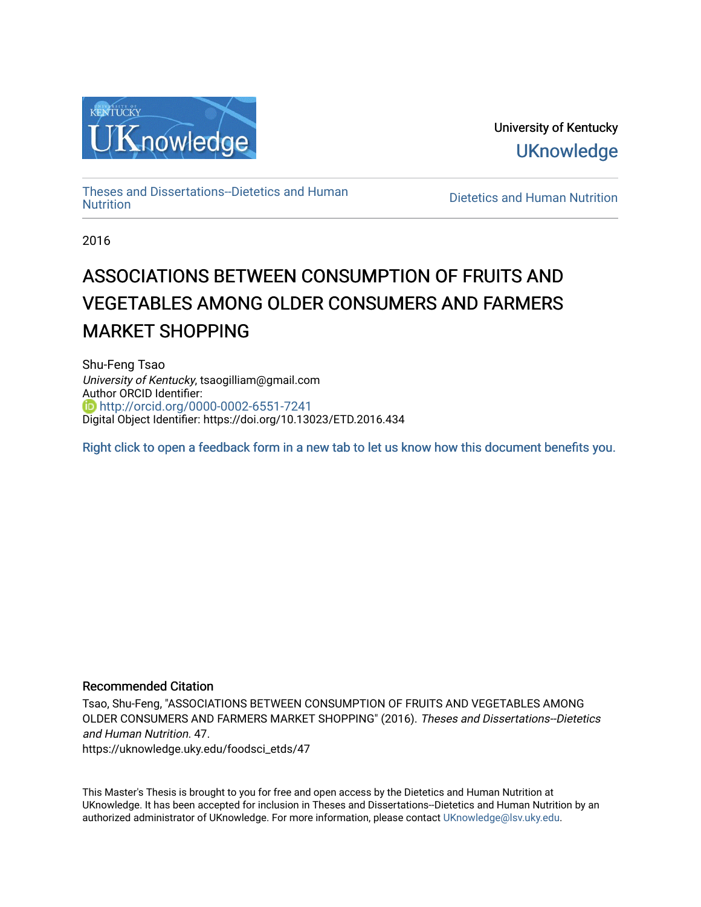University of Kentucky

UKnowledge

Theses and Dissertations--Dietetics and Human Nutrition

Dietetics and Human Nutrition

2016

# ASSOCIATIONS BETWEEN CONSUMPTION OF FRUITS AND VEGETABLES AMONG OLDER CONSUMERS AND FARMERS MARKET SHOPPING

Shu-Feng Tsao

*University of Kentucky*, tsaogilliam@gmail.com

Author ORCID Identifier:

http://orcid.org/0000-0002-6551-7241

Digital Object Identifier: https://doi.org/10.13023/ETD.2016.434

Right click to open a feedback form in a new tab to let us know how this document benefits you.

## Recommended Citation

Tsao, Shu-Feng, "ASSOCIATIONS BETWEEN CONSUMPTION OF FRUITS AND VEGETABLES AMONG OLDER CONSUMERS AND FARMERS MARKET SHOPPING" (2016). *Theses and Dissertations--Dietetics and Human Nutrition*. 47.

https://uknowledge.uky.edu/foodsci_etds/47

This Master's Thesis is brought to you for free and open access by the Dietetics and Human Nutrition at UKnowledge. It has been accepted for inclusion in Theses and Dissertations--Dietetics and Human Nutrition by an authorized administrator of UKnowledge. For more information, please contact UKnowledge@lsv.uky.edu.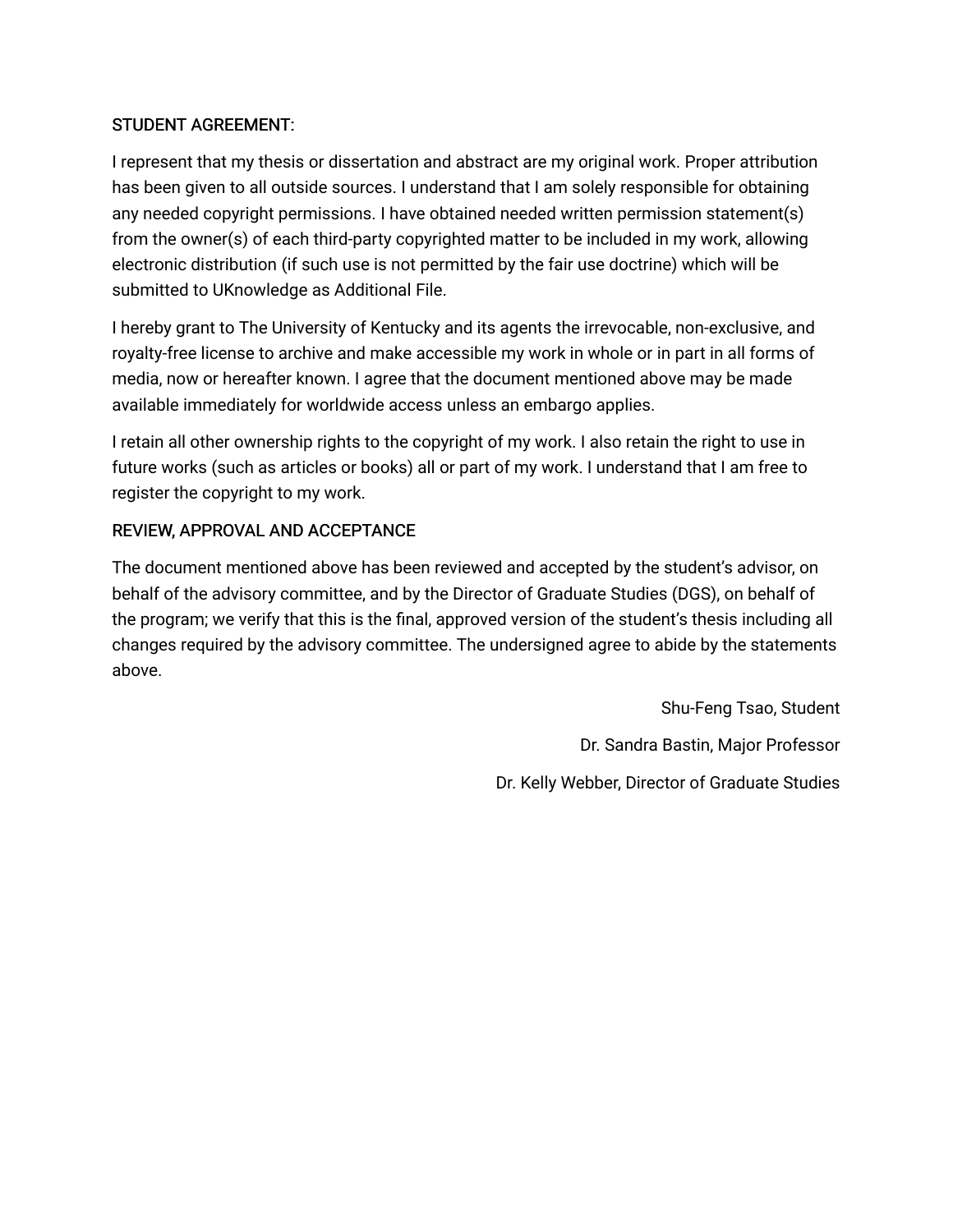STUDENT AGREEMENT:

I represent that my thesis or dissertation and abstract are my original work. Proper attribution has been given to all outside sources. I understand that I am solely responsible for obtaining any needed copyright permissions. I have obtained needed written permission statement(s) from the owner(s) of each third-party copyrighted matter to be included in my work, allowing electronic distribution (if such use is not permitted by the fair use doctrine) which will be submitted to UKnowledge as Additional File.

I hereby grant to The University of Kentucky and its agents the irrevocable, non-exclusive, and royalty-free license to archive and make accessible my work in whole or in part in all forms of media, now or hereafter known. I agree that the document mentioned above may be made available immediately for worldwide access unless an embargo applies.

I retain all other ownership rights to the copyright of my work. I also retain the right to use in future works (such as articles or books) all or part of my work. I understand that I am free to register the copyright to my work.

REVIEW, APPROVAL AND ACCEPTANCE

The document mentioned above has been reviewed and accepted by the student's advisor, on behalf of the advisory committee, and by the Director of Graduate Studies (DGS), on behalf of the program; we verify that this is the final, approved version of the student's thesis including all changes required by the advisory committee. The undersigned agree to abide by the statements above.

Shu-Feng Tsao, Student

Dr. Sandra Bastin, Major Professor

Dr. Kelly Webber, Director of Graduate Studies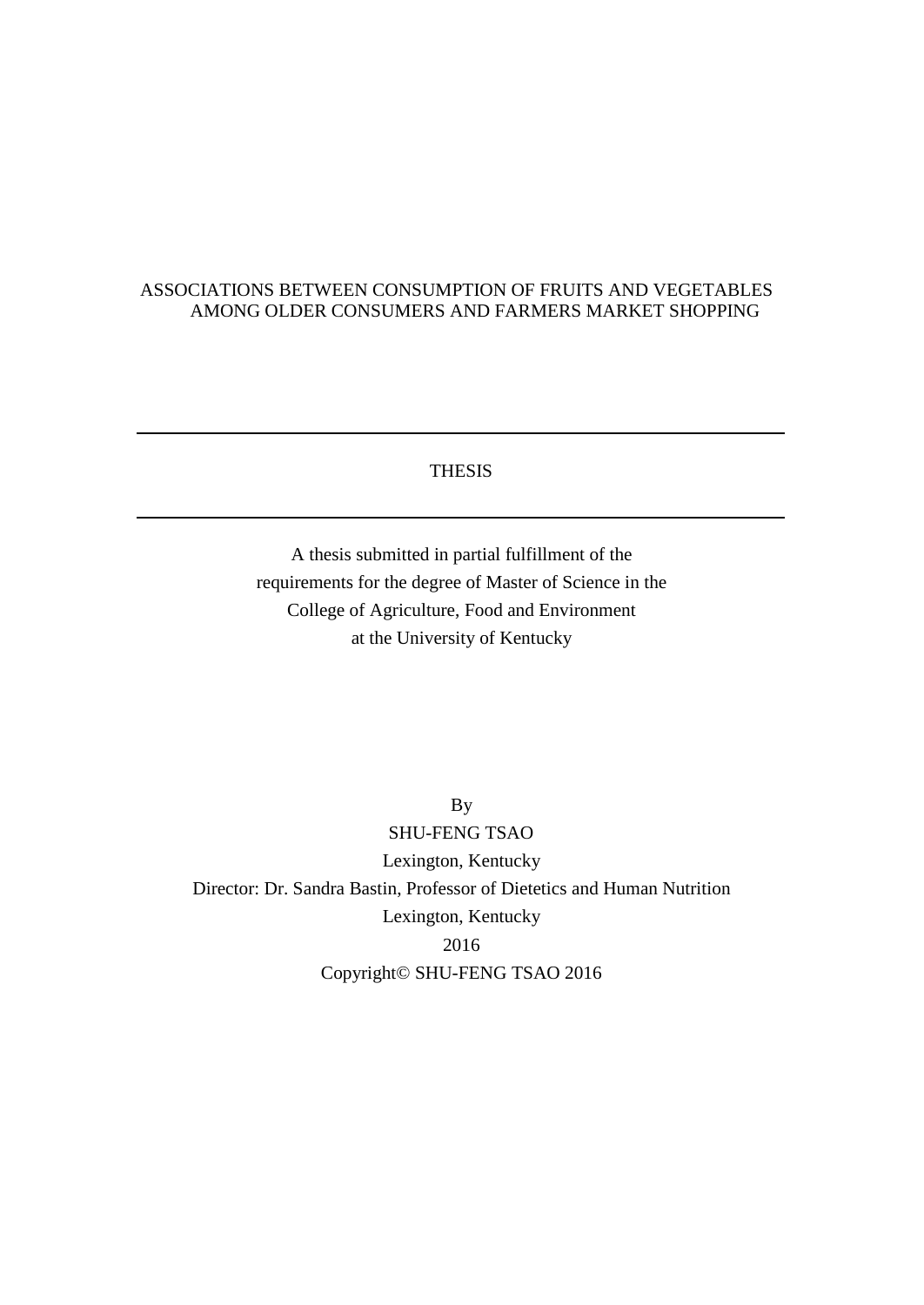# ASSOCIATIONS BETWEEN CONSUMPTION OF FRUITS AND VEGETABLES AMONG OLDER CONSUMERS AND FARMERS MARKET SHOPPING

---

THESIS

---

A thesis submitted in partial fulfillment of the
requirements for the degree of Master of Science in the
College of Agriculture, Food and Environment
at the University of Kentucky

By
SHU-FENG TSAO
Lexington, Kentucky
Director: Dr. Sandra Bastin, Professor of Dietetics and Human Nutrition
Lexington, Kentucky
2016
Copyright© SHU-FENG TSAO 2016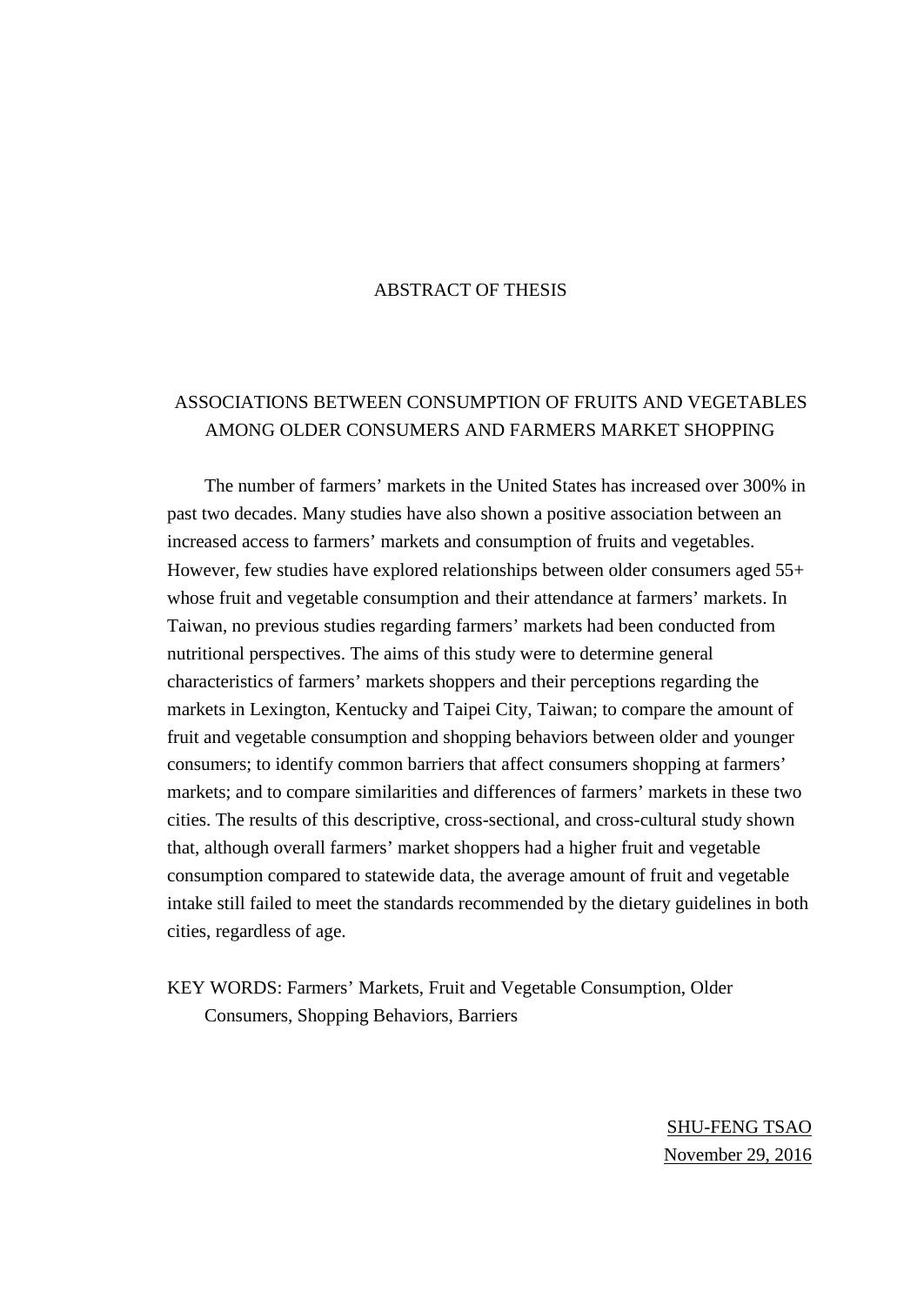# ABSTRACT OF THESIS

## ASSOCIATIONS BETWEEN CONSUMPTION OF FRUITS AND VEGETABLES AMONG OLDER CONSUMERS AND FARMERS MARKET SHOPPING

The number of farmers' markets in the United States has increased over 300% in past two decades. Many studies have also shown a positive association between an increased access to farmers' markets and consumption of fruits and vegetables. However, few studies have explored relationships between older consumers aged 55+ whose fruit and vegetable consumption and their attendance at farmers' markets. In Taiwan, no previous studies regarding farmers' markets had been conducted from nutritional perspectives. The aims of this study were to determine general characteristics of farmers' markets shoppers and their perceptions regarding the markets in Lexington, Kentucky and Taipei City, Taiwan; to compare the amount of fruit and vegetable consumption and shopping behaviors between older and younger consumers; to identify common barriers that affect consumers shopping at farmers' markets; and to compare similarities and differences of farmers' markets in these two cities. The results of this descriptive, cross-sectional, and cross-cultural study shown that, although overall farmers' market shoppers had a higher fruit and vegetable consumption compared to statewide data, the average amount of fruit and vegetable intake still failed to meet the standards recommended by the dietary guidelines in both cities, regardless of age.

KEY WORDS: Farmers' Markets, Fruit and Vegetable Consumption, Older Consumers, Shopping Behaviors, Barriers

SHU-FENG TSAO

November 29, 2016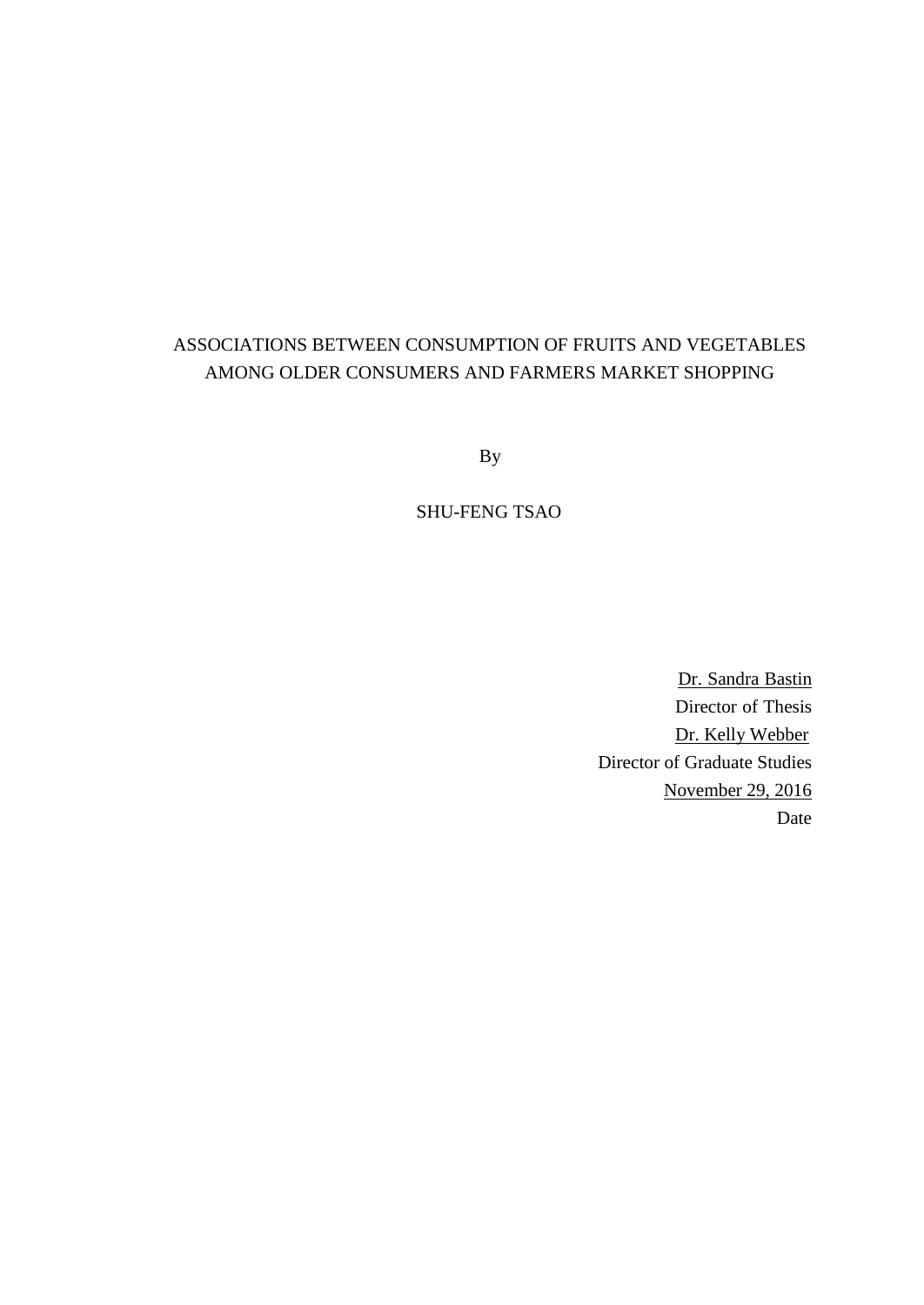ASSOCIATIONS BETWEEN CONSUMPTION OF FRUITS AND VEGETABLES AMONG OLDER CONSUMERS AND FARMERS MARKET SHOPPING

By

SHU-FENG TSAO

Dr. Sandra Bastin

Director of Thesis

Dr. Kelly Webber

Director of Graduate Studies

November 29, 2016

Date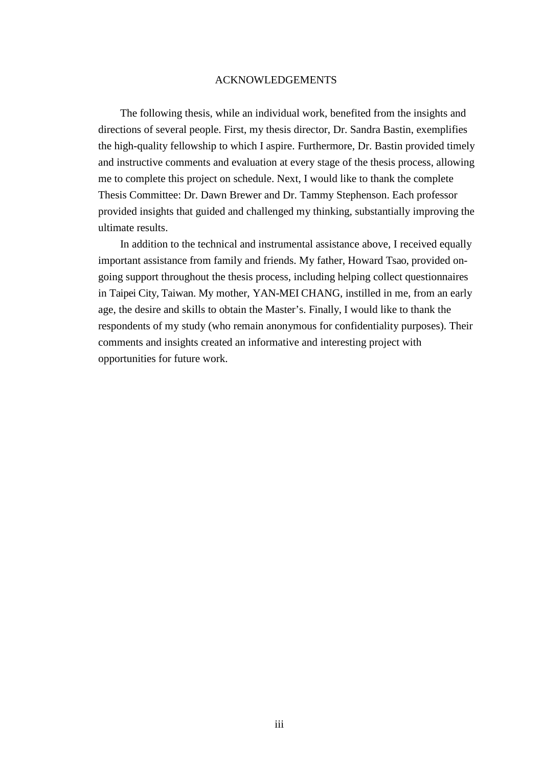# ACKNOWLEDGEMENTS

The following thesis, while an individual work, benefited from the insights and directions of several people. First, my thesis director, Dr. Sandra Bastin, exemplifies the high-quality fellowship to which I aspire. Furthermore, Dr. Bastin provided timely and instructive comments and evaluation at every stage of the thesis process, allowing me to complete this project on schedule. Next, I would like to thank the complete Thesis Committee: Dr. Dawn Brewer and Dr. Tammy Stephenson. Each professor provided insights that guided and challenged my thinking, substantially improving the ultimate results.

In addition to the technical and instrumental assistance above, I received equally important assistance from family and friends. My father, Howard Tsao, provided on-going support throughout the thesis process, including helping collect questionnaires in Taipei City, Taiwan. My mother, YAN-MEI CHANG, instilled in me, from an early age, the desire and skills to obtain the Master's. Finally, I would like to thank the respondents of my study (who remain anonymous for confidentiality purposes). Their comments and insights created an informative and interesting project with opportunities for future work.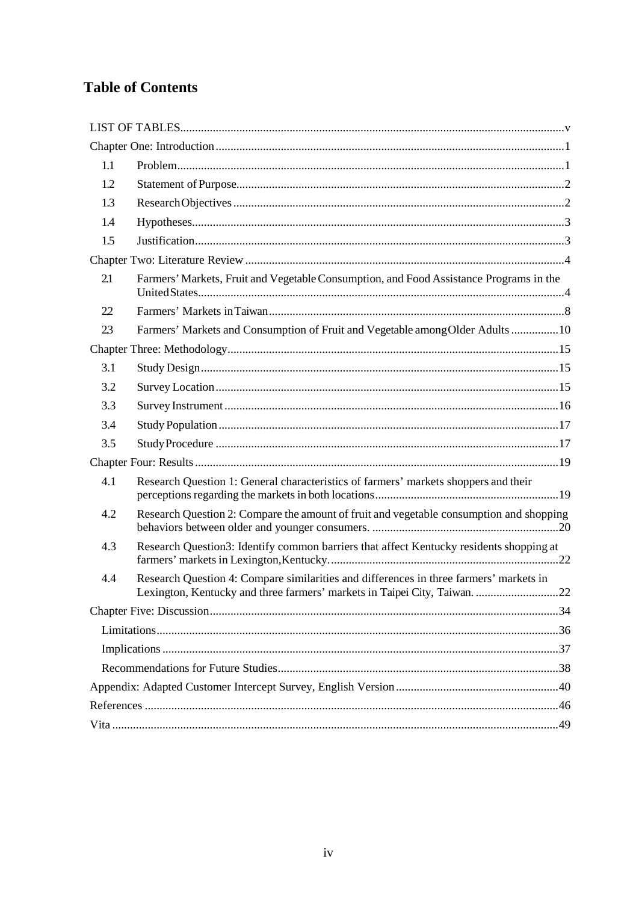# Table of Contents

LIST OF TABLES....v

Chapter One: Introduction....1

- 1.1 Problem....1
- 1.2 Statement of Purpose....2
- 1.3 Research Objectives....2
- 1.4 Hypotheses....3
- 1.5 Justification....3

Chapter Two: Literature Review....4

- 2.1 Farmers' Markets, Fruit and Vegetable Consumption, and Food Assistance Programs in the United States....4
- 2.2 Farmers' Markets in Taiwan....8
- 2.3 Farmers' Markets and Consumption of Fruit and Vegetable among Older Adults....10

Chapter Three: Methodology....15

- 3.1 Study Design....15
- 3.2 Survey Location....15
- 3.3 Survey Instrument....16
- 3.4 Study Population....17
- 3.5 Study Procedure....17

Chapter Four: Results....19

- 4.1 Research Question 1: General characteristics of farmers' markets shoppers and their perceptions regarding the markets in both locations....19
- 4.2 Research Question 2: Compare the amount of fruit and vegetable consumption and shopping behaviors between older and younger consumers. ....20
- 4.3 Research Question3: Identify common barriers that affect Kentucky residents shopping at farmers' markets in Lexington, Kentucky.....22
- 4.4 Research Question 4: Compare similarities and differences in three farmers' markets in Lexington, Kentucky and three farmers' markets in Taipei City, Taiwan. ....22

Chapter Five: Discussion....34

- Limitations....36
- Implications....37
- Recommendations for Future Studies....38

Appendix: Adapted Customer Intercept Survey, English Version....40

References....46

Vita....49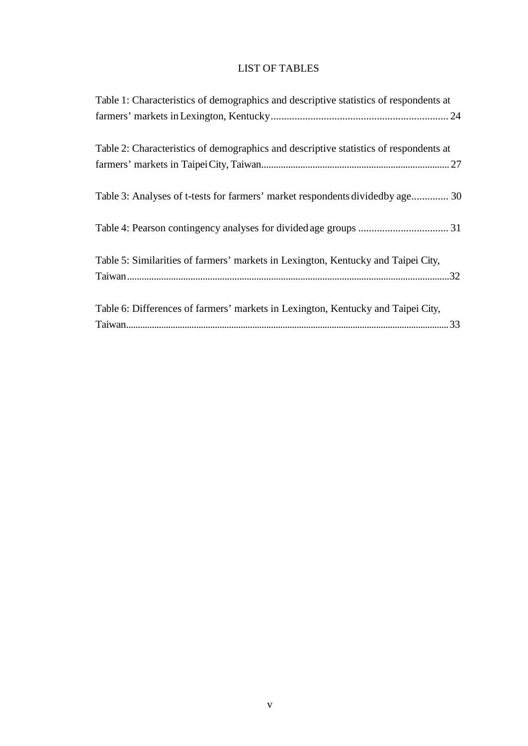# LIST OF TABLES

Table 1: Characteristics of demographics and descriptive statistics of respondents at farmers' markets in Lexington, Kentucky.................................................................... 24

Table 2: Characteristics of demographics and descriptive statistics of respondents at farmers' markets in Taipei City, Taiwan............................................................................ 27

Table 3: Analyses of t-tests for farmers' market respondents dividedby age.............. 30

Table 4: Pearson contingency analyses for divided age groups .................................. 31

Table 5: Similarities of farmers' markets in Lexington, Kentucky and Taipei City, Taiwan....................................................................................................................................32

Table 6: Differences of farmers' markets in Lexington, Kentucky and Taipei City, Taiwan....................................................................................................................................33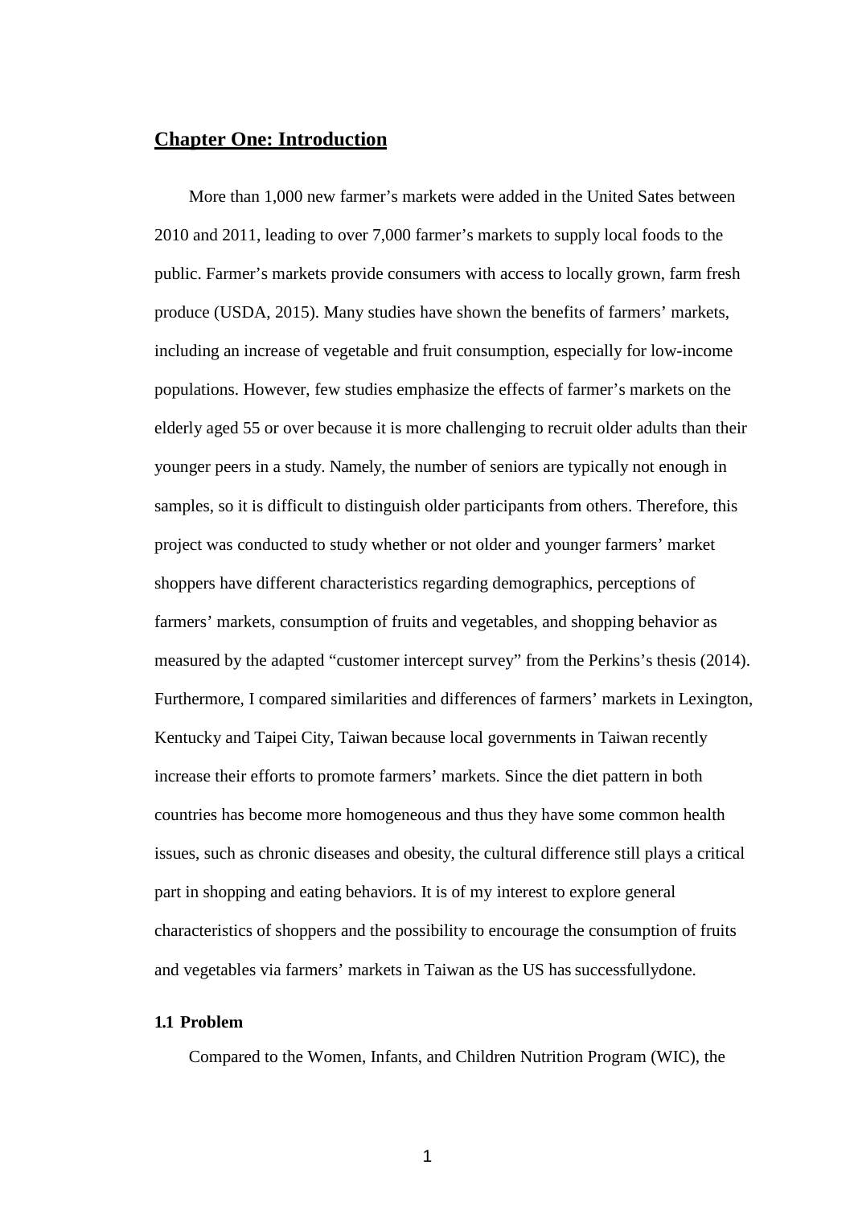## Chapter One: Introduction

More than 1,000 new farmer's markets were added in the United Sates between 2010 and 2011, leading to over 7,000 farmer's markets to supply local foods to the public. Farmer's markets provide consumers with access to locally grown, farm fresh produce (USDA, 2015). Many studies have shown the benefits of farmers' markets, including an increase of vegetable and fruit consumption, especially for low-income populations. However, few studies emphasize the effects of farmer's markets on the elderly aged 55 or over because it is more challenging to recruit older adults than their younger peers in a study. Namely, the number of seniors are typically not enough in samples, so it is difficult to distinguish older participants from others. Therefore, this project was conducted to study whether or not older and younger farmers' market shoppers have different characteristics regarding demographics, perceptions of farmers' markets, consumption of fruits and vegetables, and shopping behavior as measured by the adapted "customer intercept survey" from the Perkins's thesis (2014). Furthermore, I compared similarities and differences of farmers' markets in Lexington, Kentucky and Taipei City, Taiwan because local governments in Taiwan recently increase their efforts to promote farmers' markets. Since the diet pattern in both countries has become more homogeneous and thus they have some common health issues, such as chronic diseases and obesity, the cultural difference still plays a critical part in shopping and eating behaviors. It is of my interest to explore general characteristics of shoppers and the possibility to encourage the consumption of fruits and vegetables via farmers' markets in Taiwan as the US has successfullydone.

### 1.1 Problem

Compared to the Women, Infants, and Children Nutrition Program (WIC), the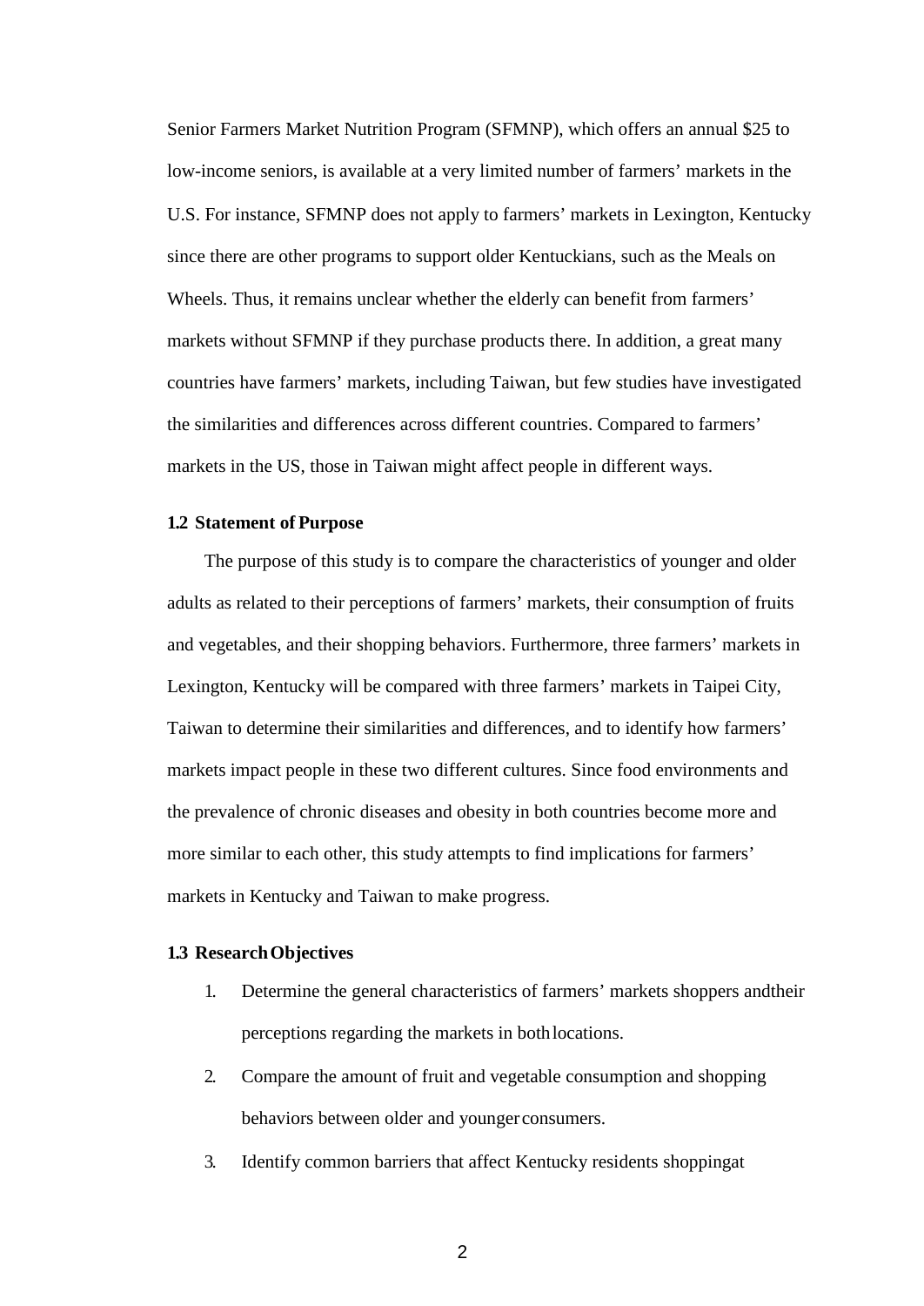Senior Farmers Market Nutrition Program (SFMNP), which offers an annual $25 to low-income seniors, is available at a very limited number of farmers' markets in the U.S. For instance, SFMNP does not apply to farmers' markets in Lexington, Kentucky since there are other programs to support older Kentuckians, such as the Meals on Wheels. Thus, it remains unclear whether the elderly can benefit from farmers' markets without SFMNP if they purchase products there. In addition, a great many countries have farmers' markets, including Taiwan, but few studies have investigated the similarities and differences across different countries. Compared to farmers' markets in the US, those in Taiwan might affect people in different ways.

### 1.2 Statement of Purpose

The purpose of this study is to compare the characteristics of younger and older adults as related to their perceptions of farmers' markets, their consumption of fruits and vegetables, and their shopping behaviors. Furthermore, three farmers' markets in Lexington, Kentucky will be compared with three farmers' markets in Taipei City, Taiwan to determine their similarities and differences, and to identify how farmers' markets impact people in these two different cultures. Since food environments and the prevalence of chronic diseases and obesity in both countries become more and more similar to each other, this study attempts to find implications for farmers' markets in Kentucky and Taiwan to make progress.

### 1.3 Research Objectives

1. Determine the general characteristics of farmers' markets shoppers and their perceptions regarding the markets in both locations.
2. Compare the amount of fruit and vegetable consumption and shopping behaviors between older and younger consumers.
3. Identify common barriers that affect Kentucky residents shopping at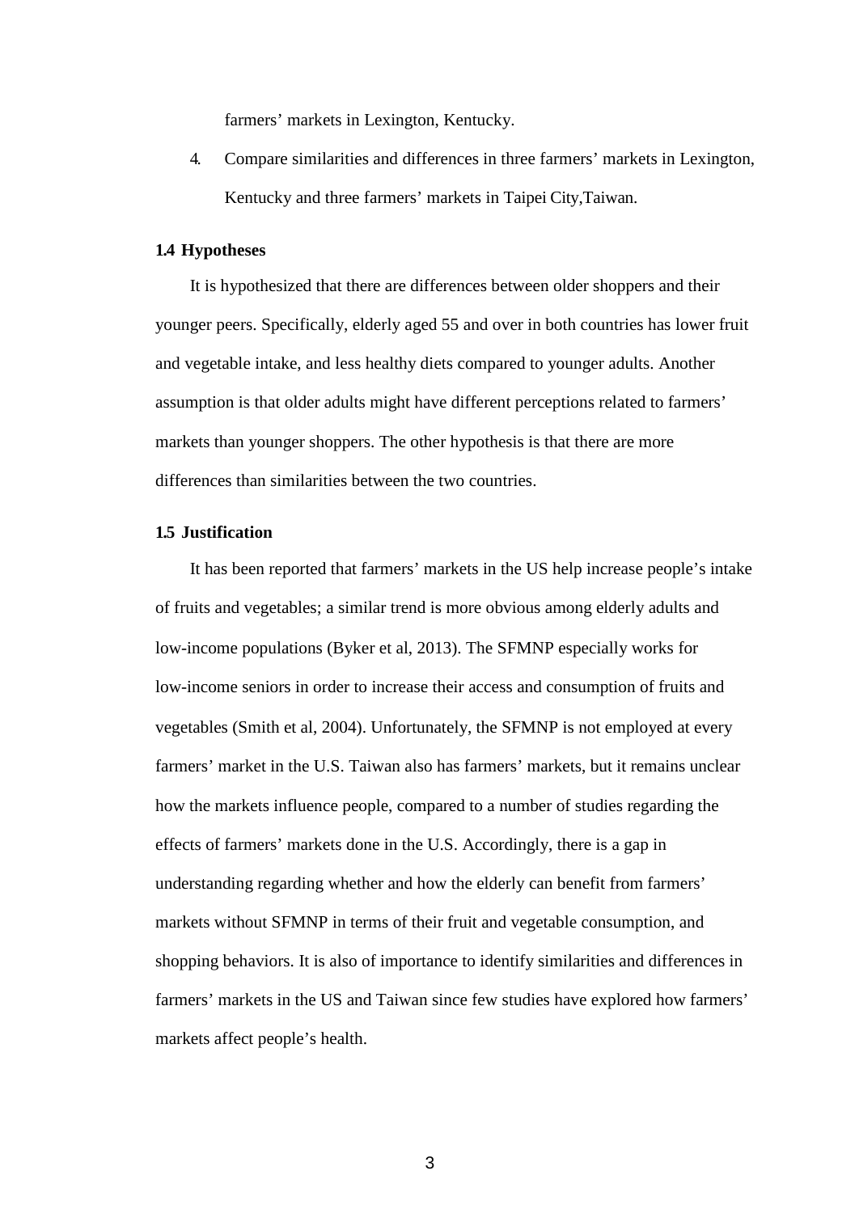farmers' markets in Lexington, Kentucky.

4. Compare similarities and differences in three farmers' markets in Lexington, Kentucky and three farmers' markets in Taipei City,Taiwan.

### 1.4 Hypotheses

It is hypothesized that there are differences between older shoppers and their younger peers. Specifically, elderly aged 55 and over in both countries has lower fruit and vegetable intake, and less healthy diets compared to younger adults. Another assumption is that older adults might have different perceptions related to farmers' markets than younger shoppers. The other hypothesis is that there are more differences than similarities between the two countries.

### 1.5 Justification

It has been reported that farmers' markets in the US help increase people's intake of fruits and vegetables; a similar trend is more obvious among elderly adults and low-income populations (Byker et al, 2013). The SFMNP especially works for low-income seniors in order to increase their access and consumption of fruits and vegetables (Smith et al, 2004). Unfortunately, the SFMNP is not employed at every farmers' market in the U.S. Taiwan also has farmers' markets, but it remains unclear how the markets influence people, compared to a number of studies regarding the effects of farmers' markets done in the U.S. Accordingly, there is a gap in understanding regarding whether and how the elderly can benefit from farmers' markets without SFMNP in terms of their fruit and vegetable consumption, and shopping behaviors. It is also of importance to identify similarities and differences in farmers' markets in the US and Taiwan since few studies have explored how farmers' markets affect people's health.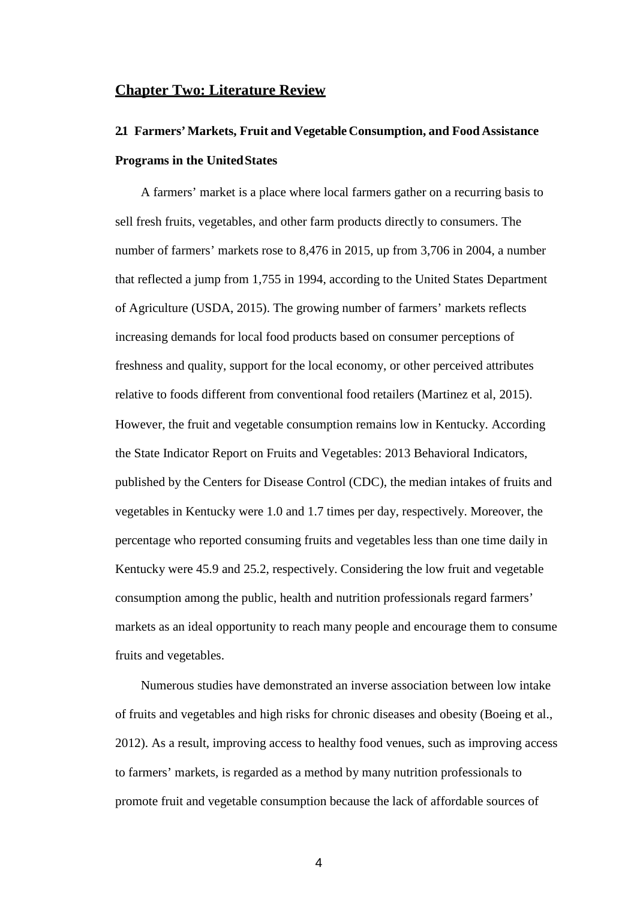# Chapter Two: Literature Review

## 2.1 Farmers' Markets, Fruit and Vegetable Consumption, and Food Assistance Programs in the United States

A farmers' market is a place where local farmers gather on a recurring basis to sell fresh fruits, vegetables, and other farm products directly to consumers. The number of farmers' markets rose to 8,476 in 2015, up from 3,706 in 2004, a number that reflected a jump from 1,755 in 1994, according to the United States Department of Agriculture (USDA, 2015). The growing number of farmers' markets reflects increasing demands for local food products based on consumer perceptions of freshness and quality, support for the local economy, or other perceived attributes relative to foods different from conventional food retailers (Martinez et al, 2015). However, the fruit and vegetable consumption remains low in Kentucky. According the State Indicator Report on Fruits and Vegetables: 2013 Behavioral Indicators, published by the Centers for Disease Control (CDC), the median intakes of fruits and vegetables in Kentucky were 1.0 and 1.7 times per day, respectively. Moreover, the percentage who reported consuming fruits and vegetables less than one time daily in Kentucky were 45.9 and 25.2, respectively. Considering the low fruit and vegetable consumption among the public, health and nutrition professionals regard farmers' markets as an ideal opportunity to reach many people and encourage them to consume fruits and vegetables.

Numerous studies have demonstrated an inverse association between low intake of fruits and vegetables and high risks for chronic diseases and obesity (Boeing et al., 2012). As a result, improving access to healthy food venues, such as improving access to farmers' markets, is regarded as a method by many nutrition professionals to promote fruit and vegetable consumption because the lack of affordable sources of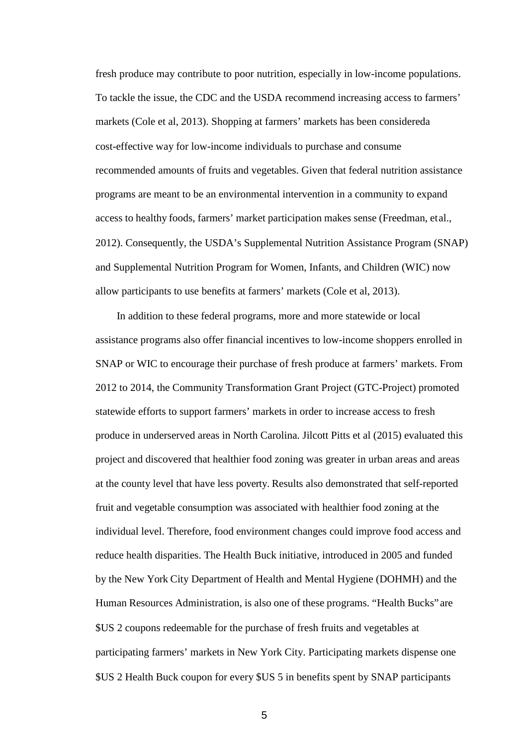fresh produce may contribute to poor nutrition, especially in low-income populations. To tackle the issue, the CDC and the USDA recommend increasing access to farmers' markets (Cole et al, 2013). Shopping at farmers' markets has been considereda cost-effective way for low-income individuals to purchase and consume recommended amounts of fruits and vegetables. Given that federal nutrition assistance programs are meant to be an environmental intervention in a community to expand access to healthy foods, farmers' market participation makes sense (Freedman, etal., 2012). Consequently, the USDA's Supplemental Nutrition Assistance Program (SNAP) and Supplemental Nutrition Program for Women, Infants, and Children (WIC) now allow participants to use benefits at farmers' markets (Cole et al, 2013).

In addition to these federal programs, more and more statewide or local assistance programs also offer financial incentives to low-income shoppers enrolled in SNAP or WIC to encourage their purchase of fresh produce at farmers' markets. From 2012 to 2014, the Community Transformation Grant Project (GTC-Project) promoted statewide efforts to support farmers' markets in order to increase access to fresh produce in underserved areas in North Carolina. Jilcott Pitts et al (2015) evaluated this project and discovered that healthier food zoning was greater in urban areas and areas at the county level that have less poverty. Results also demonstrated that self-reported fruit and vegetable consumption was associated with healthier food zoning at the individual level. Therefore, food environment changes could improve food access and reduce health disparities. The Health Buck initiative, introduced in 2005 and funded by the New York City Department of Health and Mental Hygiene (DOHMH) and the Human Resources Administration, is also one of these programs. "Health Bucks" are $US 2 coupons redeemable for the purchase of fresh fruits and vegetables at participating farmers' markets in New York City. Participating markets dispense one $US 2 Health Buck coupon for every $US 5 in benefits spent by SNAP participants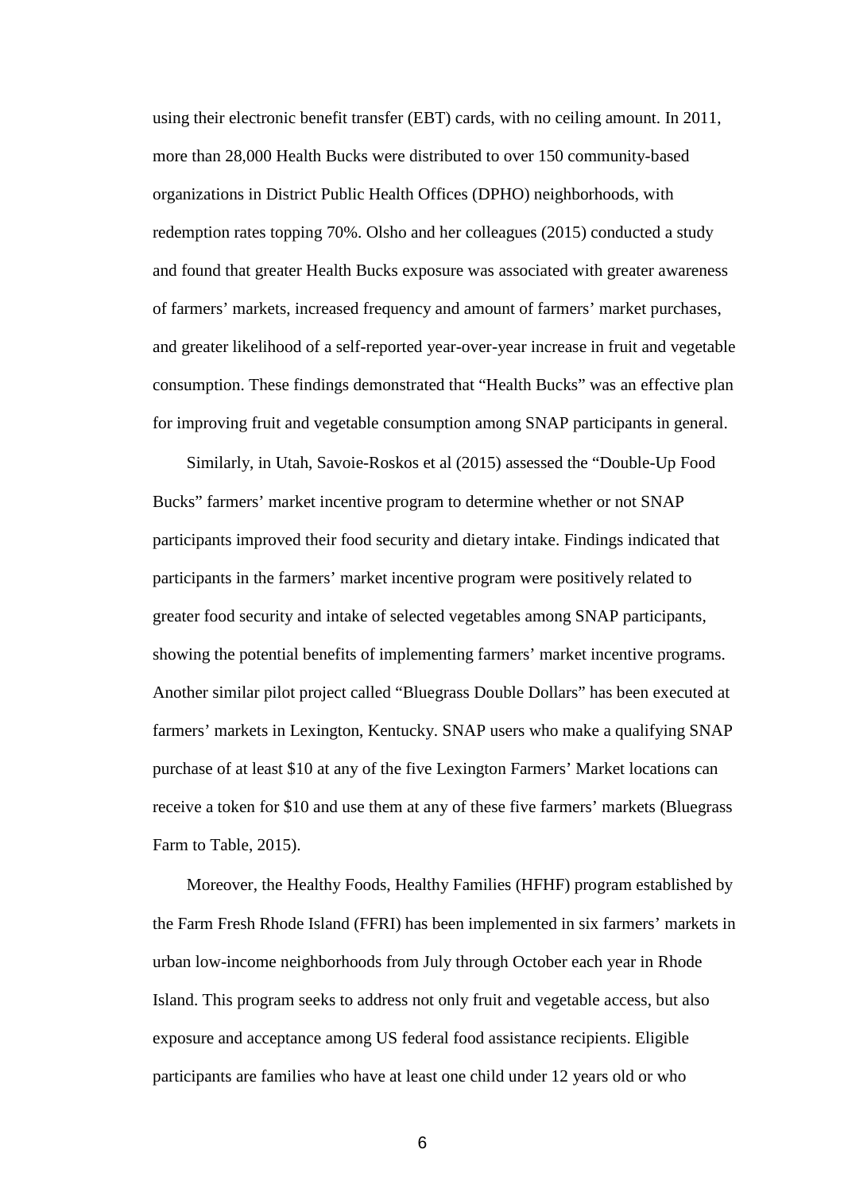using their electronic benefit transfer (EBT) cards, with no ceiling amount. In 2011, more than 28,000 Health Bucks were distributed to over 150 community-based organizations in District Public Health Offices (DPHO) neighborhoods, with redemption rates topping 70%. Olsho and her colleagues (2015) conducted a study and found that greater Health Bucks exposure was associated with greater awareness of farmers' markets, increased frequency and amount of farmers' market purchases, and greater likelihood of a self-reported year-over-year increase in fruit and vegetable consumption. These findings demonstrated that "Health Bucks" was an effective plan for improving fruit and vegetable consumption among SNAP participants in general.

Similarly, in Utah, Savoie-Roskos et al (2015) assessed the "Double-Up Food Bucks" farmers' market incentive program to determine whether or not SNAP participants improved their food security and dietary intake. Findings indicated that participants in the farmers' market incentive program were positively related to greater food security and intake of selected vegetables among SNAP participants, showing the potential benefits of implementing farmers' market incentive programs. Another similar pilot project called "Bluegrass Double Dollars" has been executed at farmers' markets in Lexington, Kentucky. SNAP users who make a qualifying SNAP purchase of at least $10 at any of the five Lexington Farmers' Market locations can receive a token for $10 and use them at any of these five farmers' markets (Bluegrass Farm to Table, 2015).

Moreover, the Healthy Foods, Healthy Families (HFHF) program established by the Farm Fresh Rhode Island (FFRI) has been implemented in six farmers' markets in urban low-income neighborhoods from July through October each year in Rhode Island. This program seeks to address not only fruit and vegetable access, but also exposure and acceptance among US federal food assistance recipients. Eligible participants are families who have at least one child under 12 years old or who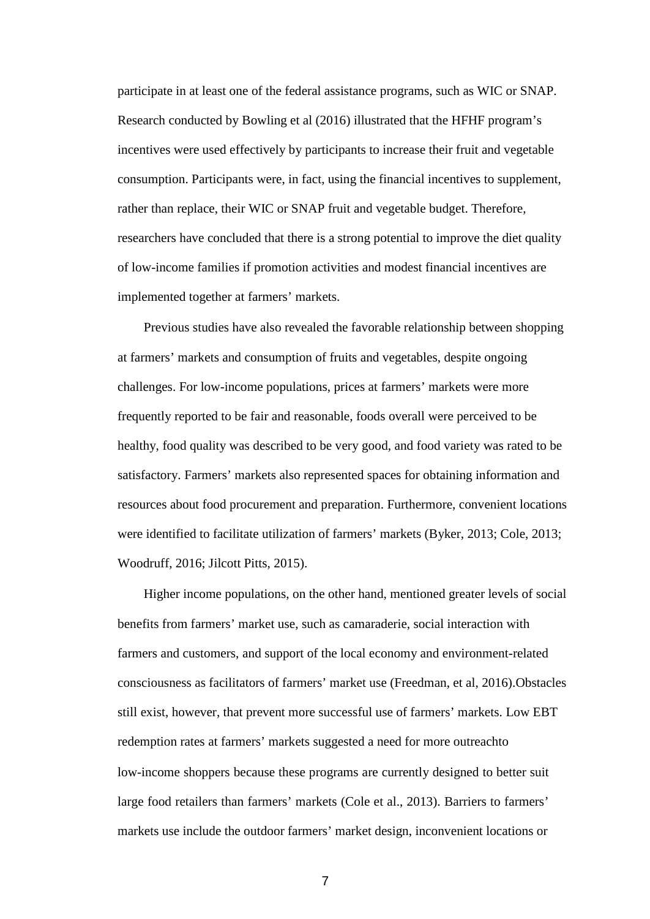participate in at least one of the federal assistance programs, such as WIC or SNAP. Research conducted by Bowling et al (2016) illustrated that the HFHF program's incentives were used effectively by participants to increase their fruit and vegetable consumption. Participants were, in fact, using the financial incentives to supplement, rather than replace, their WIC or SNAP fruit and vegetable budget. Therefore, researchers have concluded that there is a strong potential to improve the diet quality of low-income families if promotion activities and modest financial incentives are implemented together at farmers' markets.

Previous studies have also revealed the favorable relationship between shopping at farmers' markets and consumption of fruits and vegetables, despite ongoing challenges. For low-income populations, prices at farmers' markets were more frequently reported to be fair and reasonable, foods overall were perceived to be healthy, food quality was described to be very good, and food variety was rated to be satisfactory. Farmers' markets also represented spaces for obtaining information and resources about food procurement and preparation. Furthermore, convenient locations were identified to facilitate utilization of farmers' markets (Byker, 2013; Cole, 2013; Woodruff, 2016; Jilcott Pitts, 2015).

Higher income populations, on the other hand, mentioned greater levels of social benefits from farmers' market use, such as camaraderie, social interaction with farmers and customers, and support of the local economy and environment-related consciousness as facilitators of farmers' market use (Freedman, et al, 2016).Obstacles still exist, however, that prevent more successful use of farmers' markets. Low EBT redemption rates at farmers' markets suggested a need for more outreachto low-income shoppers because these programs are currently designed to better suit large food retailers than farmers' markets (Cole et al., 2013). Barriers to farmers' markets use include the outdoor farmers' market design, inconvenient locations or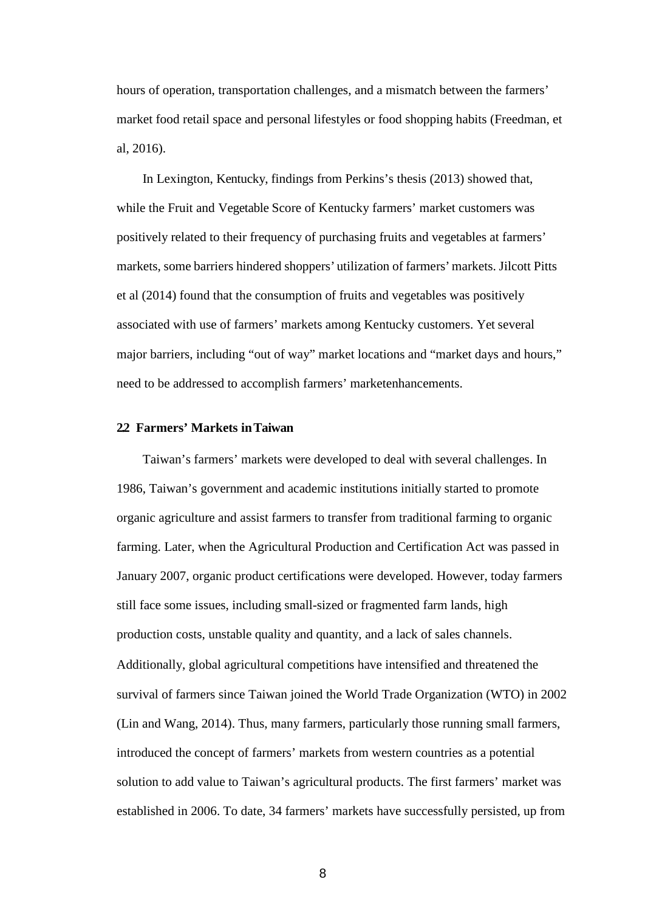hours of operation, transportation challenges, and a mismatch between the farmers' market food retail space and personal lifestyles or food shopping habits (Freedman, et al, 2016).

In Lexington, Kentucky, findings from Perkins's thesis (2013) showed that, while the Fruit and Vegetable Score of Kentucky farmers' market customers was positively related to their frequency of purchasing fruits and vegetables at farmers' markets, some barriers hindered shoppers' utilization of farmers' markets. Jilcott Pitts et al (2014) found that the consumption of fruits and vegetables was positively associated with use of farmers' markets among Kentucky customers. Yet several major barriers, including "out of way" market locations and "market days and hours," need to be addressed to accomplish farmers' marketenhancements.

## 2.2 Farmers' Markets in Taiwan

Taiwan's farmers' markets were developed to deal with several challenges. In 1986, Taiwan's government and academic institutions initially started to promote organic agriculture and assist farmers to transfer from traditional farming to organic farming. Later, when the Agricultural Production and Certification Act was passed in January 2007, organic product certifications were developed. However, today farmers still face some issues, including small-sized or fragmented farm lands, high production costs, unstable quality and quantity, and a lack of sales channels. Additionally, global agricultural competitions have intensified and threatened the survival of farmers since Taiwan joined the World Trade Organization (WTO) in 2002 (Lin and Wang, 2014). Thus, many farmers, particularly those running small farmers, introduced the concept of farmers' markets from western countries as a potential solution to add value to Taiwan's agricultural products. The first farmers' market was established in 2006. To date, 34 farmers' markets have successfully persisted, up from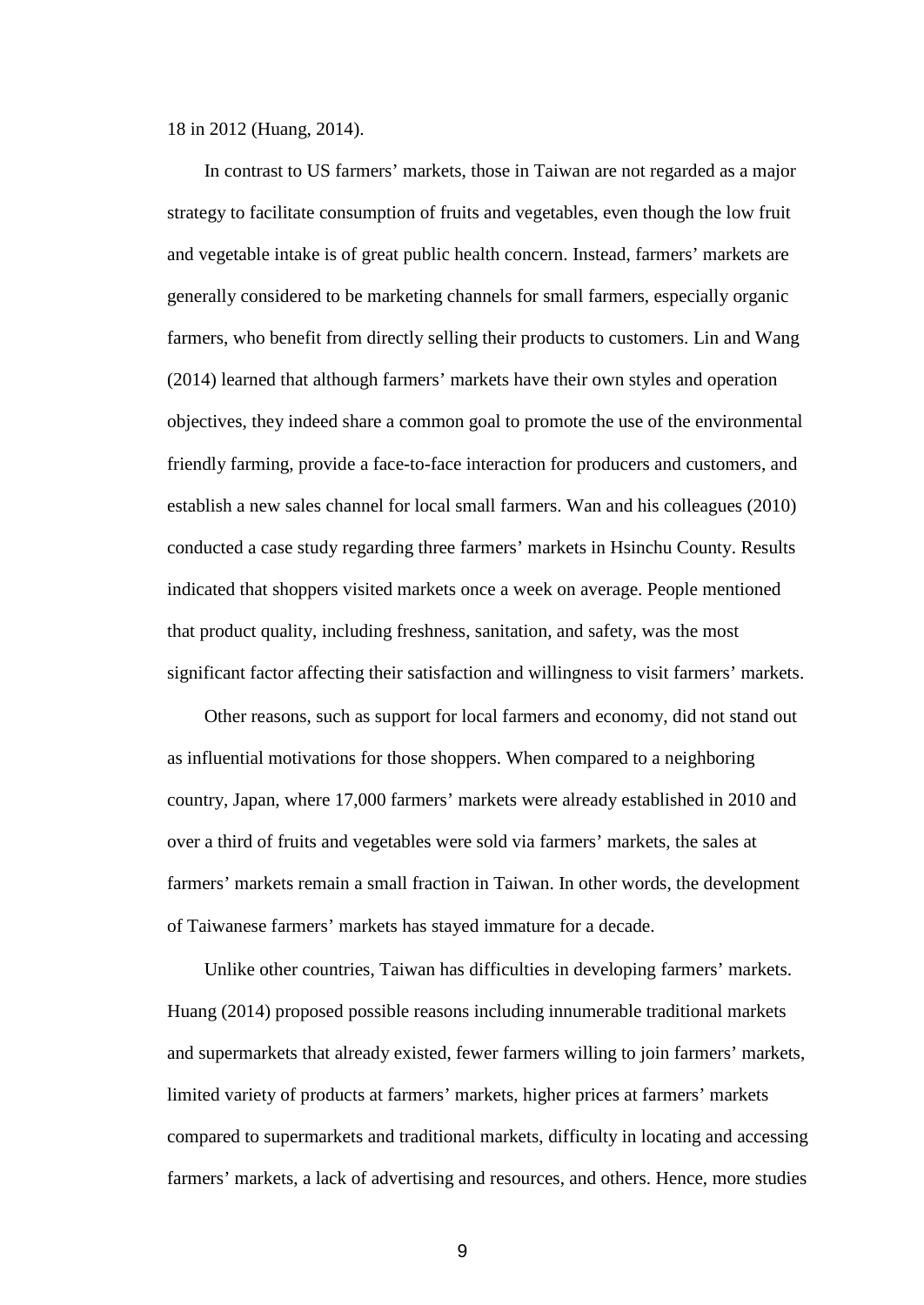18 in 2012 (Huang, 2014).

In contrast to US farmers' markets, those in Taiwan are not regarded as a major strategy to facilitate consumption of fruits and vegetables, even though the low fruit and vegetable intake is of great public health concern. Instead, farmers' markets are generally considered to be marketing channels for small farmers, especially organic farmers, who benefit from directly selling their products to customers. Lin and Wang (2014) learned that although farmers' markets have their own styles and operation objectives, they indeed share a common goal to promote the use of the environmental friendly farming, provide a face-to-face interaction for producers and customers, and establish a new sales channel for local small farmers. Wan and his colleagues (2010) conducted a case study regarding three farmers' markets in Hsinchu County. Results indicated that shoppers visited markets once a week on average. People mentioned that product quality, including freshness, sanitation, and safety, was the most significant factor affecting their satisfaction and willingness to visit farmers' markets.

Other reasons, such as support for local farmers and economy, did not stand out as influential motivations for those shoppers. When compared to a neighboring country, Japan, where 17,000 farmers' markets were already established in 2010 and over a third of fruits and vegetables were sold via farmers' markets, the sales at farmers' markets remain a small fraction in Taiwan. In other words, the development of Taiwanese farmers' markets has stayed immature for a decade.

Unlike other countries, Taiwan has difficulties in developing farmers' markets. Huang (2014) proposed possible reasons including innumerable traditional markets and supermarkets that already existed, fewer farmers willing to join farmers' markets, limited variety of products at farmers' markets, higher prices at farmers' markets compared to supermarkets and traditional markets, difficulty in locating and accessing farmers' markets, a lack of advertising and resources, and others. Hence, more studies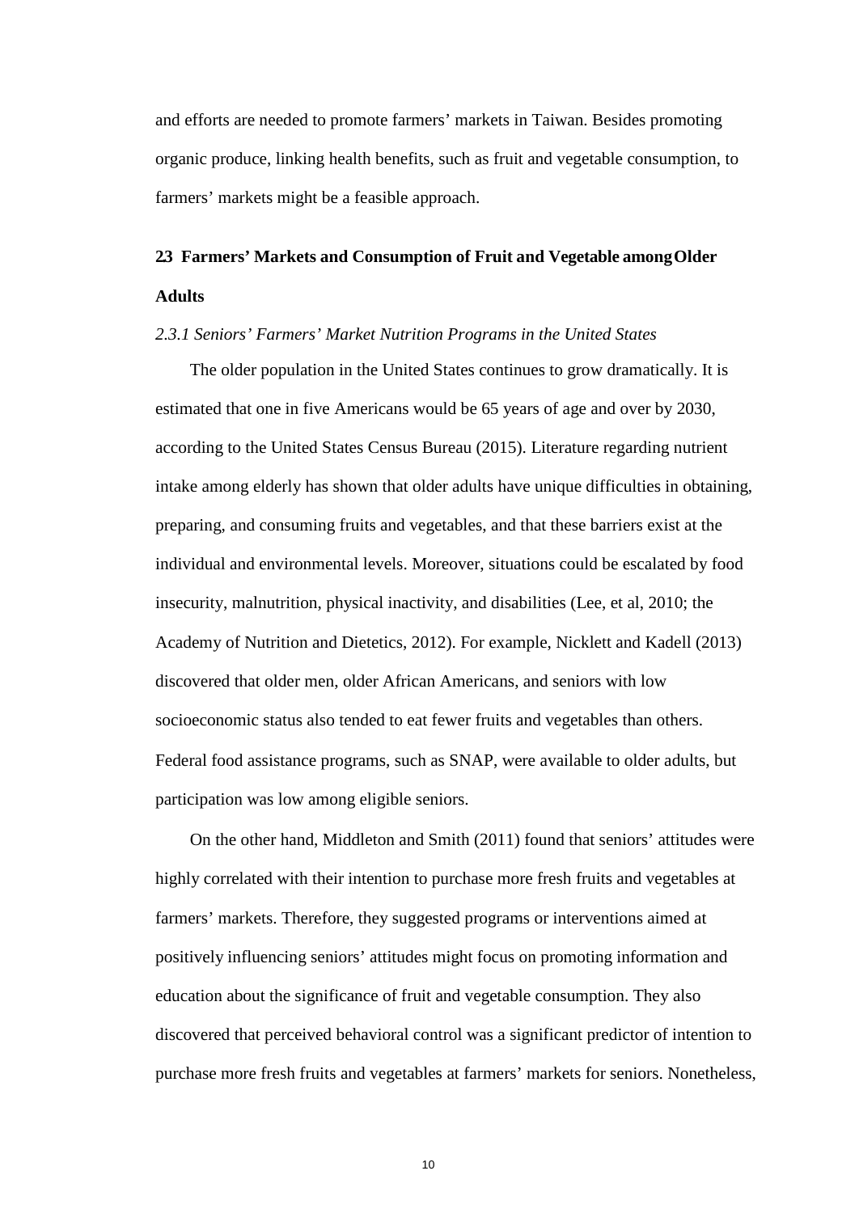and efforts are needed to promote farmers' markets in Taiwan. Besides promoting organic produce, linking health benefits, such as fruit and vegetable consumption, to farmers' markets might be a feasible approach.

## 2.3 Farmers' Markets and Consumption of Fruit and Vegetable among Older Adults

### *2.3.1 Seniors' Farmers' Market Nutrition Programs in the United States*

The older population in the United States continues to grow dramatically. It is estimated that one in five Americans would be 65 years of age and over by 2030, according to the United States Census Bureau (2015). Literature regarding nutrient intake among elderly has shown that older adults have unique difficulties in obtaining, preparing, and consuming fruits and vegetables, and that these barriers exist at the individual and environmental levels. Moreover, situations could be escalated by food insecurity, malnutrition, physical inactivity, and disabilities (Lee, et al, 2010; the Academy of Nutrition and Dietetics, 2012). For example, Nicklett and Kadell (2013) discovered that older men, older African Americans, and seniors with low socioeconomic status also tended to eat fewer fruits and vegetables than others. Federal food assistance programs, such as SNAP, were available to older adults, but participation was low among eligible seniors.

On the other hand, Middleton and Smith (2011) found that seniors' attitudes were highly correlated with their intention to purchase more fresh fruits and vegetables at farmers' markets. Therefore, they suggested programs or interventions aimed at positively influencing seniors' attitudes might focus on promoting information and education about the significance of fruit and vegetable consumption. They also discovered that perceived behavioral control was a significant predictor of intention to purchase more fresh fruits and vegetables at farmers' markets for seniors. Nonetheless,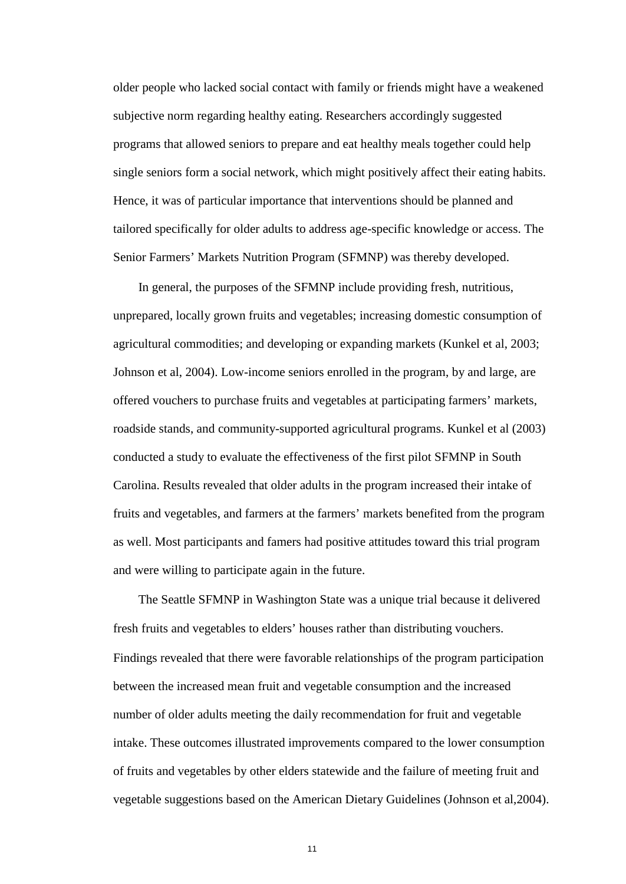older people who lacked social contact with family or friends might have a weakened subjective norm regarding healthy eating. Researchers accordingly suggested programs that allowed seniors to prepare and eat healthy meals together could help single seniors form a social network, which might positively affect their eating habits. Hence, it was of particular importance that interventions should be planned and tailored specifically for older adults to address age-specific knowledge or access. The Senior Farmers' Markets Nutrition Program (SFMNP) was thereby developed.

In general, the purposes of the SFMNP include providing fresh, nutritious, unprepared, locally grown fruits and vegetables; increasing domestic consumption of agricultural commodities; and developing or expanding markets (Kunkel et al, 2003; Johnson et al, 2004). Low-income seniors enrolled in the program, by and large, are offered vouchers to purchase fruits and vegetables at participating farmers' markets, roadside stands, and community-supported agricultural programs. Kunkel et al (2003) conducted a study to evaluate the effectiveness of the first pilot SFMNP in South Carolina. Results revealed that older adults in the program increased their intake of fruits and vegetables, and farmers at the farmers' markets benefited from the program as well. Most participants and famers had positive attitudes toward this trial program and were willing to participate again in the future.

The Seattle SFMNP in Washington State was a unique trial because it delivered fresh fruits and vegetables to elders' houses rather than distributing vouchers. Findings revealed that there were favorable relationships of the program participation between the increased mean fruit and vegetable consumption and the increased number of older adults meeting the daily recommendation for fruit and vegetable intake. These outcomes illustrated improvements compared to the lower consumption of fruits and vegetables by other elders statewide and the failure of meeting fruit and vegetable suggestions based on the American Dietary Guidelines (Johnson et al,2004).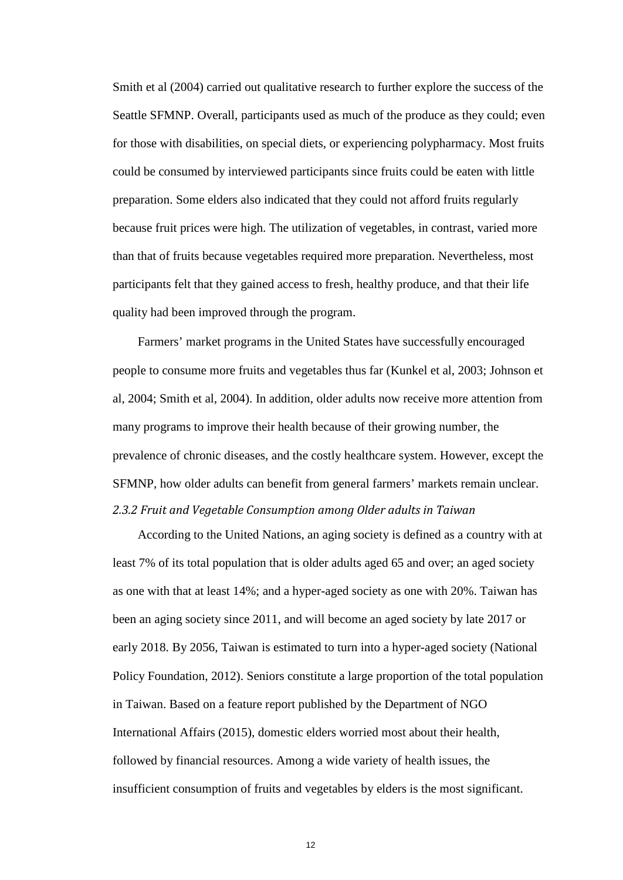Smith et al (2004) carried out qualitative research to further explore the success of the Seattle SFMNP. Overall, participants used as much of the produce as they could; even for those with disabilities, on special diets, or experiencing polypharmacy. Most fruits could be consumed by interviewed participants since fruits could be eaten with little preparation. Some elders also indicated that they could not afford fruits regularly because fruit prices were high. The utilization of vegetables, in contrast, varied more than that of fruits because vegetables required more preparation. Nevertheless, most participants felt that they gained access to fresh, healthy produce, and that their life quality had been improved through the program.

Farmers' market programs in the United States have successfully encouraged people to consume more fruits and vegetables thus far (Kunkel et al, 2003; Johnson et al, 2004; Smith et al, 2004). In addition, older adults now receive more attention from many programs to improve their health because of their growing number, the prevalence of chronic diseases, and the costly healthcare system. However, except the SFMNP, how older adults can benefit from general farmers' markets remain unclear.

### *2.3.2 Fruit and Vegetable Consumption among Older adults in Taiwan*

According to the United Nations, an aging society is defined as a country with at least 7% of its total population that is older adults aged 65 and over; an aged society as one with that at least 14%; and a hyper-aged society as one with 20%. Taiwan has been an aging society since 2011, and will become an aged society by late 2017 or early 2018. By 2056, Taiwan is estimated to turn into a hyper-aged society (National Policy Foundation, 2012). Seniors constitute a large proportion of the total population in Taiwan. Based on a feature report published by the Department of NGO International Affairs (2015), domestic elders worried most about their health, followed by financial resources. Among a wide variety of health issues, the insufficient consumption of fruits and vegetables by elders is the most significant.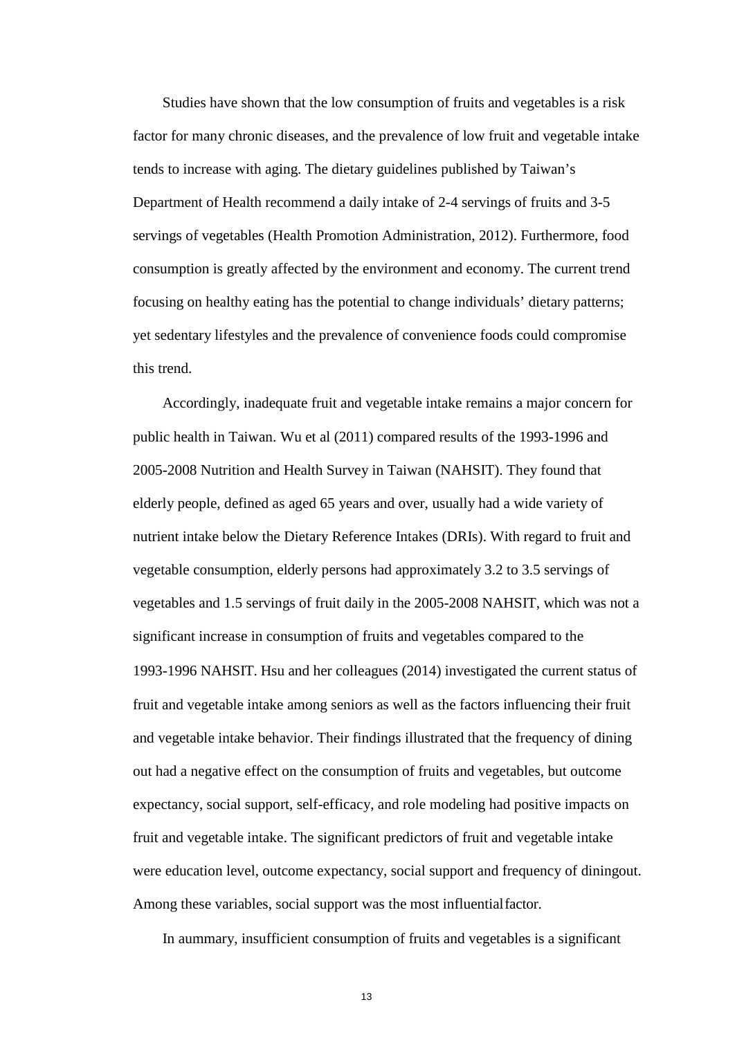Studies have shown that the low consumption of fruits and vegetables is a risk factor for many chronic diseases, and the prevalence of low fruit and vegetable intake tends to increase with aging. The dietary guidelines published by Taiwan's Department of Health recommend a daily intake of 2-4 servings of fruits and 3-5 servings of vegetables (Health Promotion Administration, 2012). Furthermore, food consumption is greatly affected by the environment and economy. The current trend focusing on healthy eating has the potential to change individuals' dietary patterns; yet sedentary lifestyles and the prevalence of convenience foods could compromise this trend.

Accordingly, inadequate fruit and vegetable intake remains a major concern for public health in Taiwan. Wu et al (2011) compared results of the 1993-1996 and 2005-2008 Nutrition and Health Survey in Taiwan (NAHSIT). They found that elderly people, defined as aged 65 years and over, usually had a wide variety of nutrient intake below the Dietary Reference Intakes (DRIs). With regard to fruit and vegetable consumption, elderly persons had approximately 3.2 to 3.5 servings of vegetables and 1.5 servings of fruit daily in the 2005-2008 NAHSIT, which was not a significant increase in consumption of fruits and vegetables compared to the 1993-1996 NAHSIT. Hsu and her colleagues (2014) investigated the current status of fruit and vegetable intake among seniors as well as the factors influencing their fruit and vegetable intake behavior. Their findings illustrated that the frequency of dining out had a negative effect on the consumption of fruits and vegetables, but outcome expectancy, social support, self-efficacy, and role modeling had positive impacts on fruit and vegetable intake. The significant predictors of fruit and vegetable intake were education level, outcome expectancy, social support and frequency of diningout. Among these variables, social support was the most influentialfactor.

In aummary, insufficient consumption of fruits and vegetables is a significant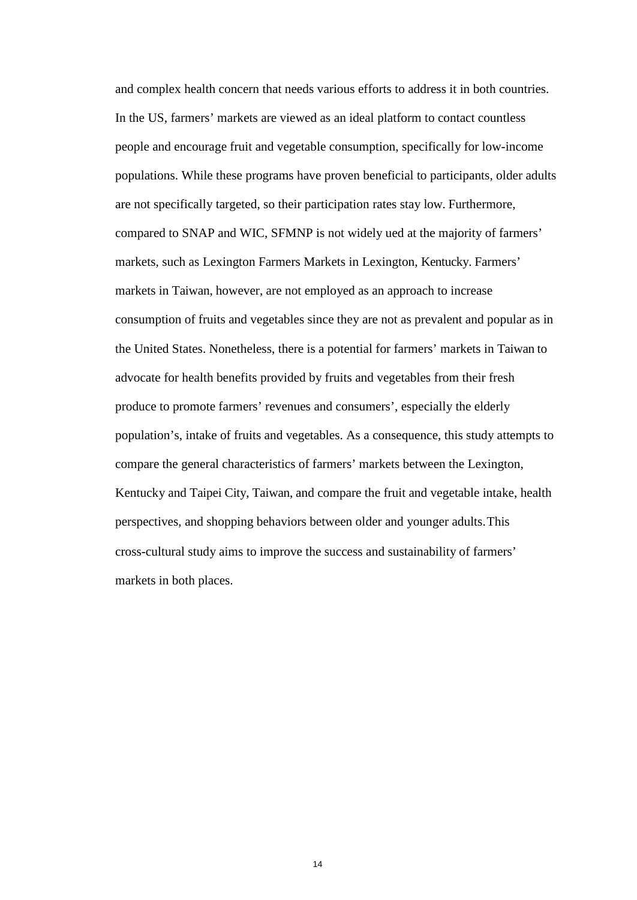and complex health concern that needs various efforts to address it in both countries. In the US, farmers' markets are viewed as an ideal platform to contact countless people and encourage fruit and vegetable consumption, specifically for low-income populations. While these programs have proven beneficial to participants, older adults are not specifically targeted, so their participation rates stay low. Furthermore, compared to SNAP and WIC, SFMNP is not widely ued at the majority of farmers' markets, such as Lexington Farmers Markets in Lexington, Kentucky. Farmers' markets in Taiwan, however, are not employed as an approach to increase consumption of fruits and vegetables since they are not as prevalent and popular as in the United States. Nonetheless, there is a potential for farmers' markets in Taiwan to advocate for health benefits provided by fruits and vegetables from their fresh produce to promote farmers' revenues and consumers', especially the elderly population's, intake of fruits and vegetables. As a consequence, this study attempts to compare the general characteristics of farmers' markets between the Lexington, Kentucky and Taipei City, Taiwan, and compare the fruit and vegetable intake, health perspectives, and shopping behaviors between older and younger adults. This cross-cultural study aims to improve the success and sustainability of farmers' markets in both places.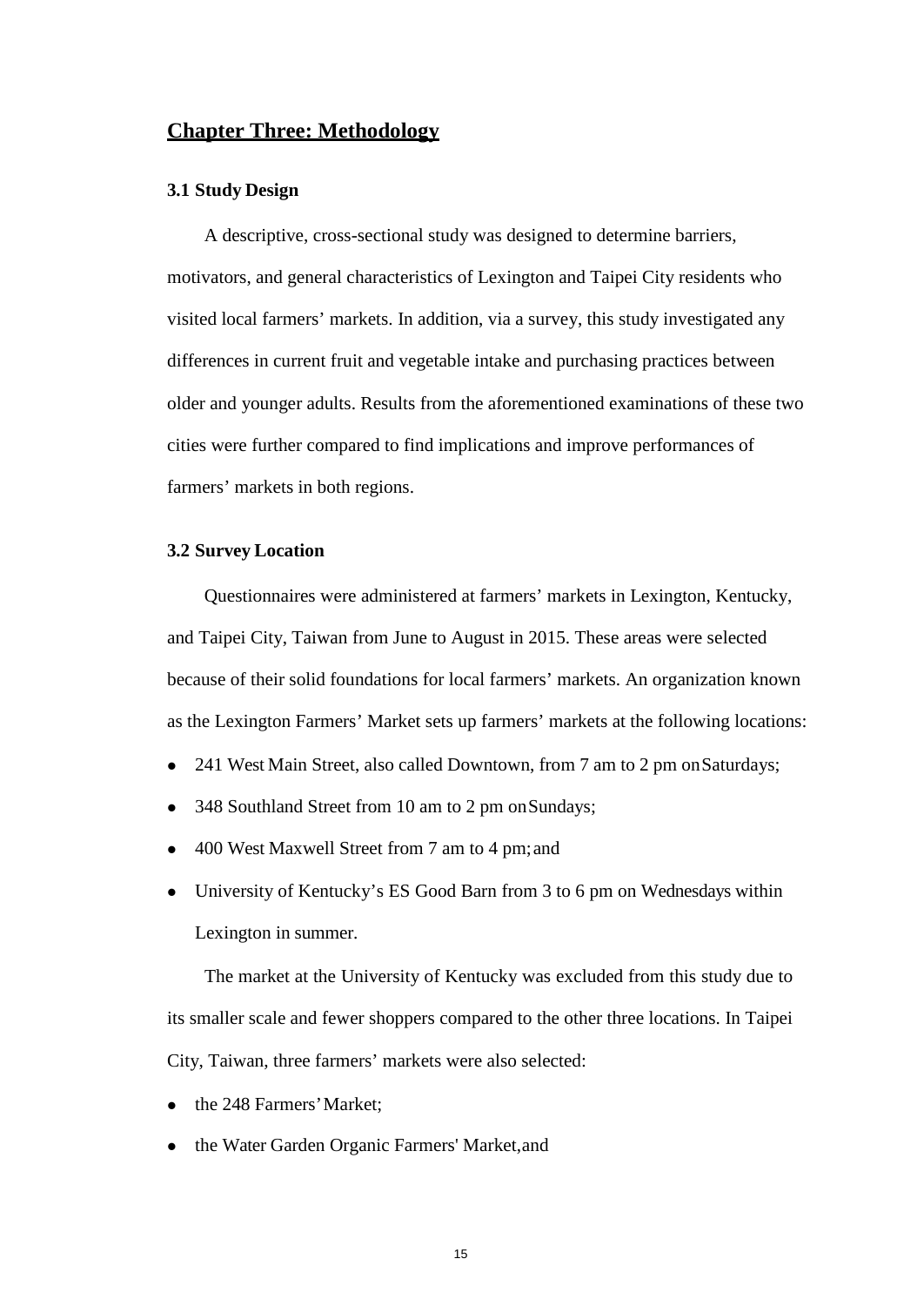# Chapter Three: Methodology

### 3.1 Study Design

A descriptive, cross-sectional study was designed to determine barriers, motivators, and general characteristics of Lexington and Taipei City residents who visited local farmers' markets. In addition, via a survey, this study investigated any differences in current fruit and vegetable intake and purchasing practices between older and younger adults. Results from the aforementioned examinations of these two cities were further compared to find implications and improve performances of farmers' markets in both regions.

### 3.2 Survey Location

Questionnaires were administered at farmers' markets in Lexington, Kentucky, and Taipei City, Taiwan from June to August in 2015. These areas were selected because of their solid foundations for local farmers' markets. An organization known as the Lexington Farmers' Market sets up farmers' markets at the following locations:

- 241 West Main Street, also called Downtown, from 7 am to 2 pm on Saturdays;
- 348 Southland Street from 10 am to 2 pm on Sundays;
- 400 West Maxwell Street from 7 am to 4 pm; and
- University of Kentucky's ES Good Barn from 3 to 6 pm on Wednesdays within Lexington in summer.

The market at the University of Kentucky was excluded from this study due to its smaller scale and fewer shoppers compared to the other three locations. In Taipei City, Taiwan, three farmers' markets were also selected:

- the 248 Farmers' Market;
- the Water Garden Organic Farmers' Market, and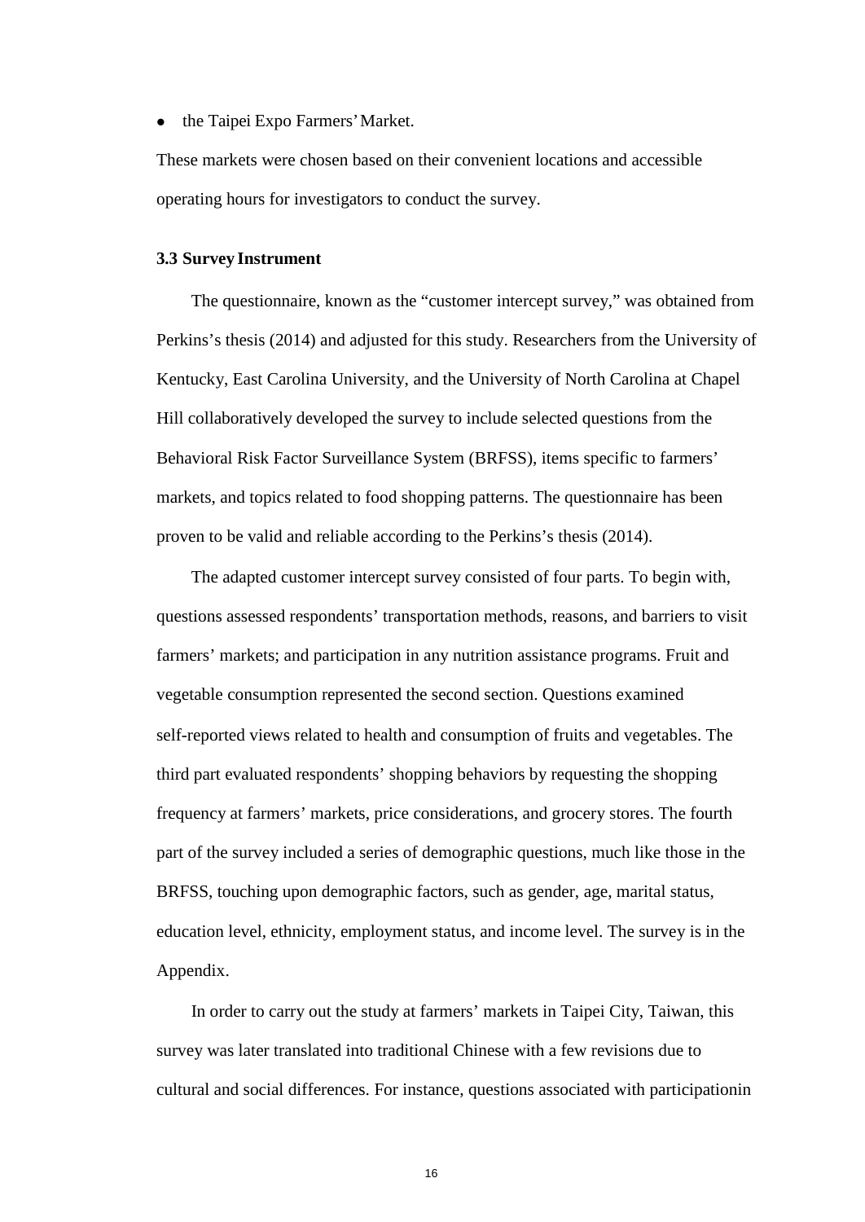- the Taipei Expo Farmers' Market.

These markets were chosen based on their convenient locations and accessible operating hours for investigators to conduct the survey.

### 3.3 Survey Instrument

The questionnaire, known as the "customer intercept survey," was obtained from Perkins's thesis (2014) and adjusted for this study. Researchers from the University of Kentucky, East Carolina University, and the University of North Carolina at Chapel Hill collaboratively developed the survey to include selected questions from the Behavioral Risk Factor Surveillance System (BRFSS), items specific to farmers' markets, and topics related to food shopping patterns. The questionnaire has been proven to be valid and reliable according to the Perkins's thesis (2014).

The adapted customer intercept survey consisted of four parts. To begin with, questions assessed respondents' transportation methods, reasons, and barriers to visit farmers' markets; and participation in any nutrition assistance programs. Fruit and vegetable consumption represented the second section. Questions examined self-reported views related to health and consumption of fruits and vegetables. The third part evaluated respondents' shopping behaviors by requesting the shopping frequency at farmers' markets, price considerations, and grocery stores. The fourth part of the survey included a series of demographic questions, much like those in the BRFSS, touching upon demographic factors, such as gender, age, marital status, education level, ethnicity, employment status, and income level. The survey is in the Appendix.

In order to carry out the study at farmers' markets in Taipei City, Taiwan, this survey was later translated into traditional Chinese with a few revisions due to cultural and social differences. For instance, questions associated with participationin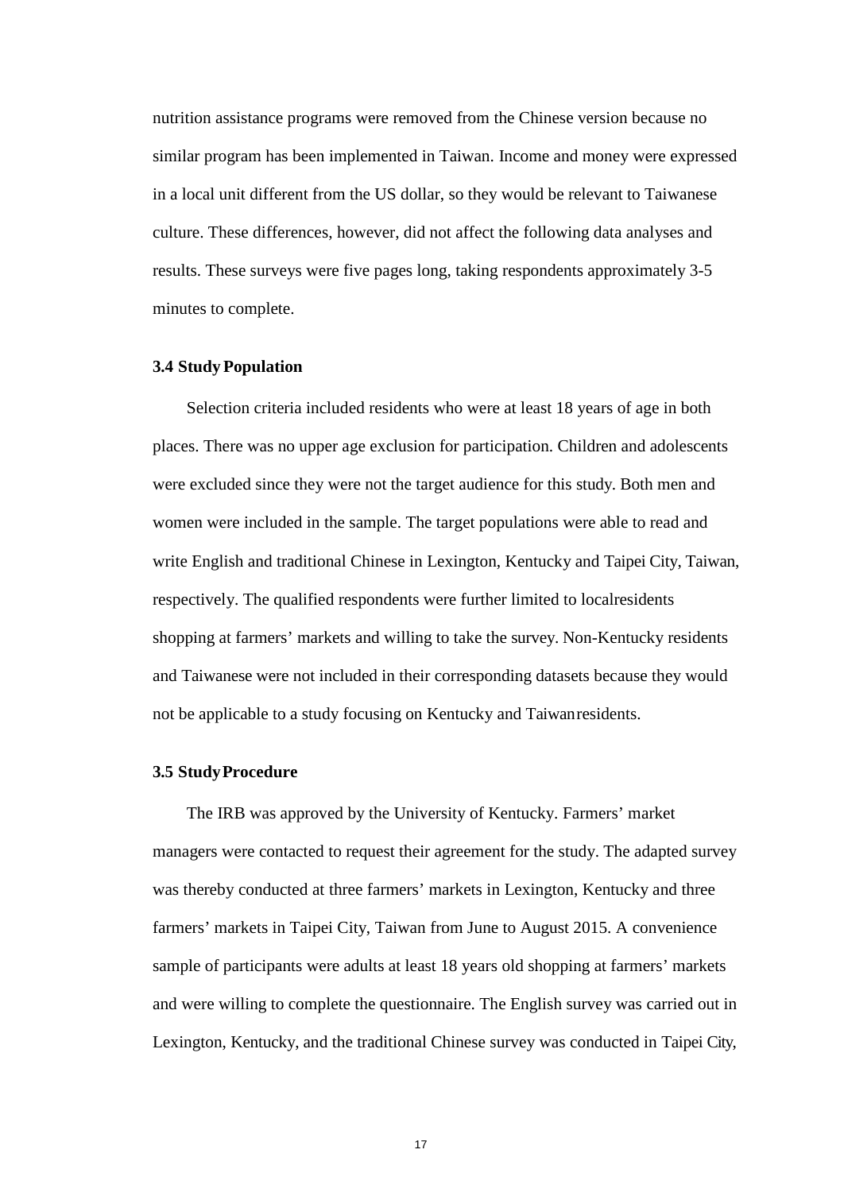nutrition assistance programs were removed from the Chinese version because no similar program has been implemented in Taiwan. Income and money were expressed in a local unit different from the US dollar, so they would be relevant to Taiwanese culture. These differences, however, did not affect the following data analyses and results. These surveys were five pages long, taking respondents approximately 3-5 minutes to complete.

### 3.4 Study Population

Selection criteria included residents who were at least 18 years of age in both places. There was no upper age exclusion for participation. Children and adolescents were excluded since they were not the target audience for this study. Both men and women were included in the sample. The target populations were able to read and write English and traditional Chinese in Lexington, Kentucky and Taipei City, Taiwan, respectively. The qualified respondents were further limited to localresidents shopping at farmers' markets and willing to take the survey. Non-Kentucky residents and Taiwanese were not included in their corresponding datasets because they would not be applicable to a study focusing on Kentucky and Taiwanresidents.

### 3.5 Study Procedure

The IRB was approved by the University of Kentucky. Farmers' market managers were contacted to request their agreement for the study. The adapted survey was thereby conducted at three farmers' markets in Lexington, Kentucky and three farmers' markets in Taipei City, Taiwan from June to August 2015. A convenience sample of participants were adults at least 18 years old shopping at farmers' markets and were willing to complete the questionnaire. The English survey was carried out in Lexington, Kentucky, and the traditional Chinese survey was conducted in Taipei City,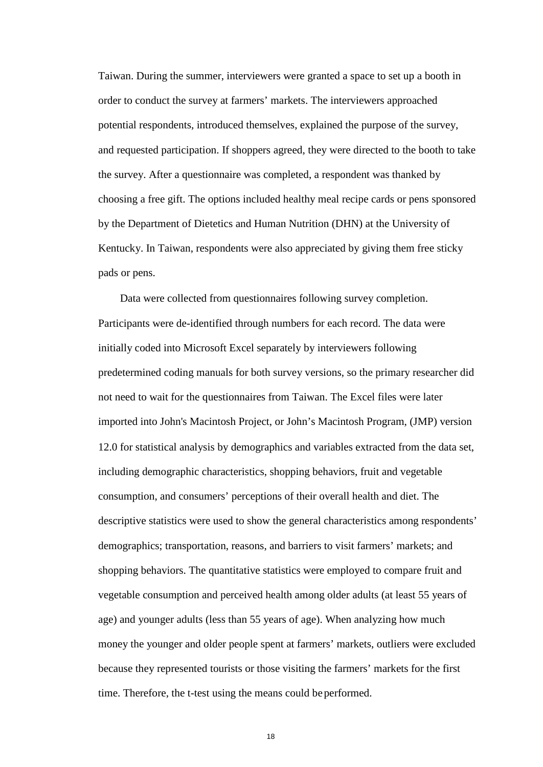Taiwan. During the summer, interviewers were granted a space to set up a booth in order to conduct the survey at farmers' markets. The interviewers approached potential respondents, introduced themselves, explained the purpose of the survey, and requested participation. If shoppers agreed, they were directed to the booth to take the survey. After a questionnaire was completed, a respondent was thanked by choosing a free gift. The options included healthy meal recipe cards or pens sponsored by the Department of Dietetics and Human Nutrition (DHN) at the University of Kentucky. In Taiwan, respondents were also appreciated by giving them free sticky pads or pens.

Data were collected from questionnaires following survey completion. Participants were de-identified through numbers for each record. The data were initially coded into Microsoft Excel separately by interviewers following predetermined coding manuals for both survey versions, so the primary researcher did not need to wait for the questionnaires from Taiwan. The Excel files were later imported into John's Macintosh Project, or John's Macintosh Program, (JMP) version 12.0 for statistical analysis by demographics and variables extracted from the data set, including demographic characteristics, shopping behaviors, fruit and vegetable consumption, and consumers' perceptions of their overall health and diet. The descriptive statistics were used to show the general characteristics among respondents' demographics; transportation, reasons, and barriers to visit farmers' markets; and shopping behaviors. The quantitative statistics were employed to compare fruit and vegetable consumption and perceived health among older adults (at least 55 years of age) and younger adults (less than 55 years of age). When analyzing how much money the younger and older people spent at farmers' markets, outliers were excluded because they represented tourists or those visiting the farmers' markets for the first time. Therefore, the t-test using the means could be performed.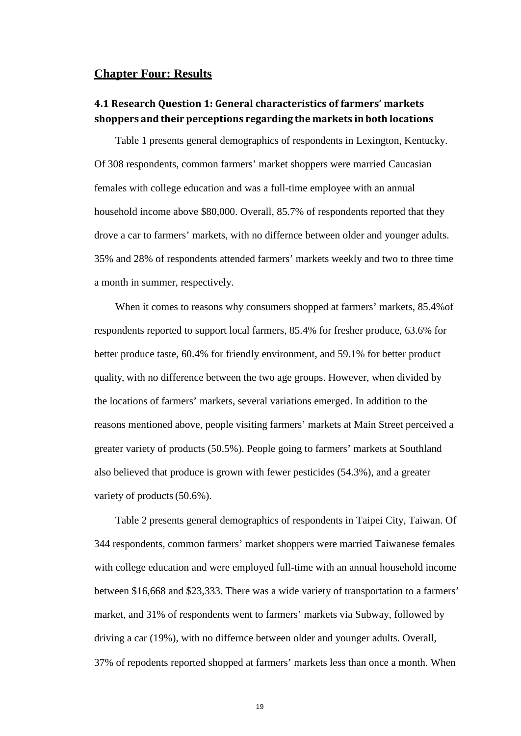## Chapter Four: Results

### 4.1 Research Question 1: General characteristics of farmers' markets shoppers and their perceptions regarding the markets in both locations

Table 1 presents general demographics of respondents in Lexington, Kentucky. Of 308 respondents, common farmers' market shoppers were married Caucasian females with college education and was a full-time employee with an annual household income above $80,000. Overall, 85.7% of respondents reported that they drove a car to farmers' markets, with no differnce between older and younger adults. 35% and 28% of respondents attended farmers' markets weekly and two to three time a month in summer, respectively.

When it comes to reasons why consumers shopped at farmers' markets, 85.4%of respondents reported to support local farmers, 85.4% for fresher produce, 63.6% for better produce taste, 60.4% for friendly environment, and 59.1% for better product quality, with no difference between the two age groups. However, when divided by the locations of farmers' markets, several variations emerged. In addition to the reasons mentioned above, people visiting farmers' markets at Main Street perceived a greater variety of products (50.5%). People going to farmers' markets at Southland also believed that produce is grown with fewer pesticides (54.3%), and a greater variety of products (50.6%).

Table 2 presents general demographics of respondents in Taipei City, Taiwan. Of 344 respondents, common farmers' market shoppers were married Taiwanese females with college education and were employed full-time with an annual household income between $16,668 and $23,333. There was a wide variety of transportation to a farmers' market, and 31% of respondents went to farmers' markets via Subway, followed by driving a car (19%), with no differnce between older and younger adults. Overall, 37% of repodents reported shopped at farmers' markets less than once a month. When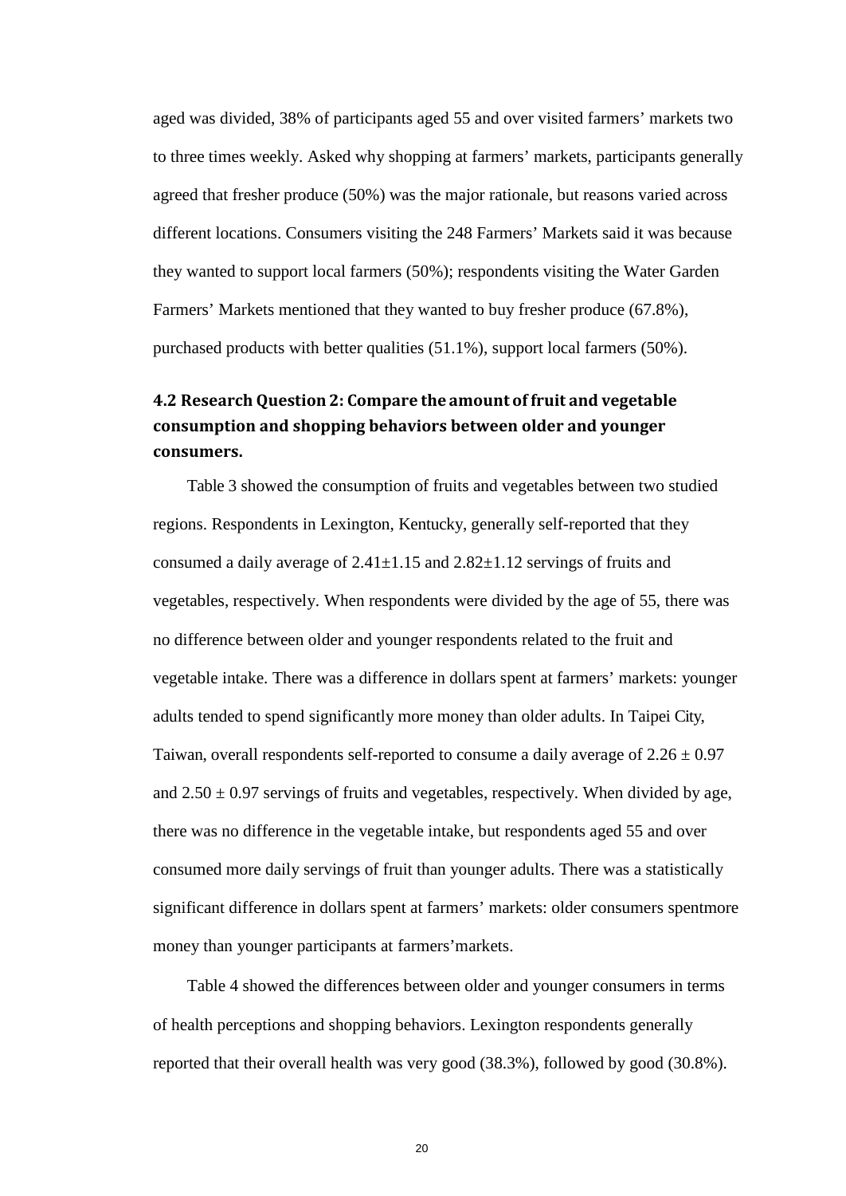aged was divided, 38% of participants aged 55 and over visited farmers' markets two to three times weekly. Asked why shopping at farmers' markets, participants generally agreed that fresher produce (50%) was the major rationale, but reasons varied across different locations. Consumers visiting the 248 Farmers' Markets said it was because they wanted to support local farmers (50%); respondents visiting the Water Garden Farmers' Markets mentioned that they wanted to buy fresher produce (67.8%), purchased products with better qualities (51.1%), support local farmers (50%).

### 4.2 Research Question 2: Compare the amount of fruit and vegetable consumption and shopping behaviors between older and younger consumers.

Table 3 showed the consumption of fruits and vegetables between two studied regions. Respondents in Lexington, Kentucky, generally self-reported that they consumed a daily average of $2.41 \pm 1.15$ and $2.82 \pm 1.12$ servings of fruits and vegetables, respectively. When respondents were divided by the age of 55, there was no difference between older and younger respondents related to the fruit and vegetable intake. There was a difference in dollars spent at farmers' markets: younger adults tended to spend significantly more money than older adults. In Taipei City, Taiwan, overall respondents self-reported to consume a daily average of $2.26 \pm 0.97$ and $2.50 \pm 0.97$ servings of fruits and vegetables, respectively. When divided by age, there was no difference in the vegetable intake, but respondents aged 55 and over consumed more daily servings of fruit than younger adults. There was a statistically significant difference in dollars spent at farmers' markets: older consumers spentmore money than younger participants at farmers'markets.

Table 4 showed the differences between older and younger consumers in terms of health perceptions and shopping behaviors. Lexington respondents generally reported that their overall health was very good (38.3%), followed by good (30.8%).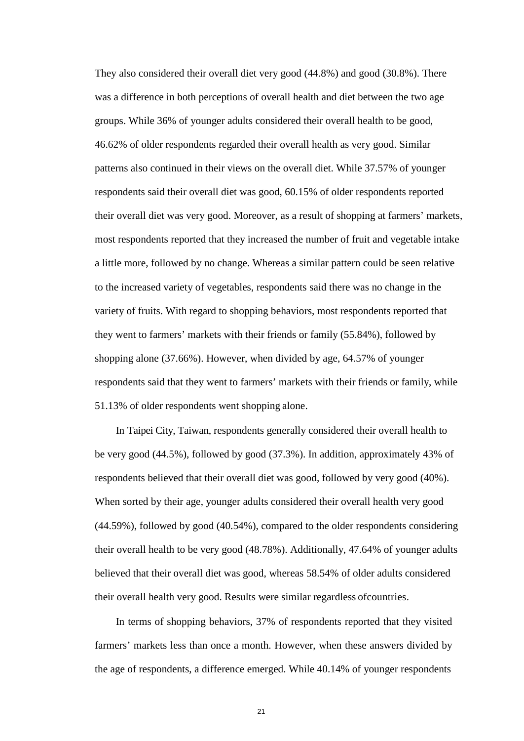They also considered their overall diet very good (44.8%) and good (30.8%). There was a difference in both perceptions of overall health and diet between the two age groups. While 36% of younger adults considered their overall health to be good, 46.62% of older respondents regarded their overall health as very good. Similar patterns also continued in their views on the overall diet. While 37.57% of younger respondents said their overall diet was good, 60.15% of older respondents reported their overall diet was very good. Moreover, as a result of shopping at farmers' markets, most respondents reported that they increased the number of fruit and vegetable intake a little more, followed by no change. Whereas a similar pattern could be seen relative to the increased variety of vegetables, respondents said there was no change in the variety of fruits. With regard to shopping behaviors, most respondents reported that they went to farmers' markets with their friends or family (55.84%), followed by shopping alone (37.66%). However, when divided by age, 64.57% of younger respondents said that they went to farmers' markets with their friends or family, while 51.13% of older respondents went shopping alone.

In Taipei City, Taiwan, respondents generally considered their overall health to be very good (44.5%), followed by good (37.3%). In addition, approximately 43% of respondents believed that their overall diet was good, followed by very good (40%). When sorted by their age, younger adults considered their overall health very good (44.59%), followed by good (40.54%), compared to the older respondents considering their overall health to be very good (48.78%). Additionally, 47.64% of younger adults believed that their overall diet was good, whereas 58.54% of older adults considered their overall health very good. Results were similar regardless ofcountries.

In terms of shopping behaviors, 37% of respondents reported that they visited farmers' markets less than once a month. However, when these answers divided by the age of respondents, a difference emerged. While 40.14% of younger respondents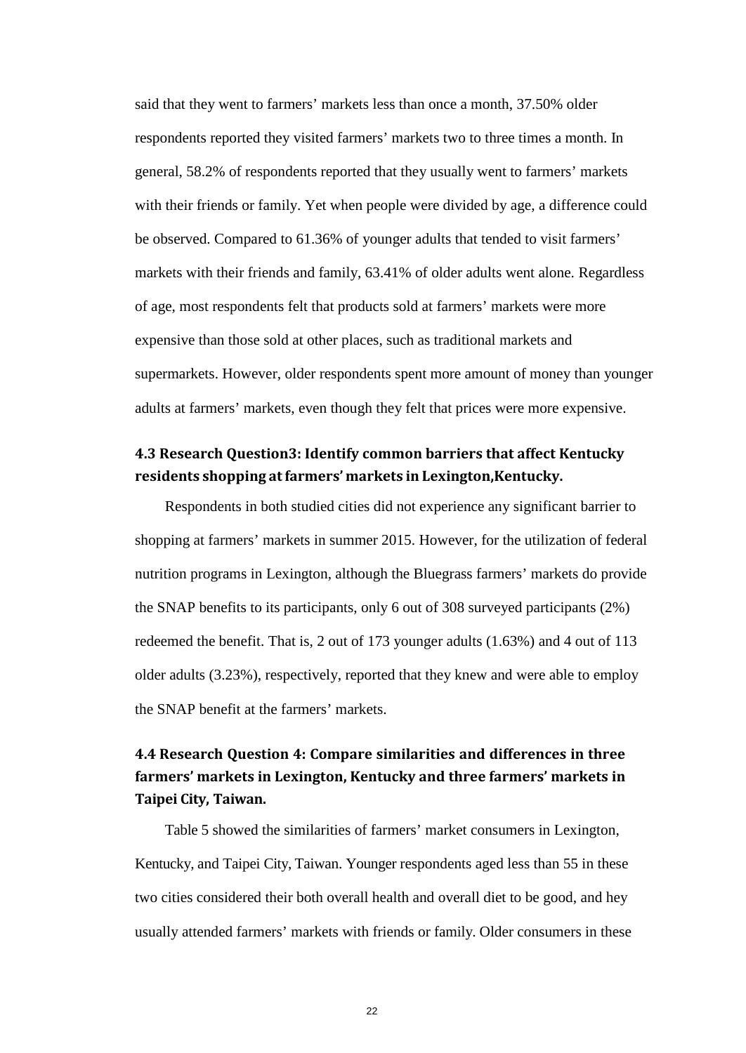said that they went to farmers' markets less than once a month, 37.50% older respondents reported they visited farmers' markets two to three times a month. In general, 58.2% of respondents reported that they usually went to farmers' markets with their friends or family. Yet when people were divided by age, a difference could be observed. Compared to 61.36% of younger adults that tended to visit farmers' markets with their friends and family, 63.41% of older adults went alone. Regardless of age, most respondents felt that products sold at farmers' markets were more expensive than those sold at other places, such as traditional markets and supermarkets. However, older respondents spent more amount of money than younger adults at farmers' markets, even though they felt that prices were more expensive.

### 4.3 Research Question3: Identify common barriers that affect Kentucky residents shopping at farmers' markets in Lexington,Kentucky.

Respondents in both studied cities did not experience any significant barrier to shopping at farmers' markets in summer 2015. However, for the utilization of federal nutrition programs in Lexington, although the Bluegrass farmers' markets do provide the SNAP benefits to its participants, only 6 out of 308 surveyed participants (2%) redeemed the benefit. That is, 2 out of 173 younger adults (1.63%) and 4 out of 113 older adults (3.23%), respectively, reported that they knew and were able to employ the SNAP benefit at the farmers' markets.

### 4.4 Research Question 4: Compare similarities and differences in three farmers' markets in Lexington, Kentucky and three farmers' markets in Taipei City, Taiwan.

Table 5 showed the similarities of farmers' market consumers in Lexington, Kentucky, and Taipei City, Taiwan. Younger respondents aged less than 55 in these two cities considered their both overall health and overall diet to be good, and hey usually attended farmers' markets with friends or family. Older consumers in these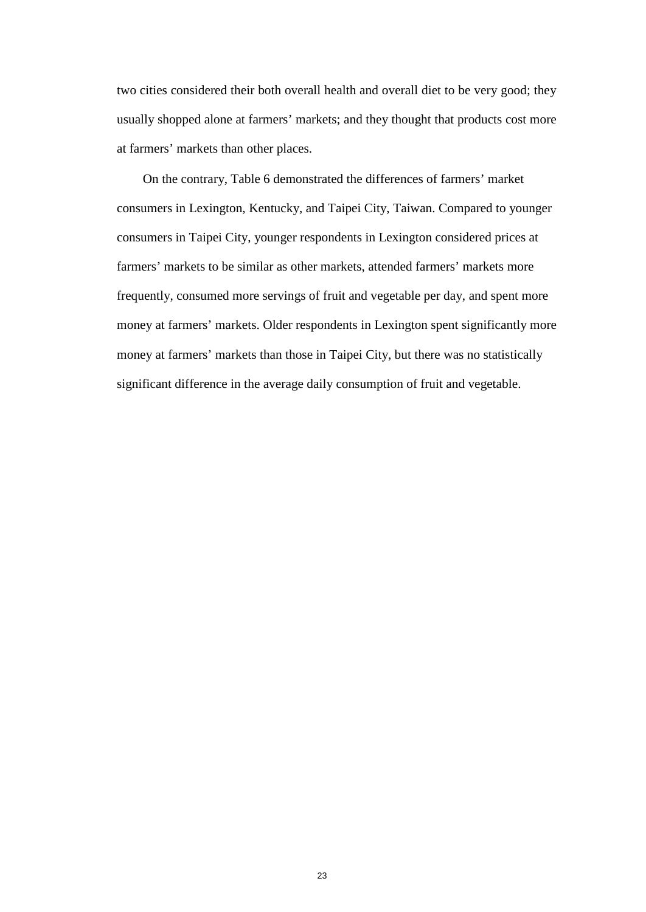two cities considered their both overall health and overall diet to be very good; they usually shopped alone at farmers' markets; and they thought that products cost more at farmers' markets than other places.

On the contrary, Table 6 demonstrated the differences of farmers' market consumers in Lexington, Kentucky, and Taipei City, Taiwan. Compared to younger consumers in Taipei City, younger respondents in Lexington considered prices at farmers' markets to be similar as other markets, attended farmers' markets more frequently, consumed more servings of fruit and vegetable per day, and spent more money at farmers' markets. Older respondents in Lexington spent significantly more money at farmers' markets than those in Taipei City, but there was no statistically significant difference in the average daily consumption of fruit and vegetable.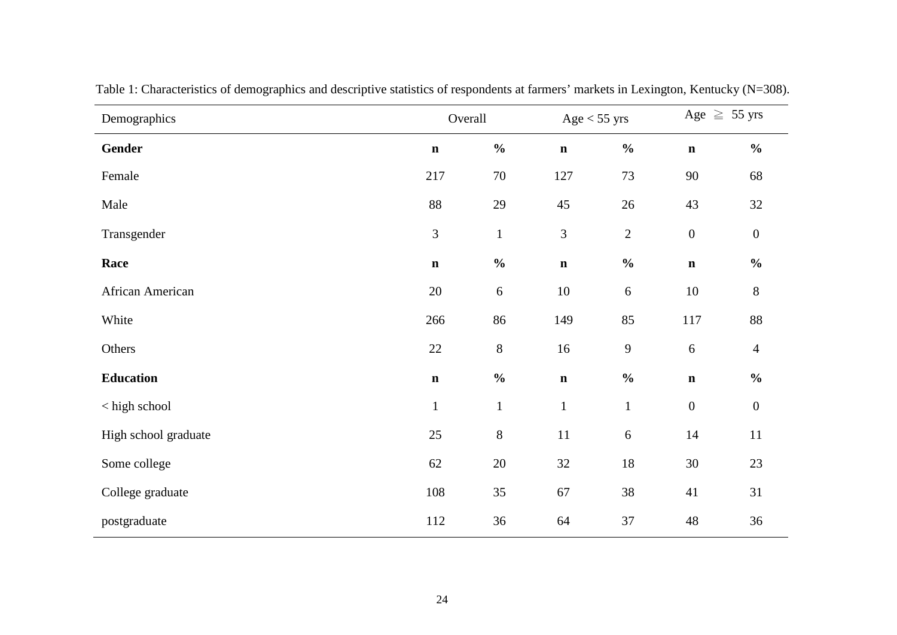Table 1: Characteristics of demographics and descriptive statistics of respondents at farmers' markets in Lexington, Kentucky (N=308).

| Demographics | Overall | | Age < 55 yrs | | Age ≧ 55 yrs | |
|---|---|---|---|---|---|---|
| **Gender** | **n** | **%** | **n** | **%** | **n** | **%** |
| Female | 217 | 70 | 127 | 73 | 90 | 68 |
| Male | 88 | 29 | 45 | 26 | 43 | 32 |
| Transgender | 3 | 1 | 3 | 2 | 0 | 0 |
| **Race** | **n** | **%** | **n** | **%** | **n** | **%** |
| African American | 20 | 6 | 10 | 6 | 10 | 8 |
| White | 266 | 86 | 149 | 85 | 117 | 88 |
| Others | 22 | 8 | 16 | 9 | 6 | 4 |
| **Education** | **n** | **%** | **n** | **%** | **n** | **%** |
| < high school | 1 | 1 | 1 | 1 | 0 | 0 |
| High school graduate | 25 | 8 | 11 | 6 | 14 | 11 |
| Some college | 62 | 20 | 32 | 18 | 30 | 23 |
| College graduate | 108 | 35 | 67 | 38 | 41 | 31 |
| postgraduate | 112 | 36 | 64 | 37 | 48 | 36 |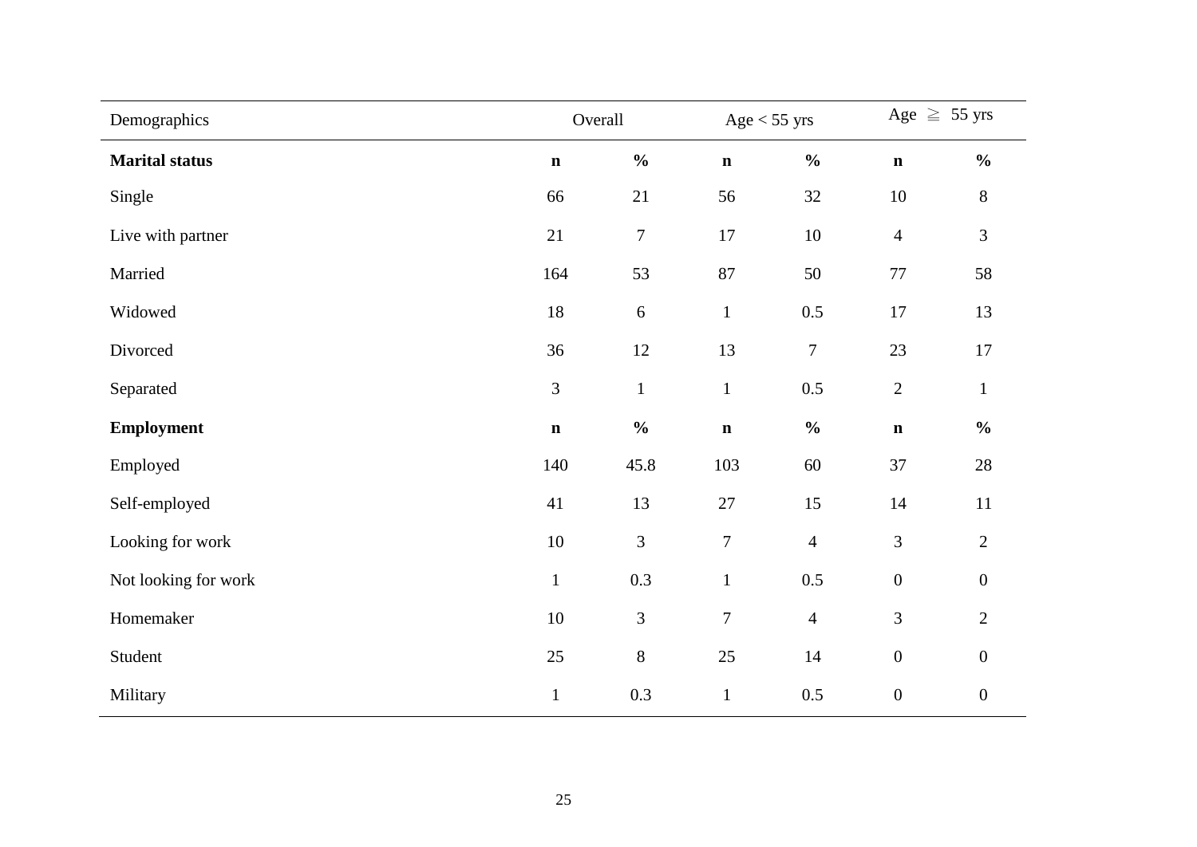| Demographics | Overall | | Age < 55 yrs | | Age ≧ 55 yrs | |
|---|---|---|---|---|---|---|
| **Marital status** | **n** | **%** | **n** | **%** | **n** | **%** |
| Single | 66 | 21 | 56 | 32 | 10 | 8 |
| Live with partner | 21 | 7 | 17 | 10 | 4 | 3 |
| Married | 164 | 53 | 87 | 50 | 77 | 58 |
| Widowed | 18 | 6 | 1 | 0.5 | 17 | 13 |
| Divorced | 36 | 12 | 13 | 7 | 23 | 17 |
| Separated | 3 | 1 | 1 | 0.5 | 2 | 1 |
| **Employment** | **n** | **%** | **n** | **%** | **n** | **%** |
| Employed | 140 | 45.8 | 103 | 60 | 37 | 28 |
| Self-employed | 41 | 13 | 27 | 15 | 14 | 11 |
| Looking for work | 10 | 3 | 7 | 4 | 3 | 2 |
| Not looking for work | 1 | 0.3 | 1 | 0.5 | 0 | 0 |
| Homemaker | 10 | 3 | 7 | 4 | 3 | 2 |
| Student | 25 | 8 | 25 | 14 | 0 | 0 |
| Military | 1 | 0.3 | 1 | 0.5 | 0 | 0 |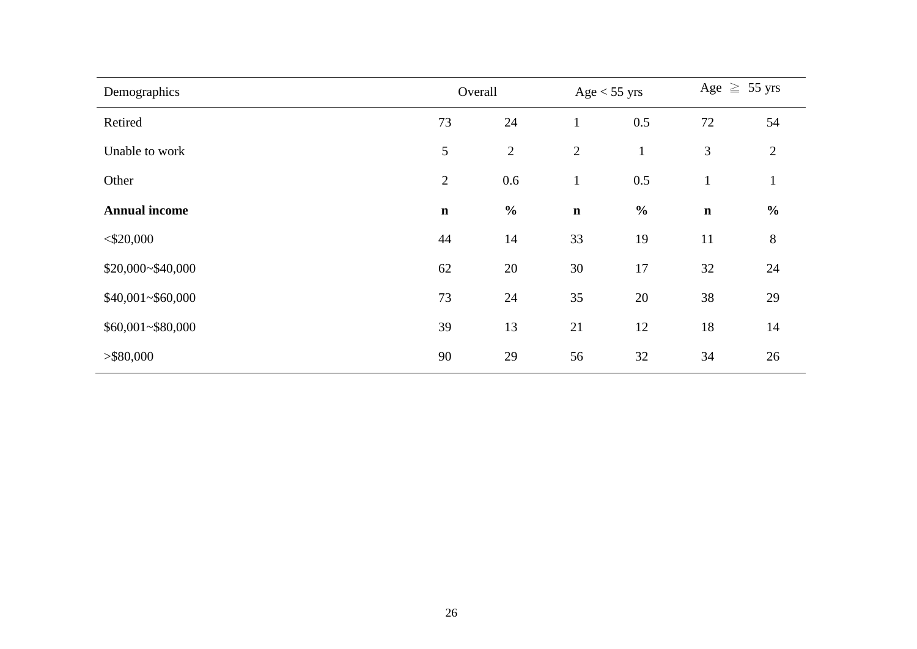| Demographics | Overall | | Age < 55 yrs | | Age ≧ 55 yrs | |
|---|---|---|---|---|---|---|
| Retired | 73 | 24 | 1 | 0.5 | 72 | 54 |
| Unable to work | 5 | 2 | 2 | 1 | 3 | 2 |
| Other | 2 | 0.6 | 1 | 0.5 | 1 | 1 |
| **Annual income** | **n** | **%** | **n** | **%** | **n** | **%** |
| <$20,000 | 44 | 14 | 33 | 19 | 11 | 8 |
| $20,000~$40,000 | 62 | 20 | 30 | 17 | 32 | 24 |
| $40,001~$60,000 | 73 | 24 | 35 | 20 | 38 | 29 |
| $60,001~$80,000 | 39 | 13 | 21 | 12 | 18 | 14 |
| >$80,000 | 90 | 29 | 56 | 32 | 34 | 26 |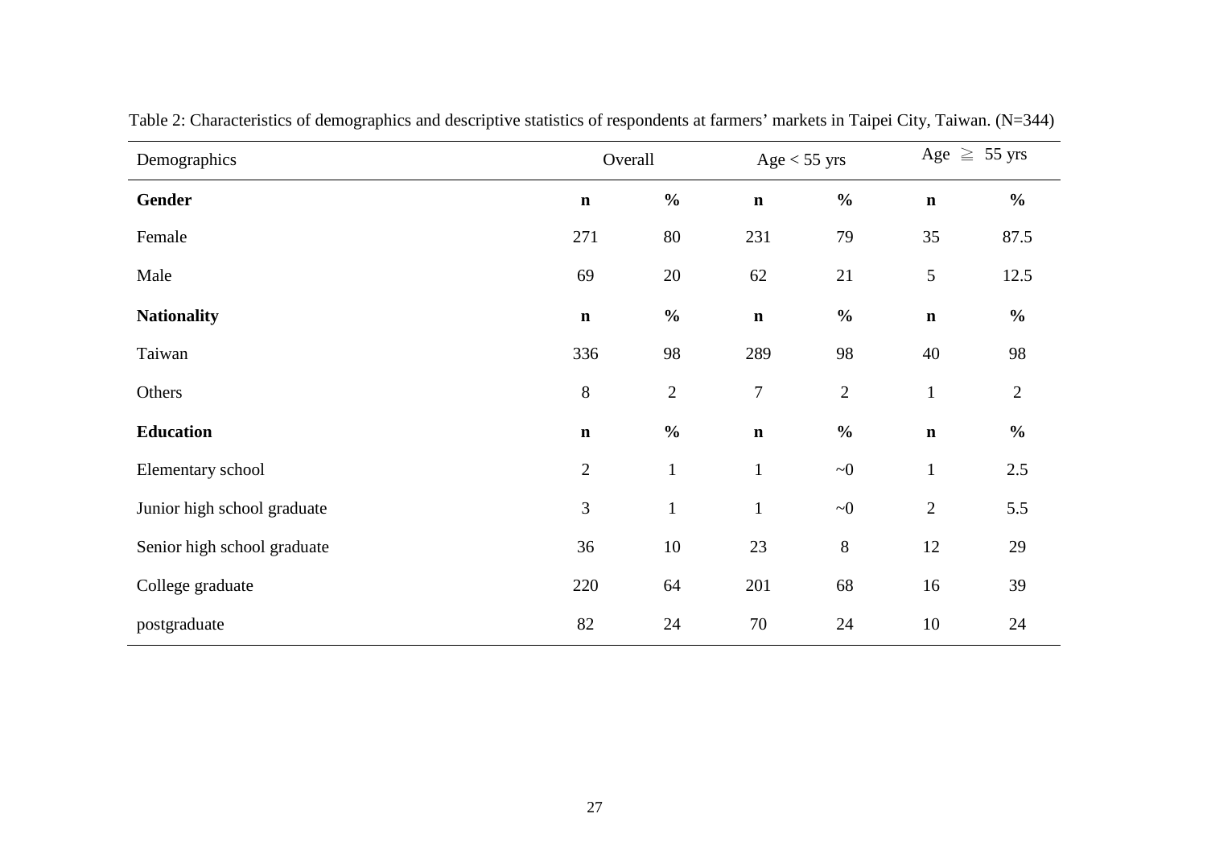Table 2: Characteristics of demographics and descriptive statistics of respondents at farmers' markets in Taipei City, Taiwan. (N=344)

| Demographics | Overall | | Age < 55 yrs | | Age ≧ 55 yrs | |
|---|---|---|---|---|---|---|
| **Gender** | **n** | **%** | **n** | **%** | **n** | **%** |
| Female | 271 | 80 | 231 | 79 | 35 | 87.5 |
| Male | 69 | 20 | 62 | 21 | 5 | 12.5 |
| **Nationality** | **n** | **%** | **n** | **%** | **n** | **%** |
| Taiwan | 336 | 98 | 289 | 98 | 40 | 98 |
| Others | 8 | 2 | 7 | 2 | 1 | 2 |
| **Education** | **n** | **%** | **n** | **%** | **n** | **%** |
| Elementary school | 2 | 1 | 1 | ~0 | 1 | 2.5 |
| Junior high school graduate | 3 | 1 | 1 | ~0 | 2 | 5.5 |
| Senior high school graduate | 36 | 10 | 23 | 8 | 12 | 29 |
| College graduate | 220 | 64 | 201 | 68 | 16 | 39 |
| postgraduate | 82 | 24 | 70 | 24 | 10 | 24 |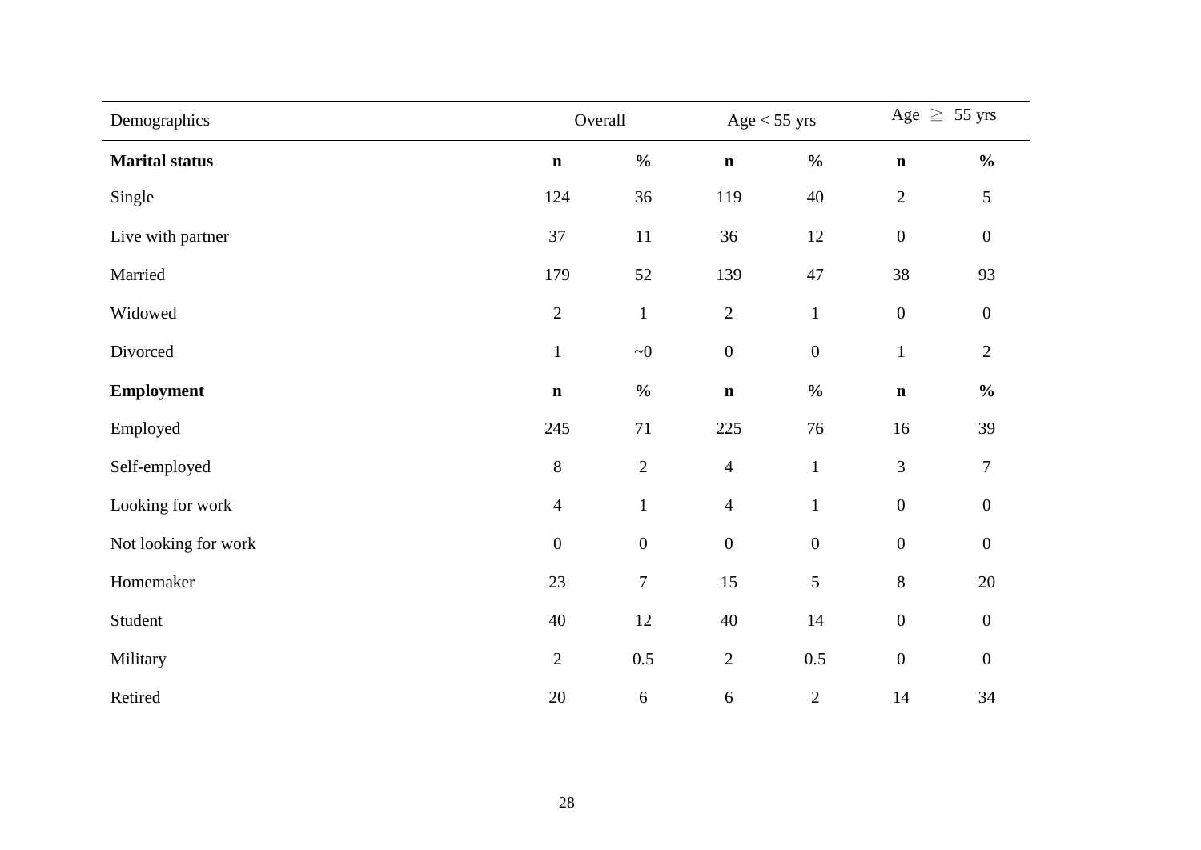| Demographics | Overall | | Age < 55 yrs | | Age ≧ 55 yrs | |
|---|---|---|---|---|---|---|
| **Marital status** | **n** | **%** | **n** | **%** | **n** | **%** |
| Single | 124 | 36 | 119 | 40 | 2 | 5 |
| Live with partner | 37 | 11 | 36 | 12 | 0 | 0 |
| Married | 179 | 52 | 139 | 47 | 38 | 93 |
| Widowed | 2 | 1 | 2 | 1 | 0 | 0 |
| Divorced | 1 | ~0 | 0 | 0 | 1 | 2 |
| **Employment** | **n** | **%** | **n** | **%** | **n** | **%** |
| Employed | 245 | 71 | 225 | 76 | 16 | 39 |
| Self-employed | 8 | 2 | 4 | 1 | 3 | 7 |
| Looking for work | 4 | 1 | 4 | 1 | 0 | 0 |
| Not looking for work | 0 | 0 | 0 | 0 | 0 | 0 |
| Homemaker | 23 | 7 | 15 | 5 | 8 | 20 |
| Student | 40 | 12 | 40 | 14 | 0 | 0 |
| Military | 2 | 0.5 | 2 | 0.5 | 0 | 0 |
| Retired | 20 | 6 | 6 | 2 | 14 | 34 |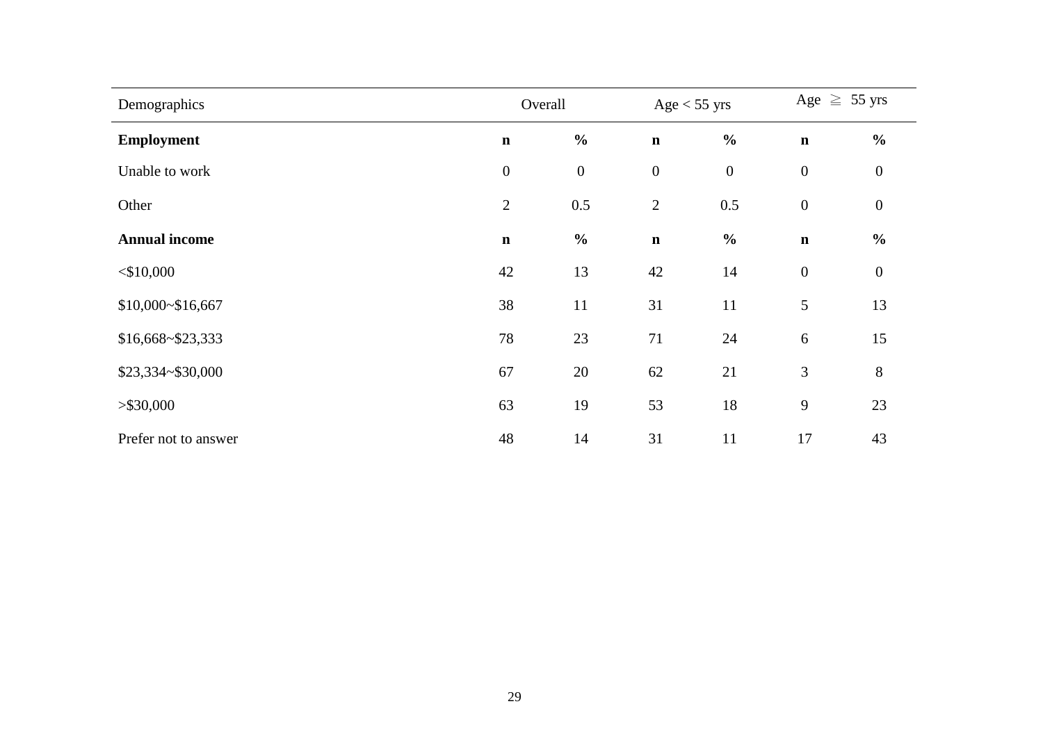| Demographics | Overall | | Age < 55 yrs | | Age ≧ 55 yrs | |
|---|---|---|---|---|---|---|
| **Employment** | **n** | **%** | **n** | **%** | **n** | **%** |
| Unable to work | 0 | 0 | 0 | 0 | 0 | 0 |
| Other | 2 | 0.5 | 2 | 0.5 | 0 | 0 |
| **Annual income** | **n** | **%** | **n** | **%** | **n** | **%** |
| <$10,000 | 42 | 13 | 42 | 14 | 0 | 0 |
| $10,000~$16,667 | 38 | 11 | 31 | 11 | 5 | 13 |
| $16,668~$23,333 | 78 | 23 | 71 | 24 | 6 | 15 |
| $23,334~$30,000 | 67 | 20 | 62 | 21 | 3 | 8 |
| >$30,000 | 63 | 19 | 53 | 18 | 9 | 23 |
| Prefer not to answer | 48 | 14 | 31 | 11 | 17 | 43 |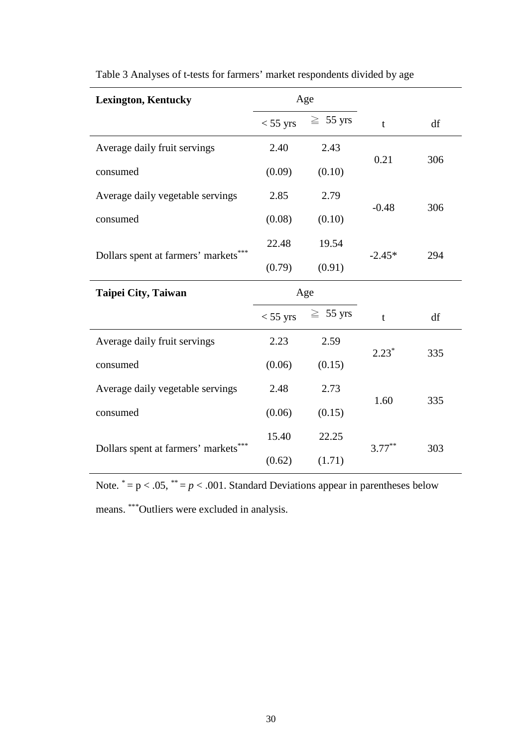Table 3 Analyses of t-tests for farmers' market respondents divided by age

| **Lexington, Kentucky** | Age | | | |
|---|---|---|---|---|
| | < 55 yrs | ≧ 55 yrs | t | df |
| Average daily fruit servings consumed | 2.40 (0.09) | 2.43 (0.10) | 0.21 | 306 |
| Average daily vegetable servings consumed | 2.85 (0.08) | 2.79 (0.10) | -0.48 | 306 |
| Dollars spent at farmers' markets*** | 22.48 (0.79) | 19.54 (0.91) | -2.45* | 294 |
| **Taipei City, Taiwan** | Age | | | |
| | < 55 yrs | ≧ 55 yrs | t | df |
| Average daily fruit servings consumed | 2.23 (0.06) | 2.59 (0.15) | 2.23* | 335 |
| Average daily vegetable servings consumed | 2.48 (0.06) | 2.73 (0.15) | 1.60 | 335 |
| Dollars spent at farmers' markets*** | 15.40 (0.62) | 22.25 (1.71) | 3.77** | 303 |

Note. * = $p < .05$, ** = $p < .001$. Standard Deviations appear in parentheses below means. ***Outliers were excluded in analysis.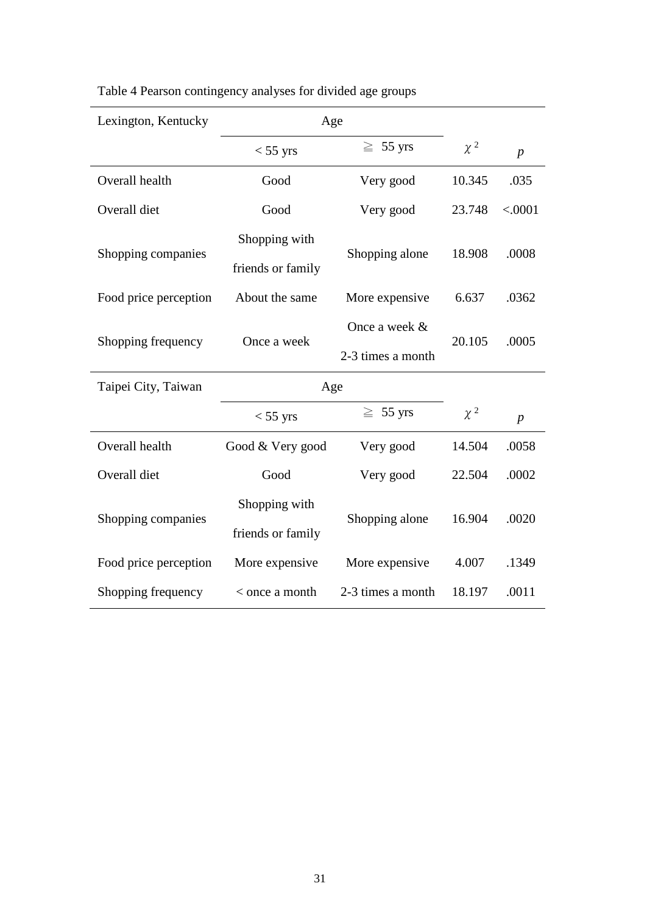Table 4 Pearson contingency analyses for divided age groups

| Lexington, Kentucky | Age | | | |
|---|---|---|---|---|
| | < 55 yrs | ≧ 55 yrs | $\chi^2$ | *p* |
| Overall health | Good | Very good | 10.345 | .035 |
| Overall diet | Good | Very good | 23.748 | <.0001 |
| Shopping companies | Shopping with friends or family | Shopping alone | 18.908 | .0008 |
| Food price perception | About the same | More expensive | 6.637 | .0362 |
| Shopping frequency | Once a week | Once a week & 2-3 times a month | 20.105 | .0005 |
| **Taipei City, Taiwan** | **Age** | | | |
| | < 55 yrs | ≧ 55 yrs | $\chi^2$ | *p* |
| Overall health | Good & Very good | Very good | 14.504 | .0058 |
| Overall diet | Good | Very good | 22.504 | .0002 |
| Shopping companies | Shopping with friends or family | Shopping alone | 16.904 | .0020 |
| Food price perception | More expensive | More expensive | 4.007 | .1349 |
| Shopping frequency | < once a month | 2-3 times a month | 18.197 | .0011 |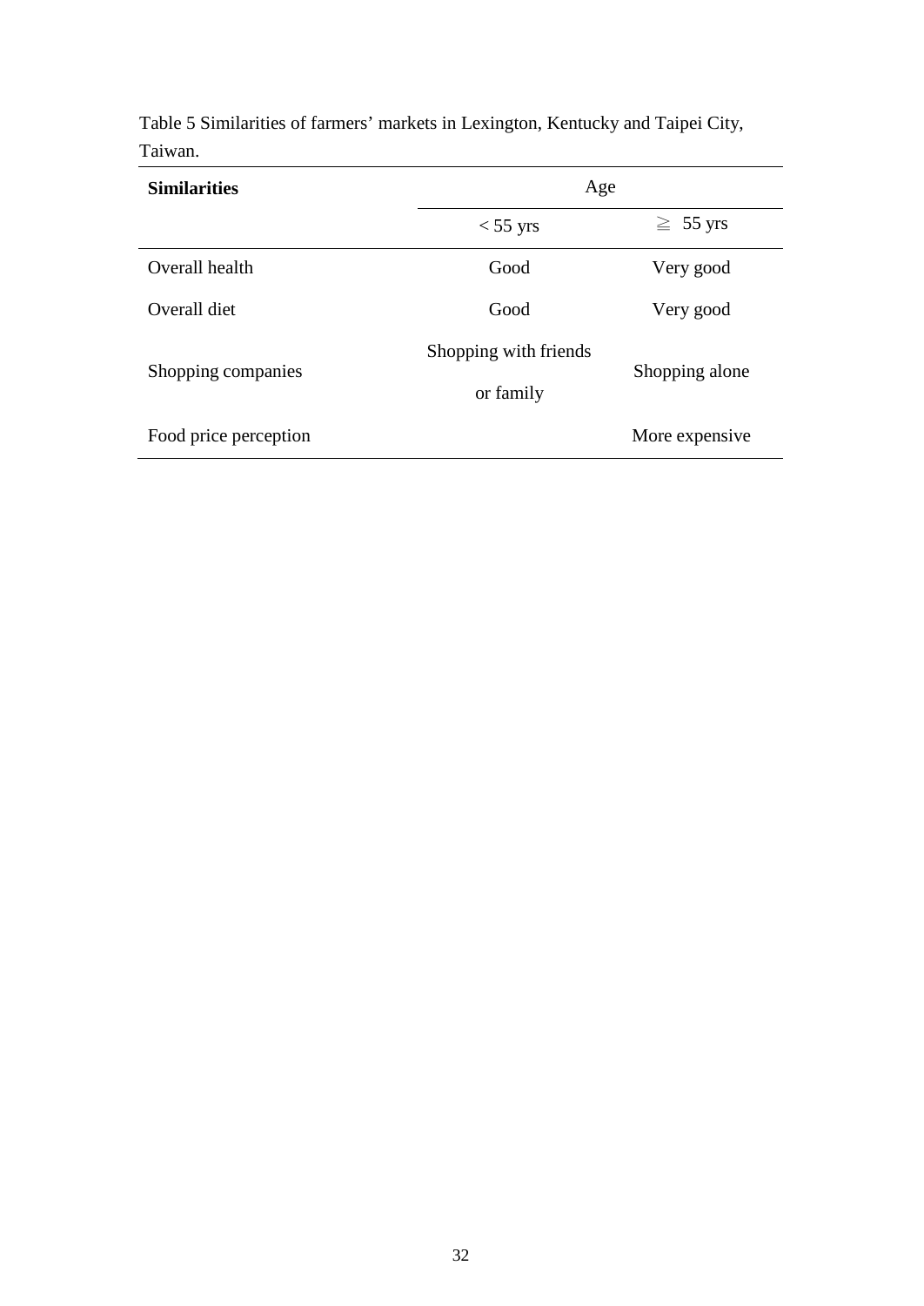Table 5 Similarities of farmers' markets in Lexington, Kentucky and Taipei City, Taiwan.

| **Similarities** | Age | |
|---|---|---|
| | < 55 yrs | ≧ 55 yrs |
| Overall health | Good | Very good |
| Overall diet | Good | Very good |
| Shopping companies | Shopping with friends or family | Shopping alone |
| Food price perception | | More expensive |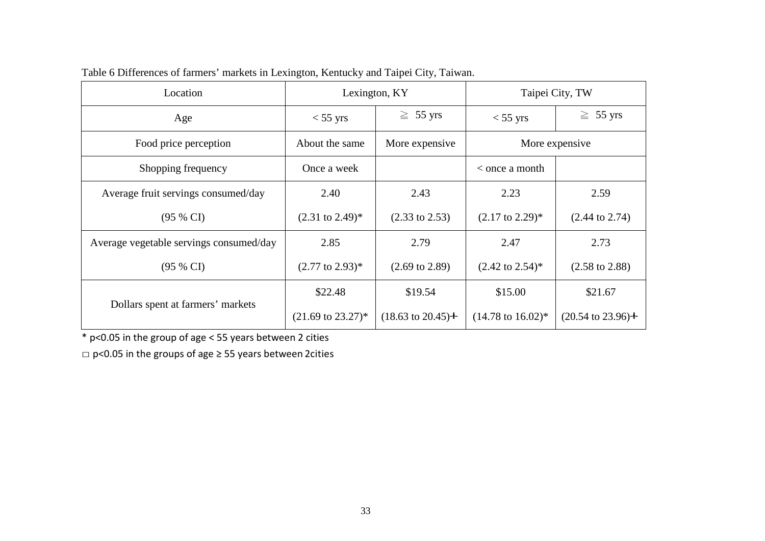Table 6 Differences of farmers' markets in Lexington, Kentucky and Taipei City, Taiwan.

| Location | Lexington, KY | | Taipei City, TW | |
|---|---|---|---|---|
| Age | < 55 yrs | ≧ 55 yrs | < 55 yrs | ≧ 55 yrs |
| Food price perception | About the same | More expensive | More expensive | |
| Shopping frequency | Once a week | | < once a month | |
| Average fruit servings consumed/day (95 % CI) | 2.40 (2.31 to 2.49)* | 2.43 (2.33 to 2.53) | 2.23 (2.17 to 2.29)* | 2.59 (2.44 to 2.74) |
| Average vegetable servings consumed/day (95 % CI) | 2.85 (2.77 to 2.93)* | 2.79 (2.69 to 2.89) | 2.47 (2.42 to 2.54)* | 2.73 (2.58 to 2.88) |
| Dollars spent at farmers' markets | \$22.48 (21.69 to 23.27)* | \$19.54 (18.63 to 20.45)+ | \$15.00 (14.78 to 16.02)* | \$21.67 (20.54 to 23.96)+ |

* $p<0.05$ in the group of age < 55 years between 2 cities

□ $p<0.05$ in the groups of age ≥ 55 years between 2cities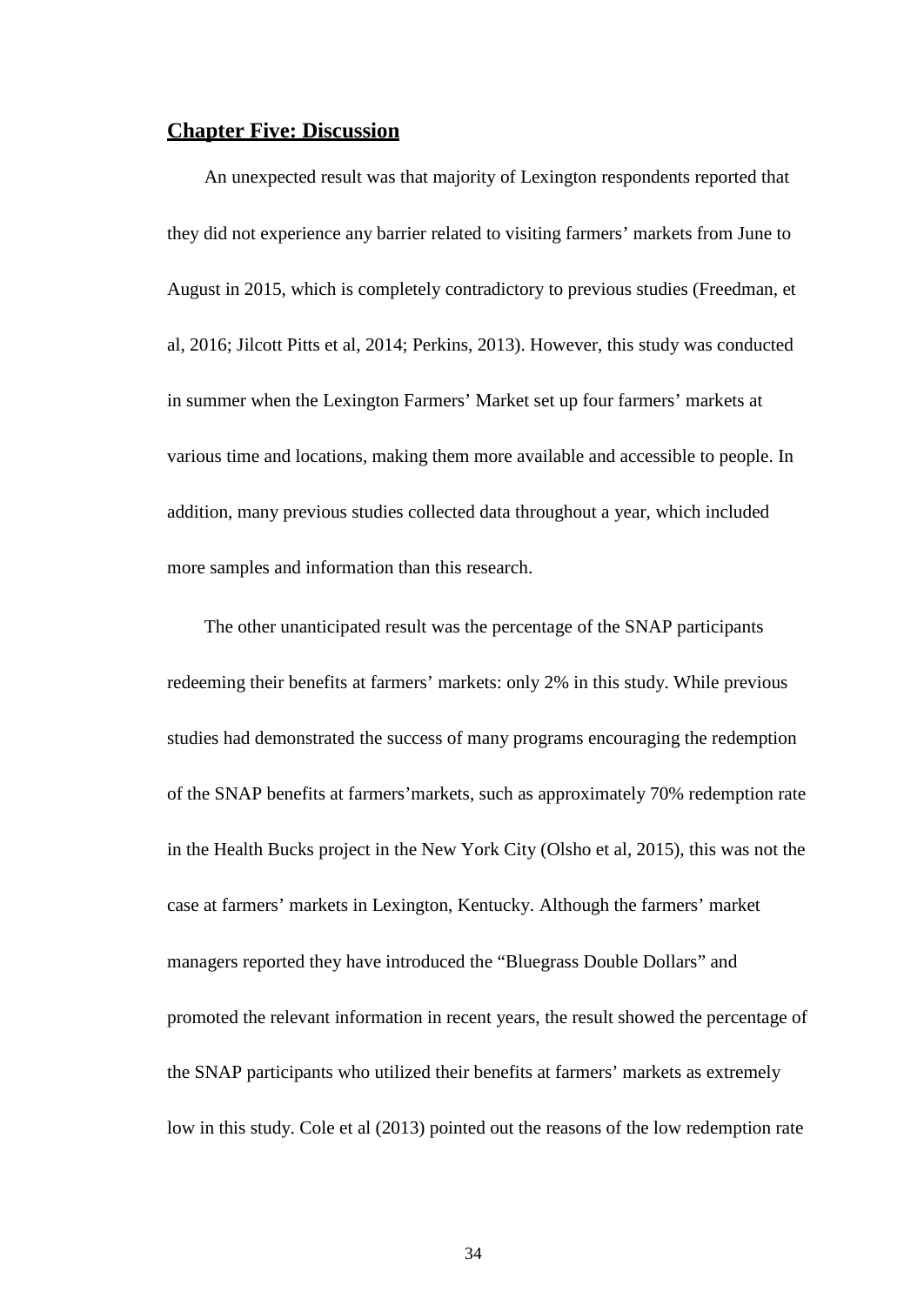## Chapter Five: Discussion

An unexpected result was that majority of Lexington respondents reported that they did not experience any barrier related to visiting farmers' markets from June to August in 2015, which is completely contradictory to previous studies (Freedman, et al, 2016; Jilcott Pitts et al, 2014; Perkins, 2013). However, this study was conducted in summer when the Lexington Farmers' Market set up four farmers' markets at various time and locations, making them more available and accessible to people. In addition, many previous studies collected data throughout a year, which included more samples and information than this research.

The other unanticipated result was the percentage of the SNAP participants redeeming their benefits at farmers' markets: only 2% in this study. While previous studies had demonstrated the success of many programs encouraging the redemption of the SNAP benefits at farmers'markets, such as approximately 70% redemption rate in the Health Bucks project in the New York City (Olsho et al, 2015), this was not the case at farmers' markets in Lexington, Kentucky. Although the farmers' market managers reported they have introduced the "Bluegrass Double Dollars" and promoted the relevant information in recent years, the result showed the percentage of the SNAP participants who utilized their benefits at farmers' markets as extremely low in this study. Cole et al (2013) pointed out the reasons of the low redemption rate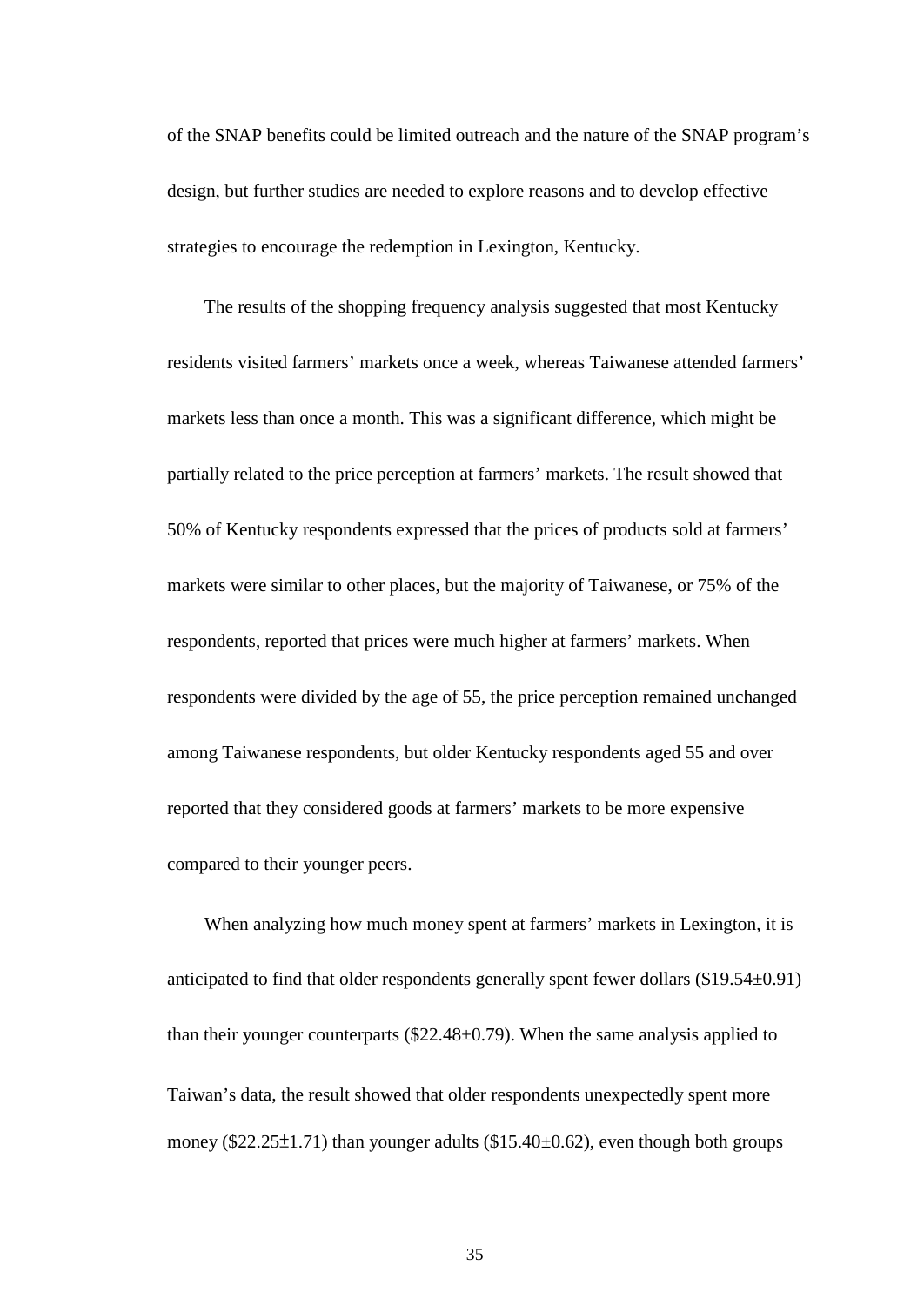of the SNAP benefits could be limited outreach and the nature of the SNAP program's design, but further studies are needed to explore reasons and to develop effective strategies to encourage the redemption in Lexington, Kentucky.

The results of the shopping frequency analysis suggested that most Kentucky residents visited farmers' markets once a week, whereas Taiwanese attended farmers' markets less than once a month. This was a significant difference, which might be partially related to the price perception at farmers' markets. The result showed that 50% of Kentucky respondents expressed that the prices of products sold at farmers' markets were similar to other places, but the majority of Taiwanese, or 75% of the respondents, reported that prices were much higher at farmers' markets. When respondents were divided by the age of 55, the price perception remained unchanged among Taiwanese respondents, but older Kentucky respondents aged 55 and over reported that they considered goods at farmers' markets to be more expensive compared to their younger peers.

When analyzing how much money spent at farmers' markets in Lexington, it is anticipated to find that older respondents generally spent fewer dollars ($19.54±0.91) than their younger counterparts ($22.48±0.79). When the same analysis applied to Taiwan's data, the result showed that older respondents unexpectedly spent more money ($22.25±1.71) than younger adults ($15.40±0.62), even though both groups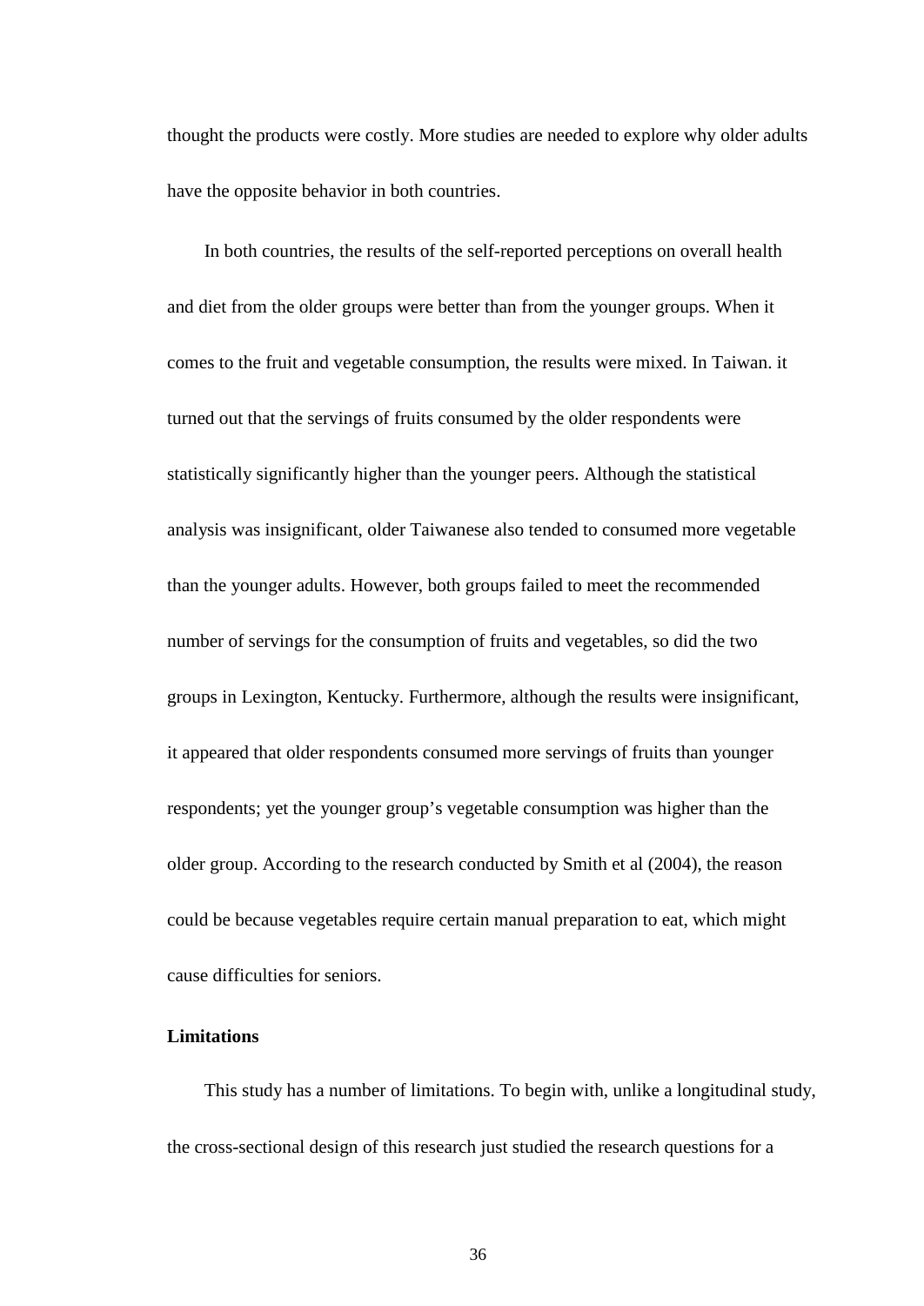thought the products were costly. More studies are needed to explore why older adults have the opposite behavior in both countries.

In both countries, the results of the self-reported perceptions on overall health and diet from the older groups were better than from the younger groups. When it comes to the fruit and vegetable consumption, the results were mixed. In Taiwan. it turned out that the servings of fruits consumed by the older respondents were statistically significantly higher than the younger peers. Although the statistical analysis was insignificant, older Taiwanese also tended to consumed more vegetable than the younger adults. However, both groups failed to meet the recommended number of servings for the consumption of fruits and vegetables, so did the two groups in Lexington, Kentucky. Furthermore, although the results were insignificant, it appeared that older respondents consumed more servings of fruits than younger respondents; yet the younger group's vegetable consumption was higher than the older group. According to the research conducted by Smith et al (2004), the reason could be because vegetables require certain manual preparation to eat, which might cause difficulties for seniors.

**Limitations**

This study has a number of limitations. To begin with, unlike a longitudinal study, the cross-sectional design of this research just studied the research questions for a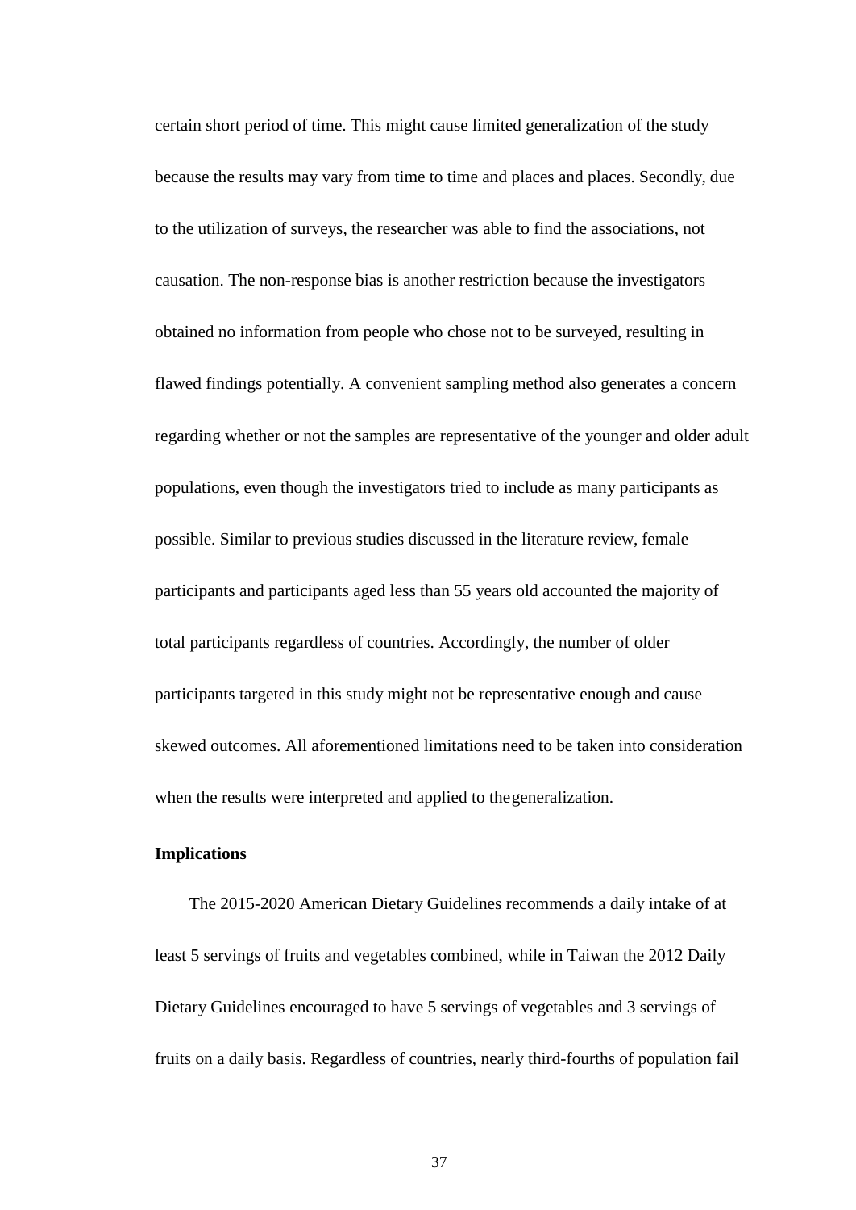certain short period of time. This might cause limited generalization of the study because the results may vary from time to time and places and places. Secondly, due to the utilization of surveys, the researcher was able to find the associations, not causation. The non-response bias is another restriction because the investigators obtained no information from people who chose not to be surveyed, resulting in flawed findings potentially. A convenient sampling method also generates a concern regarding whether or not the samples are representative of the younger and older adult populations, even though the investigators tried to include as many participants as possible. Similar to previous studies discussed in the literature review, female participants and participants aged less than 55 years old accounted the majority of total participants regardless of countries. Accordingly, the number of older participants targeted in this study might not be representative enough and cause skewed outcomes. All aforementioned limitations need to be taken into consideration when the results were interpreted and applied to the generalization.

**Implications**

The 2015-2020 American Dietary Guidelines recommends a daily intake of at least 5 servings of fruits and vegetables combined, while in Taiwan the 2012 Daily Dietary Guidelines encouraged to have 5 servings of vegetables and 3 servings of fruits on a daily basis. Regardless of countries, nearly third-fourths of population fail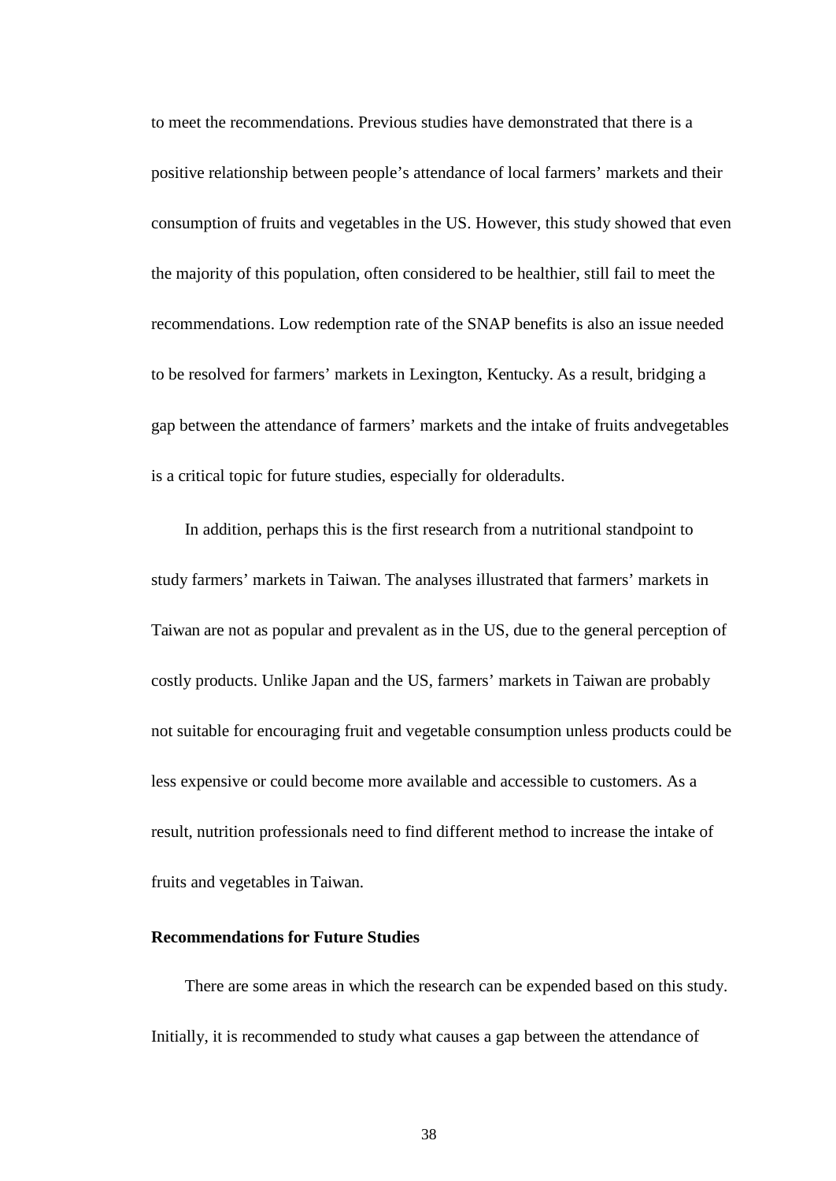to meet the recommendations. Previous studies have demonstrated that there is a positive relationship between people's attendance of local farmers' markets and their consumption of fruits and vegetables in the US. However, this study showed that even the majority of this population, often considered to be healthier, still fail to meet the recommendations. Low redemption rate of the SNAP benefits is also an issue needed to be resolved for farmers' markets in Lexington, Kentucky. As a result, bridging a gap between the attendance of farmers' markets and the intake of fruits andvegetables is a critical topic for future studies, especially for olderadults.

In addition, perhaps this is the first research from a nutritional standpoint to study farmers' markets in Taiwan. The analyses illustrated that farmers' markets in Taiwan are not as popular and prevalent as in the US, due to the general perception of costly products. Unlike Japan and the US, farmers' markets in Taiwan are probably not suitable for encouraging fruit and vegetable consumption unless products could be less expensive or could become more available and accessible to customers. As a result, nutrition professionals need to find different method to increase the intake of fruits and vegetables in Taiwan.

**Recommendations for Future Studies**

There are some areas in which the research can be expended based on this study. Initially, it is recommended to study what causes a gap between the attendance of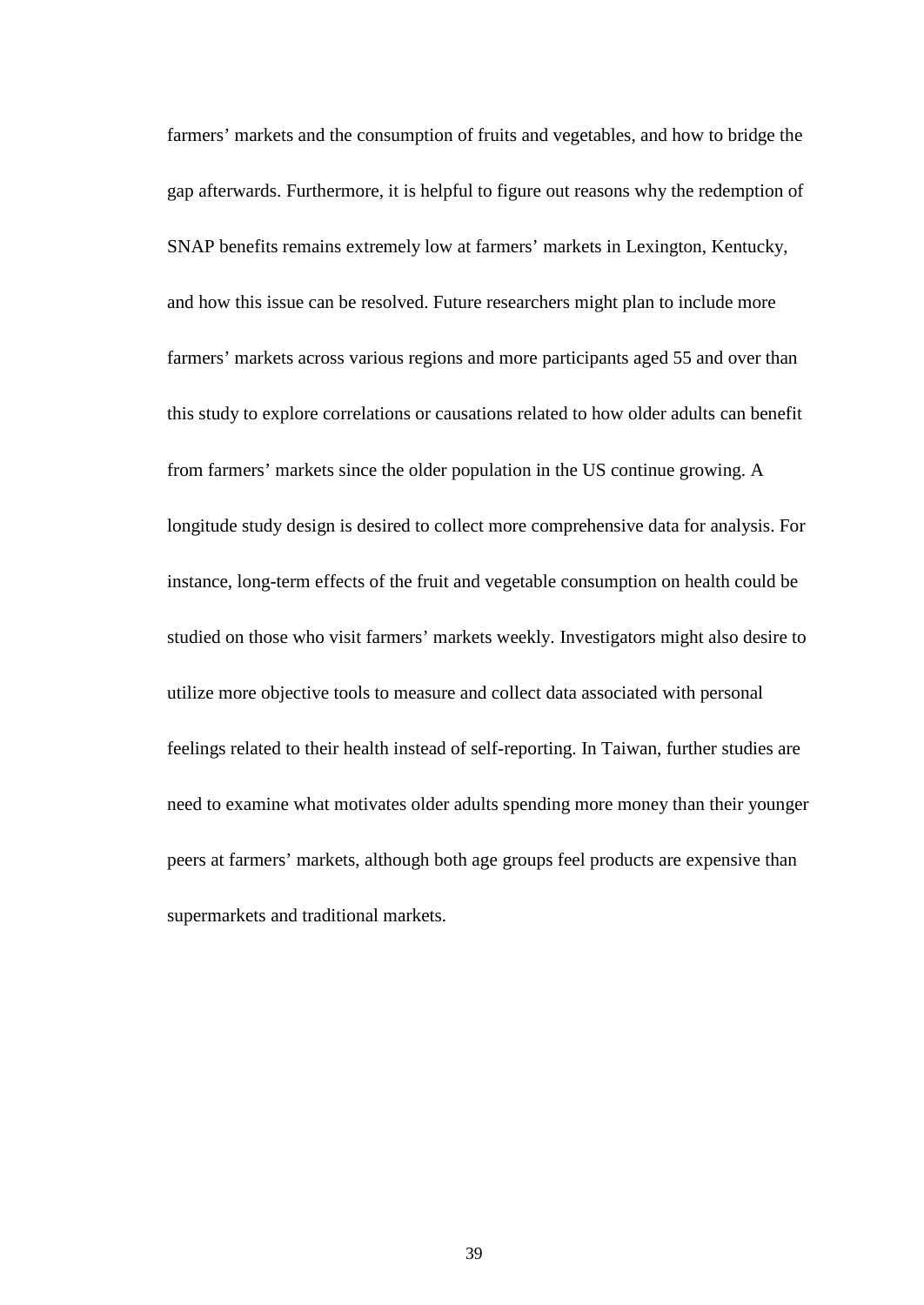farmers' markets and the consumption of fruits and vegetables, and how to bridge the gap afterwards. Furthermore, it is helpful to figure out reasons why the redemption of SNAP benefits remains extremely low at farmers' markets in Lexington, Kentucky, and how this issue can be resolved. Future researchers might plan to include more farmers' markets across various regions and more participants aged 55 and over than this study to explore correlations or causations related to how older adults can benefit from farmers' markets since the older population in the US continue growing. A longitude study design is desired to collect more comprehensive data for analysis. For instance, long-term effects of the fruit and vegetable consumption on health could be studied on those who visit farmers' markets weekly. Investigators might also desire to utilize more objective tools to measure and collect data associated with personal feelings related to their health instead of self-reporting. In Taiwan, further studies are need to examine what motivates older adults spending more money than their younger peers at farmers' markets, although both age groups feel products are expensive than supermarkets and traditional markets.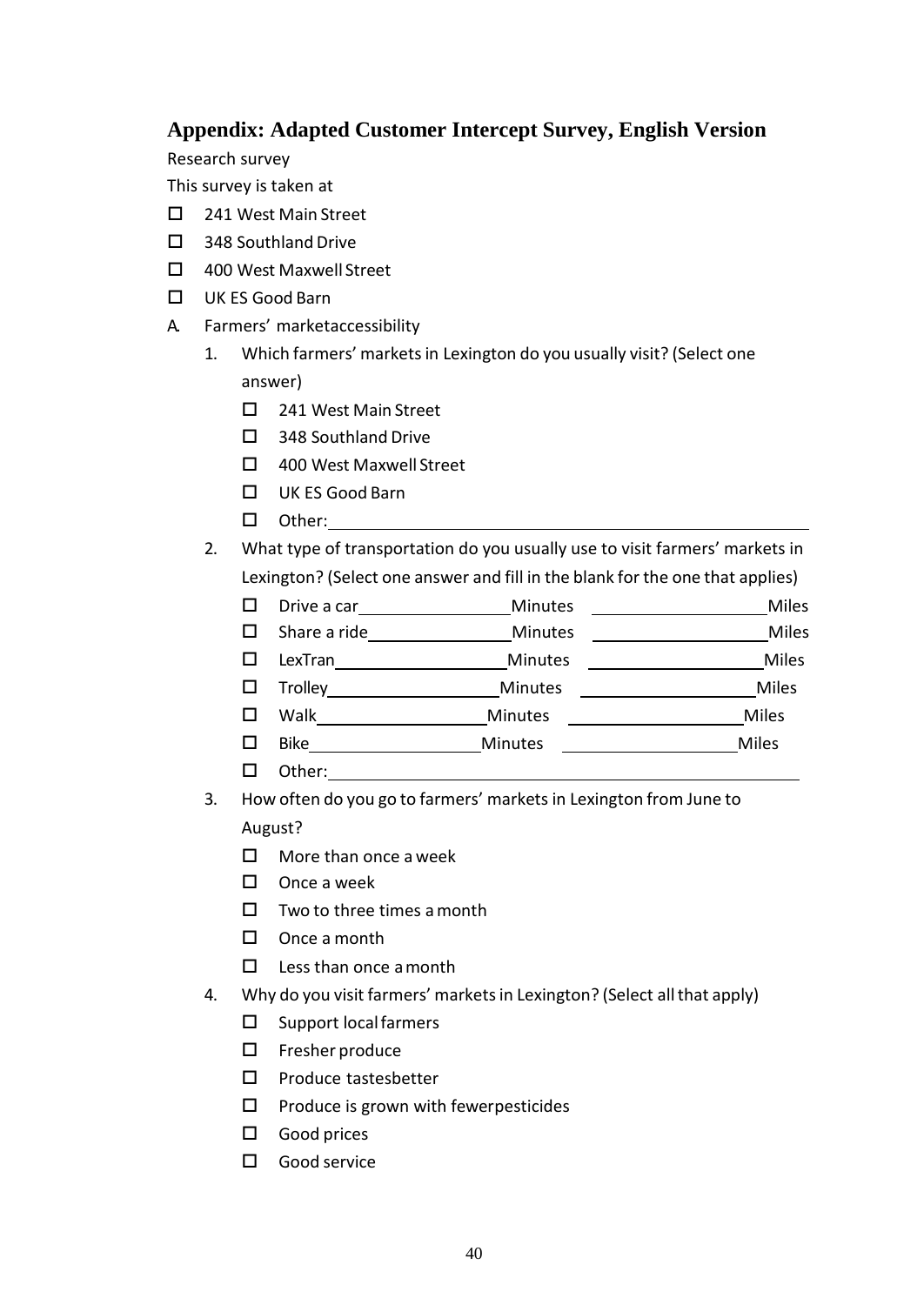## Appendix: Adapted Customer Intercept Survey, English Version

Research survey

This survey is taken at

- ☐ 241 West Main Street
- ☐ 348 Southland Drive
- ☐ 400 West Maxwell Street
- ☐ UK ES Good Barn

A. Farmers' marketaccessibility

1. Which farmers' markets in Lexington do you usually visit? (Select one answer)
   - ☐ 241 West Main Street
   - ☐ 348 Southland Drive
   - ☐ 400 West Maxwell Street
   - ☐ UK ES Good Barn
   - ☐ Other: ____________________
2. What type of transportation do you usually use to visit farmers' markets in Lexington? (Select one answer and fill in the blank for the one that applies)
   - ☐ Drive a car ________ Minutes ________ Miles
   - ☐ Share a ride ________ Minutes ________ Miles
   - ☐ LexTran ________ Minutes ________ Miles
   - ☐ Trolley ________ Minutes ________ Miles
   - ☐ Walk ________ Minutes ________ Miles
   - ☐ Bike ________ Minutes ________ Miles
   - ☐ Other: ____________________
3. How often do you go to farmers' markets in Lexington from June to August?
   - ☐ More than once a week
   - ☐ Once a week
   - ☐ Two to three times a month
   - ☐ Once a month
   - ☐ Less than once a month
4. Why do you visit farmers' markets in Lexington? (Select all that apply)
   - ☐ Support local farmers
   - ☐ Fresher produce
   - ☐ Produce tastesbetter
   - ☐ Produce is grown with fewerpesticides
   - ☐ Good prices
   - ☐ Good service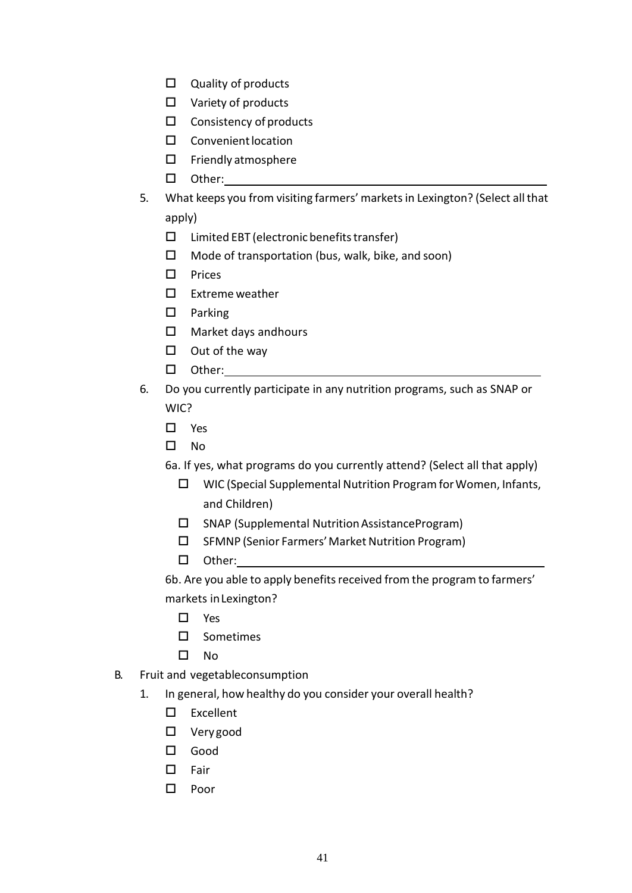- ☐ Quality of products
- ☐ Variety of products
- ☐ Consistency of products
- ☐ Convenient location
- ☐ Friendly atmosphere
- ☐ Other:\_\_\_\_\_\_\_\_\_\_\_\_\_\_\_\_\_\_\_\_\_\_\_\_\_\_\_\_\_\_\_\_\_\_\_\_\_\_\_\_

5. What keeps you from visiting farmers' markets in Lexington? (Select all that apply)
   - ☐ Limited EBT (electronic benefits transfer)
   - ☐ Mode of transportation (bus, walk, bike, and soon)
   - ☐ Prices
   - ☐ Extreme weather
   - ☐ Parking
   - ☐ Market days andhours
   - ☐ Out of the way
   - ☐ Other:\_\_\_\_\_\_\_\_\_\_\_\_\_\_\_\_\_\_\_\_\_\_\_\_\_\_\_\_\_\_\_\_\_\_\_\_\_\_\_\_

6. Do you currently participate in any nutrition programs, such as SNAP or WIC?
   - ☐ Yes
   - ☐ No

   6a. If yes, what programs do you currently attend? (Select all that apply)
   - ☐ WIC (Special Supplemental Nutrition Program for Women, Infants, and Children)
   - ☐ SNAP (Supplemental Nutrition AssistanceProgram)
   - ☐ SFMNP (Senior Farmers' Market Nutrition Program)
   - ☐ Other:\_\_\_\_\_\_\_\_\_\_\_\_\_\_\_\_\_\_\_\_\_\_\_\_\_\_\_\_\_\_\_\_\_\_\_\_\_\_\_\_

   6b. Are you able to apply benefits received from the program to farmers' markets in Lexington?
   - ☐ Yes
   - ☐ Sometimes
   - ☐ No

B. Fruit and vegetableconsumption

1. In general, how healthy do you consider your overall health?
   - ☐ Excellent
   - ☐ Very good
   - ☐ Good
   - ☐ Fair
   - ☐ Poor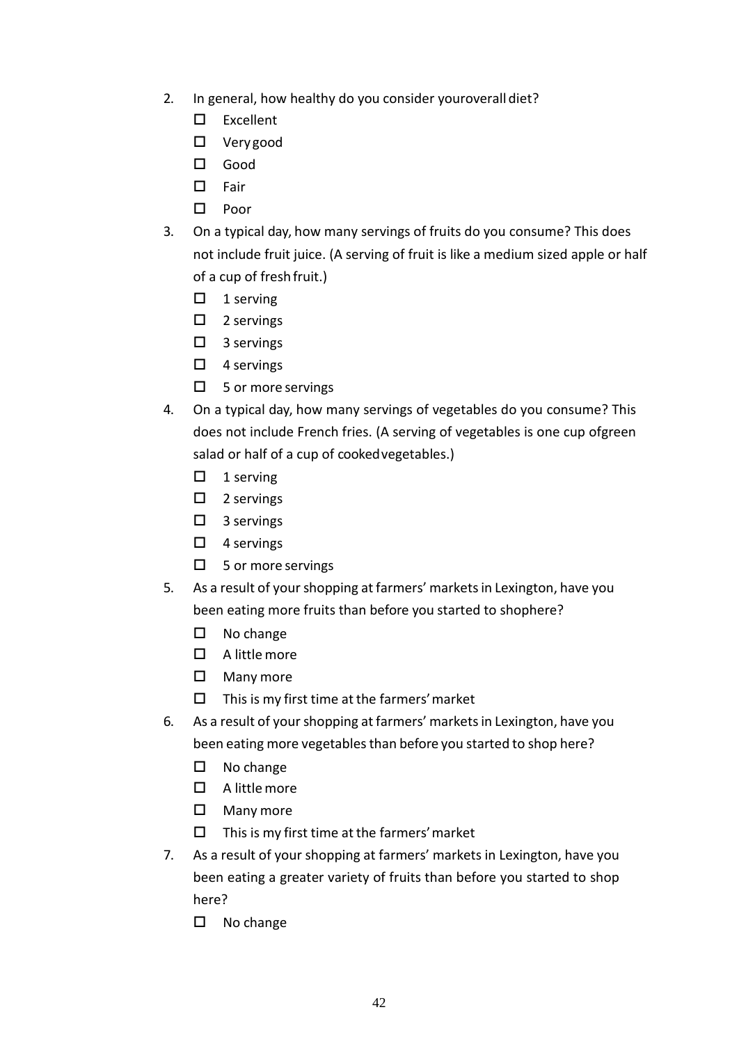2. In general, how healthy do you consider youroverall diet?
   - ☐ Excellent
   - ☐ Very good
   - ☐ Good
   - ☐ Fair
   - ☐ Poor
3. On a typical day, how many servings of fruits do you consume? This does not include fruit juice. (A serving of fruit is like a medium sized apple or half of a cup of fresh fruit.)
   - ☐ 1 serving
   - ☐ 2 servings
   - ☐ 3 servings
   - ☐ 4 servings
   - ☐ 5 or more servings
4. On a typical day, how many servings of vegetables do you consume? This does not include French fries. (A serving of vegetables is one cup ofgreen salad or half of a cup of cookedvegetables.)
   - ☐ 1 serving
   - ☐ 2 servings
   - ☐ 3 servings
   - ☐ 4 servings
   - ☐ 5 or more servings
5. As a result of your shopping at farmers' markets in Lexington, have you been eating more fruits than before you started to shophere?
   - ☐ No change
   - ☐ A little more
   - ☐ Many more
   - ☐ This is my first time at the farmers' market
6. As a result of your shopping at farmers' markets in Lexington, have you been eating more vegetables than before you started to shop here?
   - ☐ No change
   - ☐ A little more
   - ☐ Many more
   - ☐ This is my first time at the farmers' market
7. As a result of your shopping at farmers' markets in Lexington, have you been eating a greater variety of fruits than before you started to shop here?
   - ☐ No change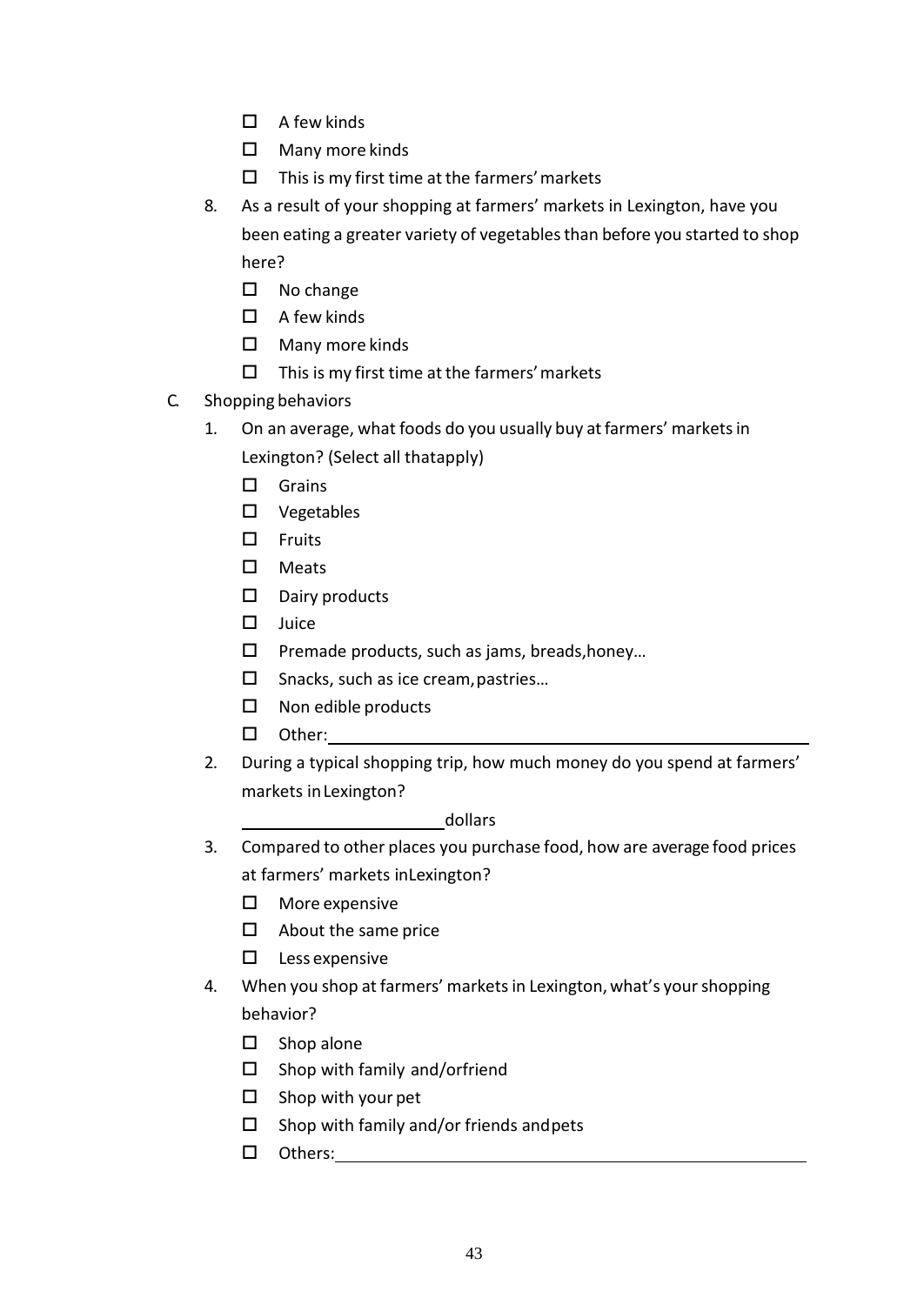- ☐ A few kinds
- ☐ Many more kinds
- ☐ This is my first time at the farmers' markets

8. As a result of your shopping at farmers' markets in Lexington, have you been eating a greater variety of vegetables than before you started to shop here?
   - ☐ No change
   - ☐ A few kinds
   - ☐ Many more kinds
   - ☐ This is my first time at the farmers' markets

C. Shopping behaviors

1. On an average, what foods do you usually buy at farmers' markets in Lexington? (Select all thatapply)
   - ☐ Grains
   - ☐ Vegetables
   - ☐ Fruits
   - ☐ Meats
   - ☐ Dairy products
   - ☐ Juice
   - ☐ Premade products, such as jams, breads,honey…
   - ☐ Snacks, such as ice cream,pastries…
   - ☐ Non edible products
   - ☐ Other:______________________________

2. During a typical shopping trip, how much money do you spend at farmers' markets inLexington?

   ____________dollars

3. Compared to other places you purchase food, how are average food prices at farmers' markets inLexington?
   - ☐ More expensive
   - ☐ About the same price
   - ☐ Less expensive

4. When you shop at farmers' markets in Lexington, what's your shopping behavior?
   - ☐ Shop alone
   - ☐ Shop with family and/orfriend
   - ☐ Shop with your pet
   - ☐ Shop with family and/or friends andpets
   - ☐ Others:______________________________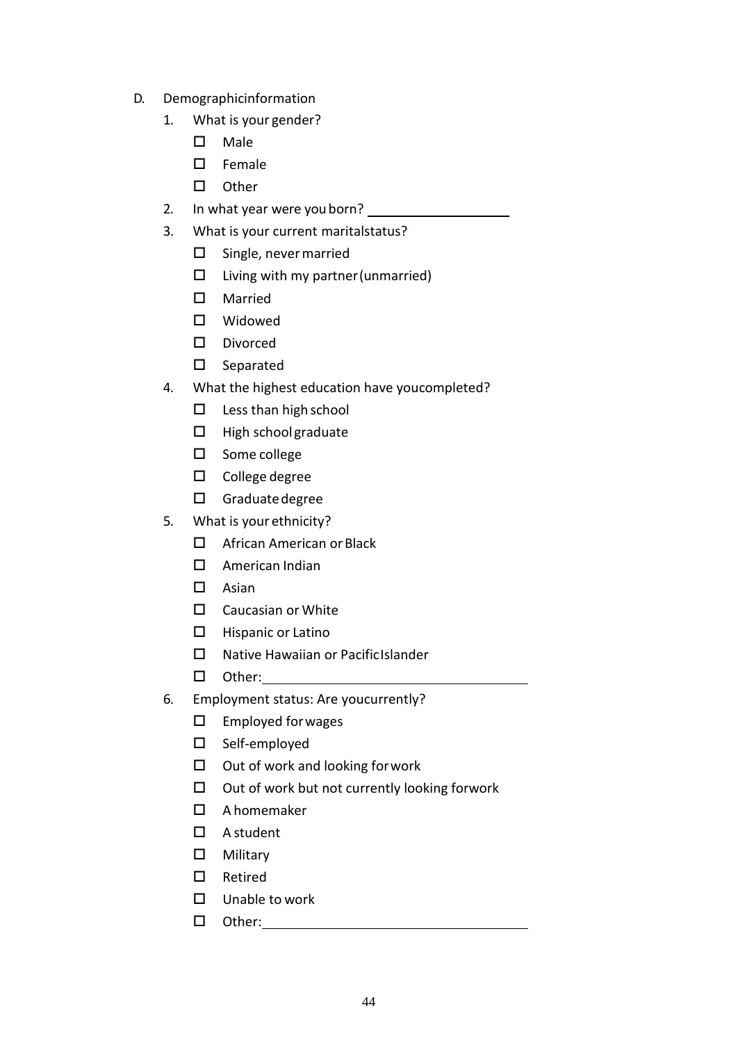D. Demographicinformation

1. What is your gender?
   - ☐ Male
   - ☐ Female
   - ☐ Other
2. In what year were you born? ____________________
3. What is your current maritalstatus?
   - ☐ Single, never married
   - ☐ Living with my partner(unmarried)
   - ☐ Married
   - ☐ Widowed
   - ☐ Divorced
   - ☐ Separated
4. What the highest education have youcompleted?
   - ☐ Less than high school
   - ☐ High school graduate
   - ☐ Some college
   - ☐ College degree
   - ☐ Graduate degree
5. What is your ethnicity?
   - ☐ African American or Black
   - ☐ American Indian
   - ☐ Asian
   - ☐ Caucasian or White
   - ☐ Hispanic or Latino
   - ☐ Native Hawaiian or PacificIslander
   - ☐ Other: ____________________________________
6. Employment status: Are youcurrently?
   - ☐ Employed forwages
   - ☐ Self-employed
   - ☐ Out of work and looking forwork
   - ☐ Out of work but not currently looking forwork
   - ☐ A homemaker
   - ☐ A student
   - ☐ Military
   - ☐ Retired
   - ☐ Unable to work
   - ☐ Other: ____________________________________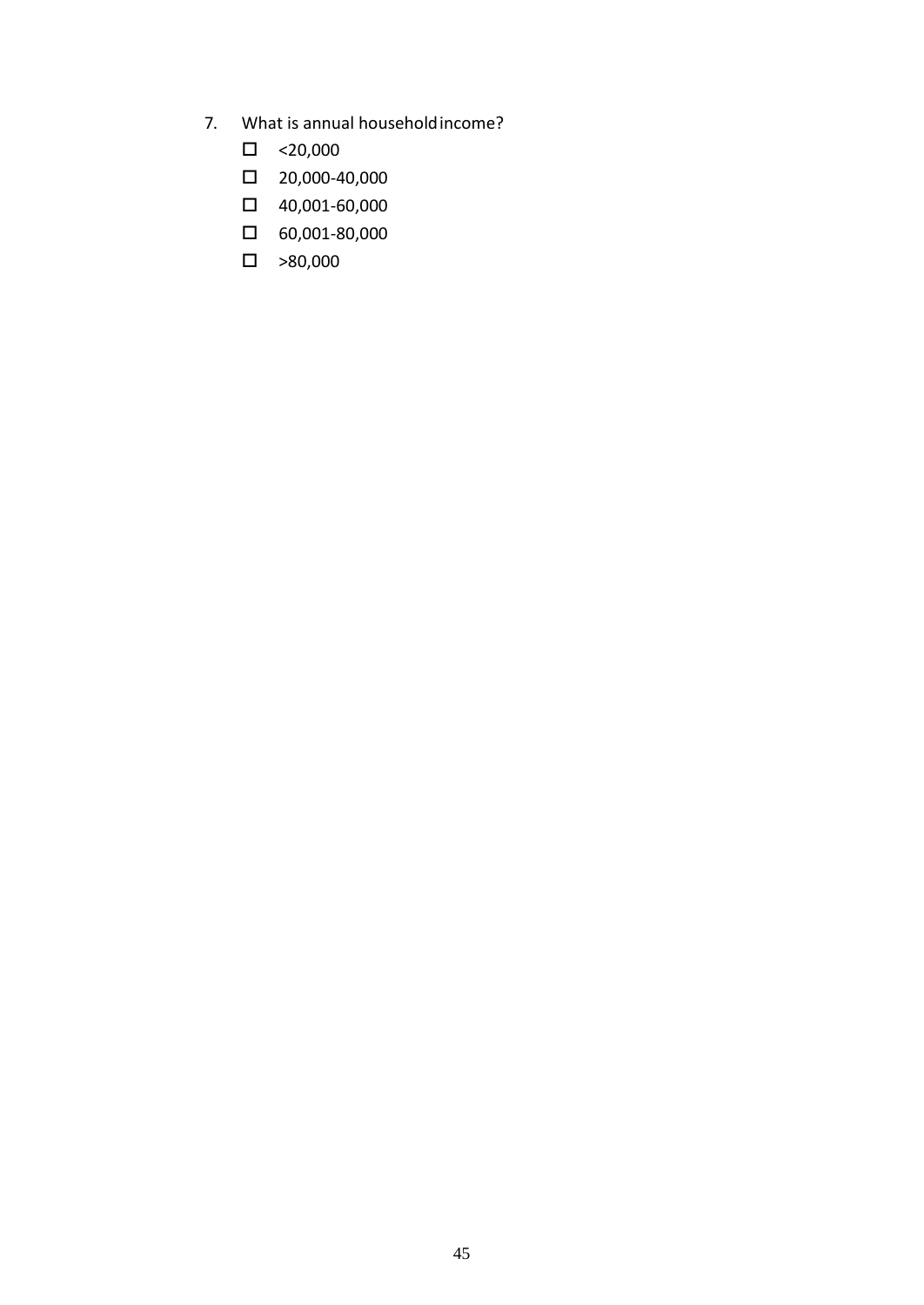7. What is annual household income?
   - ☐ <20,000
   - ☐ 20,000-40,000
   - ☐ 40,001-60,000
   - ☐ 60,001-80,000
   - ☐ >80,000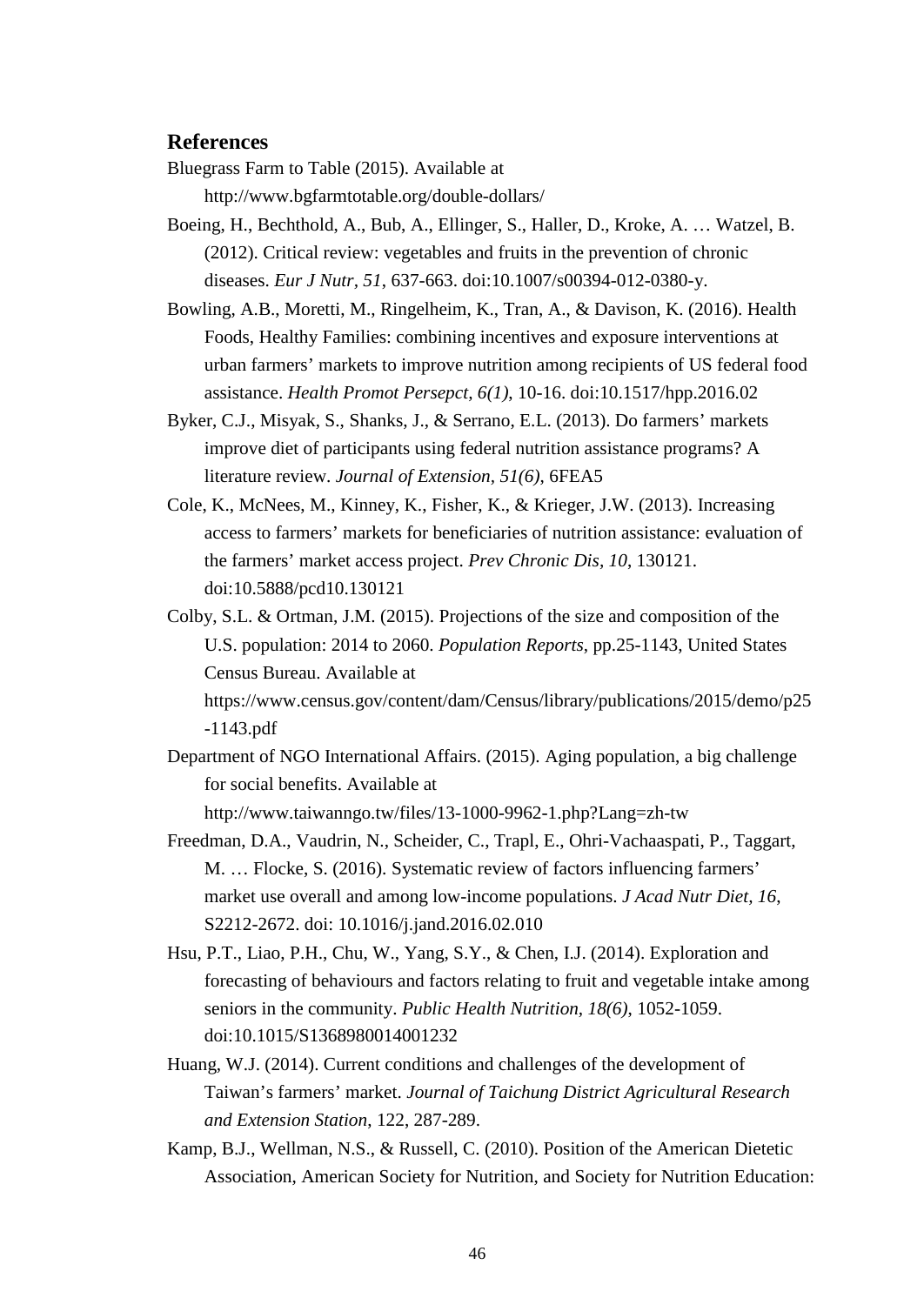## References

Bluegrass Farm to Table (2015). Available at http://www.bgfarmtotable.org/double-dollars/

Boeing, H., Bechthold, A., Bub, A., Ellinger, S., Haller, D., Kroke, A. … Watzel, B. (2012). Critical review: vegetables and fruits in the prevention of chronic diseases. *Eur J Nutr, 51*, 637-663. doi:10.1007/s00394-012-0380-y.

Bowling, A.B., Moretti, M., Ringelheim, K., Tran, A., & Davison, K. (2016). Health Foods, Healthy Families: combining incentives and exposure interventions at urban farmers' markets to improve nutrition among recipients of US federal food assistance. *Health Promot Persepct, 6(1)*, 10-16. doi:10.1517/hpp.2016.02

Byker, C.J., Misyak, S., Shanks, J., & Serrano, E.L. (2013). Do farmers' markets improve diet of participants using federal nutrition assistance programs? A literature review. *Journal of Extension, 51(6)*, 6FEA5

Cole, K., McNees, M., Kinney, K., Fisher, K., & Krieger, J.W. (2013). Increasing access to farmers' markets for beneficiaries of nutrition assistance: evaluation of the farmers' market access project. *Prev Chronic Dis, 10*, 130121. doi:10.5888/pcd10.130121

Colby, S.L. & Ortman, J.M. (2015). Projections of the size and composition of the U.S. population: 2014 to 2060. *Population Reports*, pp.25-1143, United States Census Bureau. Available at https://www.census.gov/content/dam/Census/library/publications/2015/demo/p25-1143.pdf

Department of NGO International Affairs. (2015). Aging population, a big challenge for social benefits. Available at http://www.taiwanngo.tw/files/13-1000-9962-1.php?Lang=zh-tw

Freedman, D.A., Vaudrin, N., Scheider, C., Trapl, E., Ohri-Vachaaspati, P., Taggart, M. … Flocke, S. (2016). Systematic review of factors influencing farmers' market use overall and among low-income populations. *J Acad Nutr Diet, 16*, S2212-2672. doi: 10.1016/j.jand.2016.02.010

Hsu, P.T., Liao, P.H., Chu, W., Yang, S.Y., & Chen, I.J. (2014). Exploration and forecasting of behaviours and factors relating to fruit and vegetable intake among seniors in the community. *Public Health Nutrition, 18(6)*, 1052-1059. doi:10.1015/S1368980014001232

Huang, W.J. (2014). Current conditions and challenges of the development of Taiwan's farmers' market. *Journal of Taichung District Agricultural Research and Extension Station*, 122, 287-289.

Kamp, B.J., Wellman, N.S., & Russell, C. (2010). Position of the American Dietetic Association, American Society for Nutrition, and Society for Nutrition Education: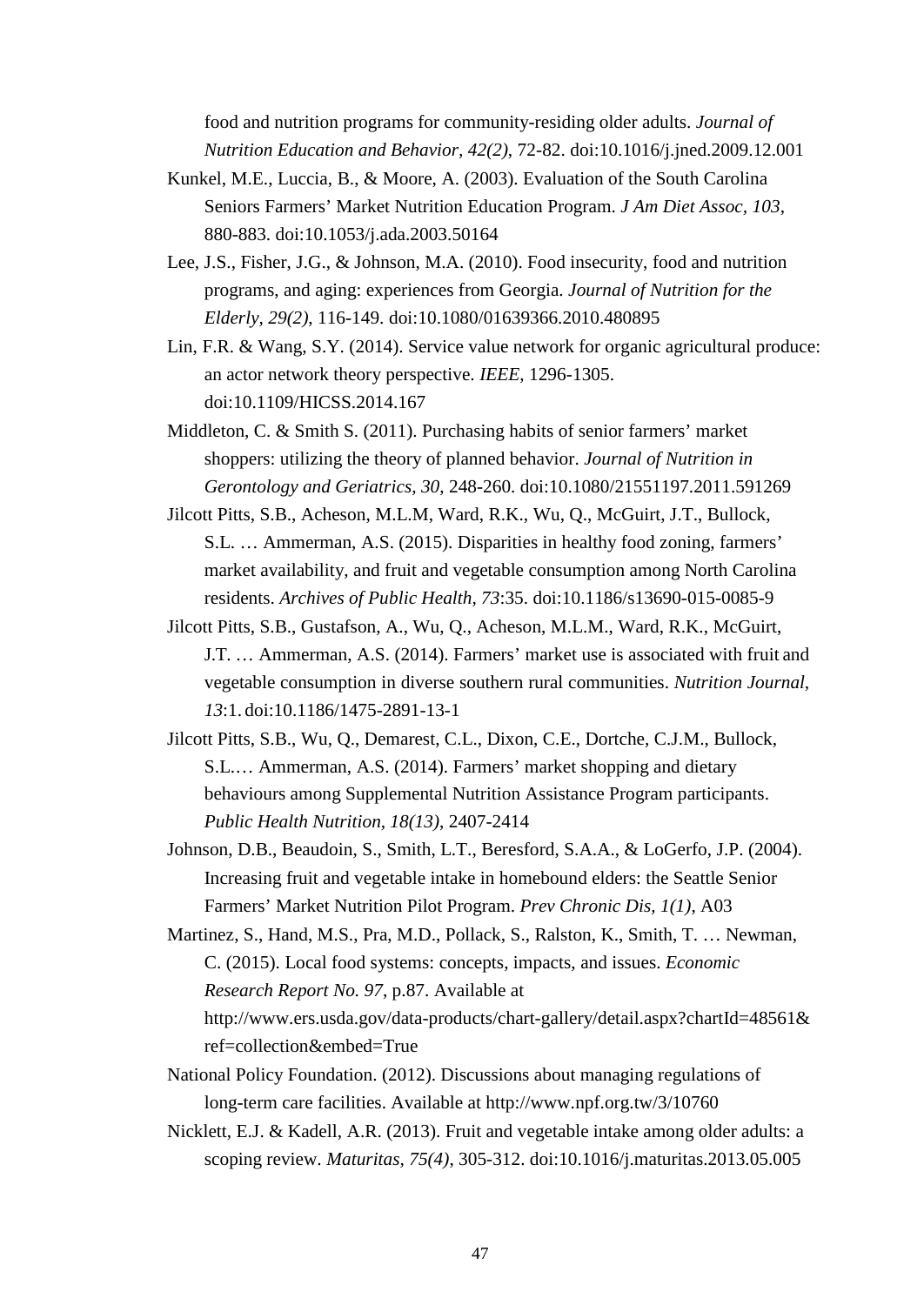food and nutrition programs for community-residing older adults. *Journal of Nutrition Education and Behavior, 42(2)*, 72-82. doi:10.1016/j.jned.2009.12.001

Kunkel, M.E., Luccia, B., & Moore, A. (2003). Evaluation of the South Carolina Seniors Farmers' Market Nutrition Education Program. *J Am Diet Assoc, 103*, 880-883. doi:10.1053/j.ada.2003.50164

Lee, J.S., Fisher, J.G., & Johnson, M.A. (2010). Food insecurity, food and nutrition programs, and aging: experiences from Georgia. *Journal of Nutrition for the Elderly, 29(2)*, 116-149. doi:10.1080/01639366.2010.480895

Lin, F.R. & Wang, S.Y. (2014). Service value network for organic agricultural produce: an actor network theory perspective. *IEEE*, 1296-1305. doi:10.1109/HICSS.2014.167

Middleton, C. & Smith S. (2011). Purchasing habits of senior farmers' market shoppers: utilizing the theory of planned behavior. *Journal of Nutrition in Gerontology and Geriatrics, 30*, 248-260. doi:10.1080/21551197.2011.591269

Jilcott Pitts, S.B., Acheson, M.L.M, Ward, R.K., Wu, Q., McGuirt, J.T., Bullock, S.L. … Ammerman, A.S. (2015). Disparities in healthy food zoning, farmers' market availability, and fruit and vegetable consumption among North Carolina residents. *Archives of Public Health, 73*:35. doi:10.1186/s13690-015-0085-9

Jilcott Pitts, S.B., Gustafson, A., Wu, Q., Acheson, M.L.M., Ward, R.K., McGuirt, J.T. … Ammerman, A.S. (2014). Farmers' market use is associated with fruit and vegetable consumption in diverse southern rural communities. *Nutrition Journal, 13*:1. doi:10.1186/1475-2891-13-1

Jilcott Pitts, S.B., Wu, Q., Demarest, C.L., Dixon, C.E., Dortche, C.J.M., Bullock, S.L.… Ammerman, A.S. (2014). Farmers' market shopping and dietary behaviours among Supplemental Nutrition Assistance Program participants. *Public Health Nutrition, 18(13)*, 2407-2414

Johnson, D.B., Beaudoin, S., Smith, L.T., Beresford, S.A.A., & LoGerfo, J.P. (2004). Increasing fruit and vegetable intake in homebound elders: the Seattle Senior Farmers' Market Nutrition Pilot Program. *Prev Chronic Dis, 1(1)*, A03

Martinez, S., Hand, M.S., Pra, M.D., Pollack, S., Ralston, K., Smith, T. … Newman, C. (2015). Local food systems: concepts, impacts, and issues. *Economic Research Report No. 97*, p.87. Available at http://www.ers.usda.gov/data-products/chart-gallery/detail.aspx?chartId=48561&ref=collection&embed=True

National Policy Foundation. (2012). Discussions about managing regulations of long-term care facilities. Available at http://www.npf.org.tw/3/10760

Nicklett, E.J. & Kadell, A.R. (2013). Fruit and vegetable intake among older adults: a scoping review. *Maturitas, 75(4)*, 305-312. doi:10.1016/j.maturitas.2013.05.005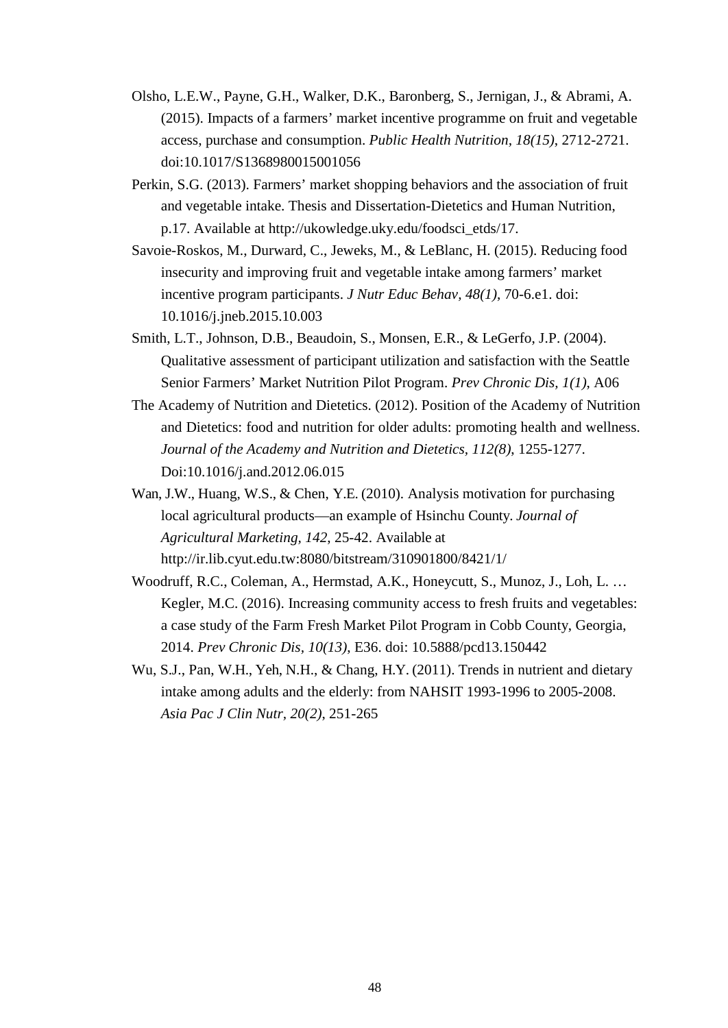Olsho, L.E.W., Payne, G.H., Walker, D.K., Baronberg, S., Jernigan, J., & Abrami, A. (2015). Impacts of a farmers' market incentive programme on fruit and vegetable access, purchase and consumption. *Public Health Nutrition, 18(15)*, 2712-2721. doi:10.1017/S1368980015001056

Perkin, S.G. (2013). Farmers' market shopping behaviors and the association of fruit and vegetable intake. Thesis and Dissertation-Dietetics and Human Nutrition, p.17. Available at http://ukowledge.uky.edu/foodsci_etds/17.

Savoie-Roskos, M., Durward, C., Jeweks, M., & LeBlanc, H. (2015). Reducing food insecurity and improving fruit and vegetable intake among farmers' market incentive program participants. *J Nutr Educ Behav, 48(1)*, 70-6.e1. doi: 10.1016/j.jneb.2015.10.003

Smith, L.T., Johnson, D.B., Beaudoin, S., Monsen, E.R., & LeGerfo, J.P. (2004). Qualitative assessment of participant utilization and satisfaction with the Seattle Senior Farmers' Market Nutrition Pilot Program. *Prev Chronic Dis, 1(1)*, A06

The Academy of Nutrition and Dietetics. (2012). Position of the Academy of Nutrition and Dietetics: food and nutrition for older adults: promoting health and wellness. *Journal of the Academy and Nutrition and Dietetics, 112(8)*, 1255-1277. Doi:10.1016/j.and.2012.06.015

Wan, J.W., Huang, W.S., & Chen, Y.E. (2010). Analysis motivation for purchasing local agricultural products—an example of Hsinchu County. *Journal of Agricultural Marketing, 142*, 25-42. Available at http://ir.lib.cyut.edu.tw:8080/bitstream/310901800/8421/1/

Woodruff, R.C., Coleman, A., Hermstad, A.K., Honeycutt, S., Munoz, J., Loh, L. … Kegler, M.C. (2016). Increasing community access to fresh fruits and vegetables: a case study of the Farm Fresh Market Pilot Program in Cobb County, Georgia, 2014. *Prev Chronic Dis, 10(13)*, E36. doi: 10.5888/pcd13.150442

Wu, S.J., Pan, W.H., Yeh, N.H., & Chang, H.Y. (2011). Trends in nutrient and dietary intake among adults and the elderly: from NAHSIT 1993-1996 to 2005-2008. *Asia Pac J Clin Nutr, 20(2)*, 251-265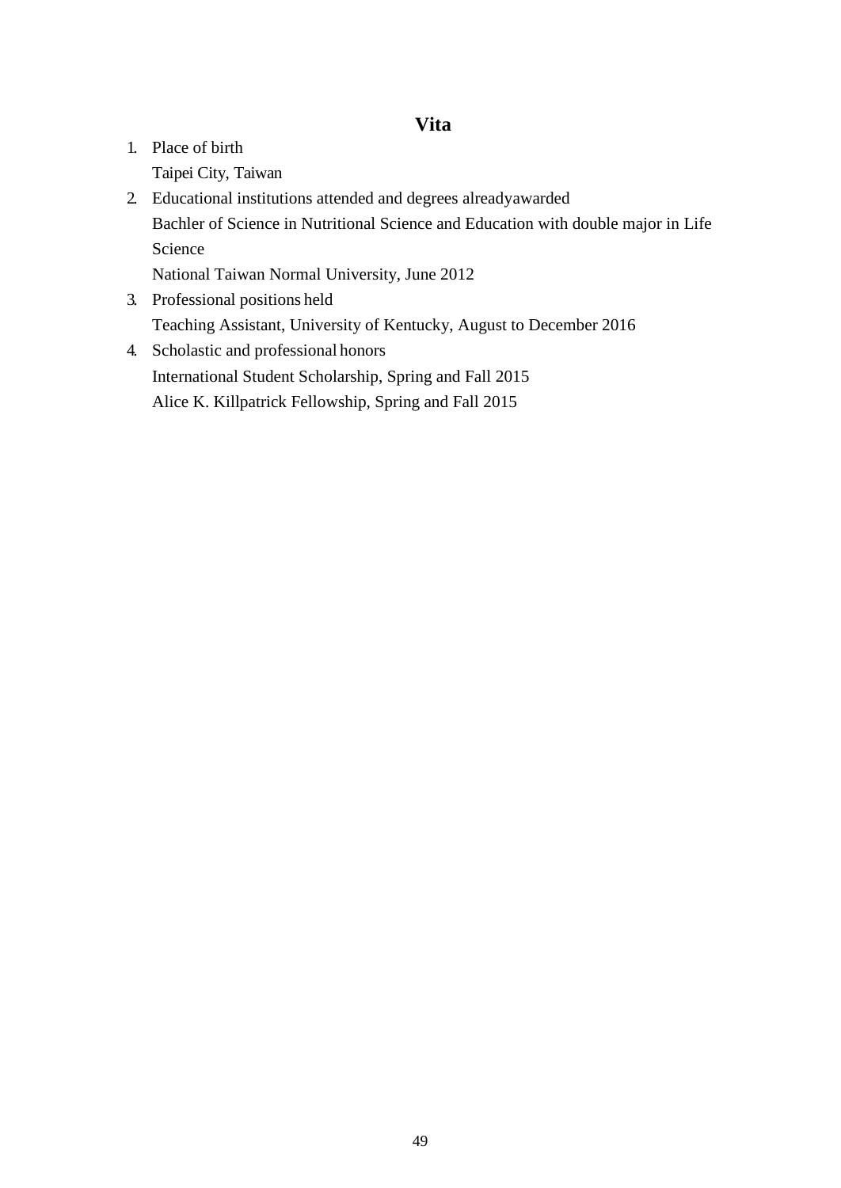# Vita

1. Place of birth
   Taipei City, Taiwan
2. Educational institutions attended and degrees alreadyawarded
   Bachler of Science in Nutritional Science and Education with double major in Life Science
   National Taiwan Normal University, June 2012
3. Professional positions held
   Teaching Assistant, University of Kentucky, August to December 2016
4. Scholastic and professional honors
   International Student Scholarship, Spring and Fall 2015
   Alice K. Killpatrick Fellowship, Spring and Fall 2015